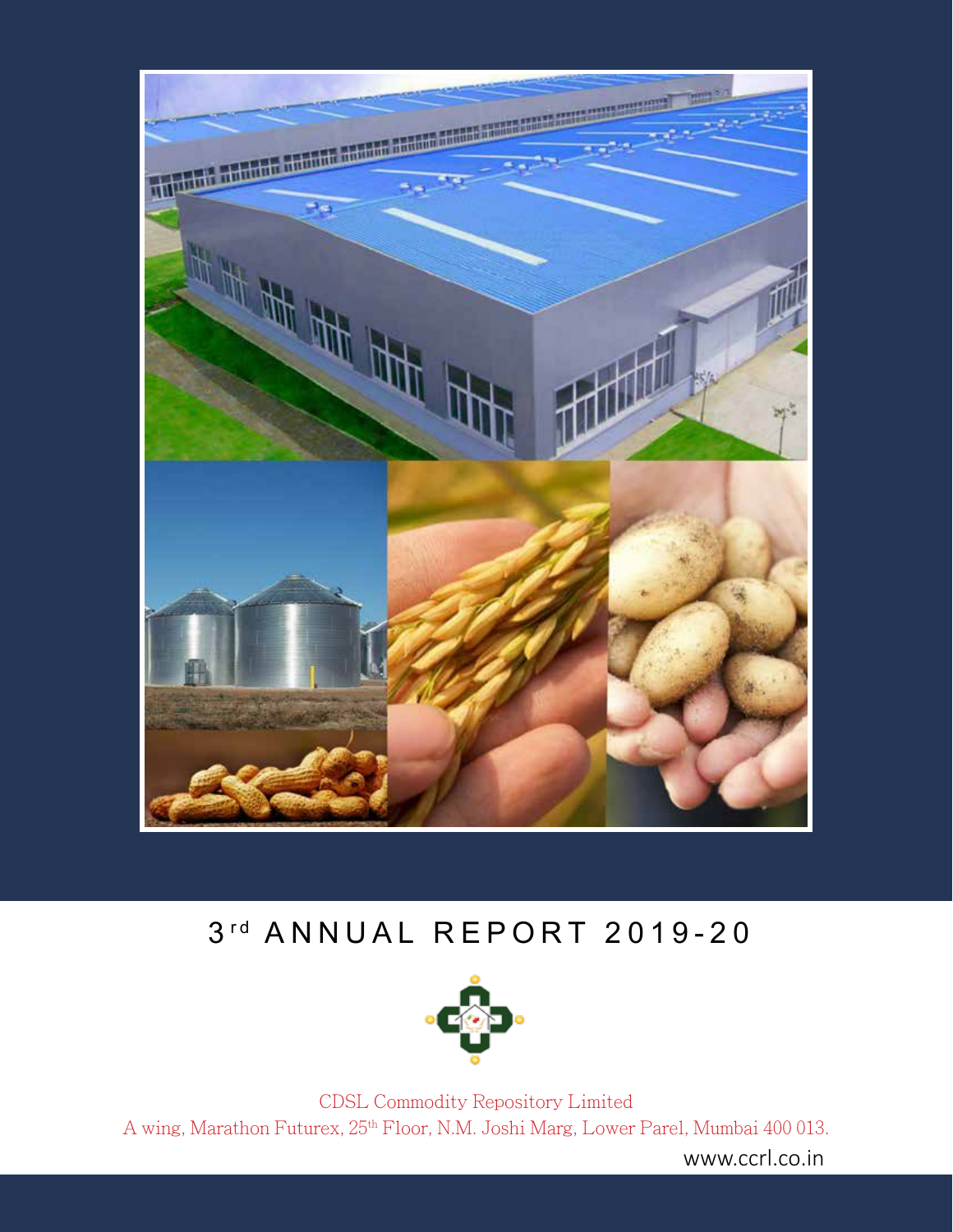# 3rd ANNUAL REPORT 2019-20

CDSL Commodity Repository Limited

A wing, Marathon Futurex, 25th Floor, N.M. Joshi Marg, Lower Parel, Mumbai 400 013.

www.ccrl.co.in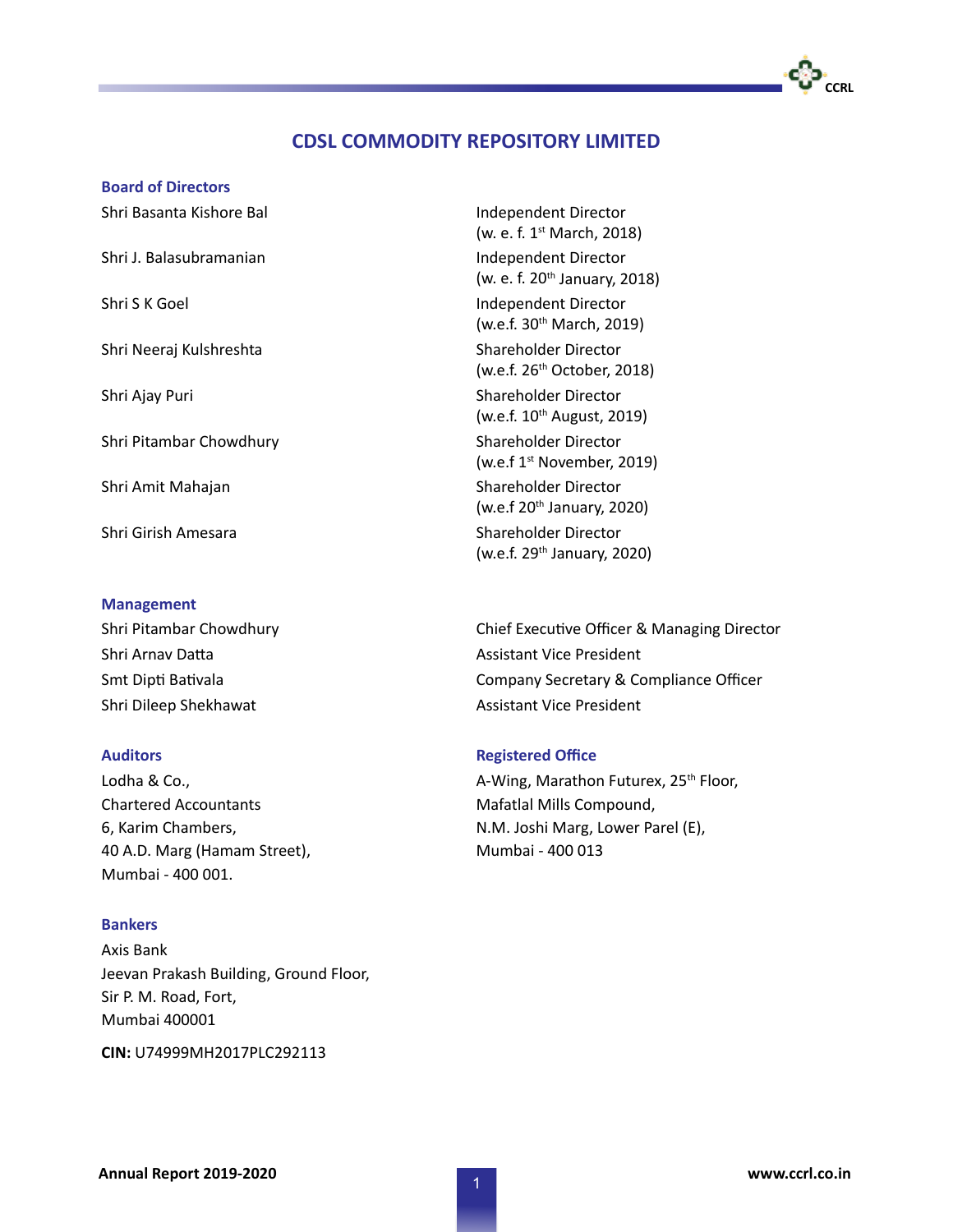# CDSL COMMODITY REPOSITORY LIMITED

## Board of Directors

| | |
|---|---|
| Shri Basanta Kishore Bal | Independent Director (w. e. f. 1st March, 2018) |
| Shri J. Balasubramanian | Independent Director (w. e. f. 20th January, 2018) |
| Shri S K Goel | Independent Director (w.e.f. 30th March, 2019) |
| Shri Neeraj Kulshreshta | Shareholder Director (w.e.f. 26th October, 2018) |
| Shri Ajay Puri | Shareholder Director (w.e.f. 10th August, 2019) |
| Shri Pitambar Chowdhury | Shareholder Director (w.e.f 1st November, 2019) |
| Shri Amit Mahajan | Shareholder Director (w.e.f 20th January, 2020) |
| Shri Girish Amesara | Shareholder Director (w.e.f. 29th January, 2020) |

## Management

| | |
|---|---|
| Shri Pitambar Chowdhury | Chief Executive Officer & Managing Director |
| Shri Arnav Datta | Assistant Vice President |
| Smt Dipti Bativala | Company Secretary & Compliance Officer |
| Shri Dileep Shekhawat | Assistant Vice President |

## Auditors

Lodha & Co.,
Chartered Accountants
6, Karim Chambers,
40 A.D. Marg (Hamam Street),
Mumbai - 400 001.

## Registered Office

A-Wing, Marathon Futurex, 25th Floor,
Mafatlal Mills Compound,
N.M. Joshi Marg, Lower Parel (E),
Mumbai - 400 013

## Bankers

Axis Bank
Jeevan Prakash Building, Ground Floor,
Sir P. M. Road, Fort,
Mumbai 400001

**CIN:** U74999MH2017PLC292113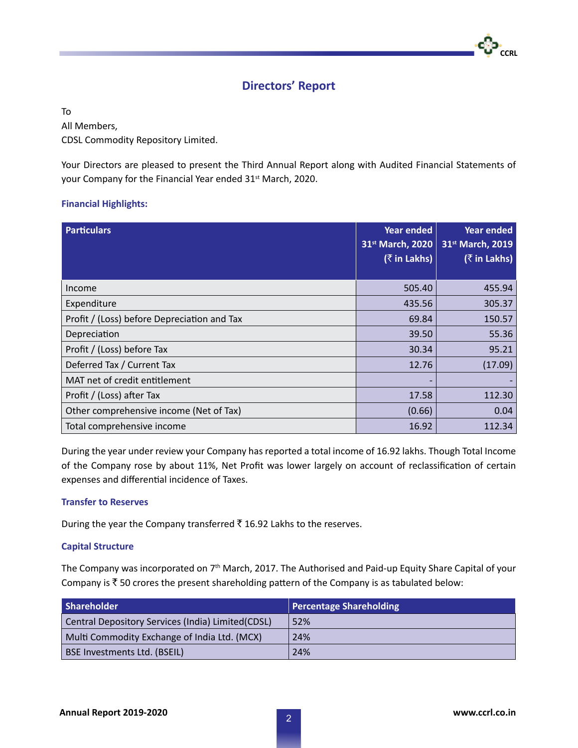## Directors' Report

To
All Members,
CDSL Commodity Repository Limited.

Your Directors are pleased to present the Third Annual Report along with Audited Financial Statements of your Company for the Financial Year ended 31st March, 2020.

### Financial Highlights:

| Particulars | Year ended 31st March, 2020 (₹ in Lakhs) | Year ended 31st March, 2019 (₹ in Lakhs) |
|---|---|---|
| Income | 505.40 | 455.94 |
| Expenditure | 435.56 | 305.37 |
| Profit / (Loss) before Depreciation and Tax | 69.84 | 150.57 |
| Depreciation | 39.50 | 55.36 |
| Profit / (Loss) before Tax | 30.34 | 95.21 |
| Deferred Tax / Current Tax | 12.76 | (17.09) |
| MAT net of credit entitlement | - | - |
| Profit / (Loss) after Tax | 17.58 | 112.30 |
| Other comprehensive income (Net of Tax) | (0.66) | 0.04 |
| Total comprehensive income | 16.92 | 112.34 |

During the year under review your Company has reported a total income of 16.92 lakhs. Though Total Income of the Company rose by about 11%, Net Profit was lower largely on account of reclassification of certain expenses and differential incidence of Taxes.

### Transfer to Reserves

During the year the Company transferred ₹ 16.92 Lakhs to the reserves.

### Capital Structure

The Company was incorporated on 7th March, 2017. The Authorised and Paid-up Equity Share Capital of your Company is ₹ 50 crores the present shareholding pattern of the Company is tabulated below:

| Shareholder | Percentage Shareholding |
|---|---|
| Central Depository Services (India) Limited(CDSL) | 52% |
| Multi Commodity Exchange of India Ltd. (MCX) | 24% |
| BSE Investments Ltd. (BSEIL) | 24% |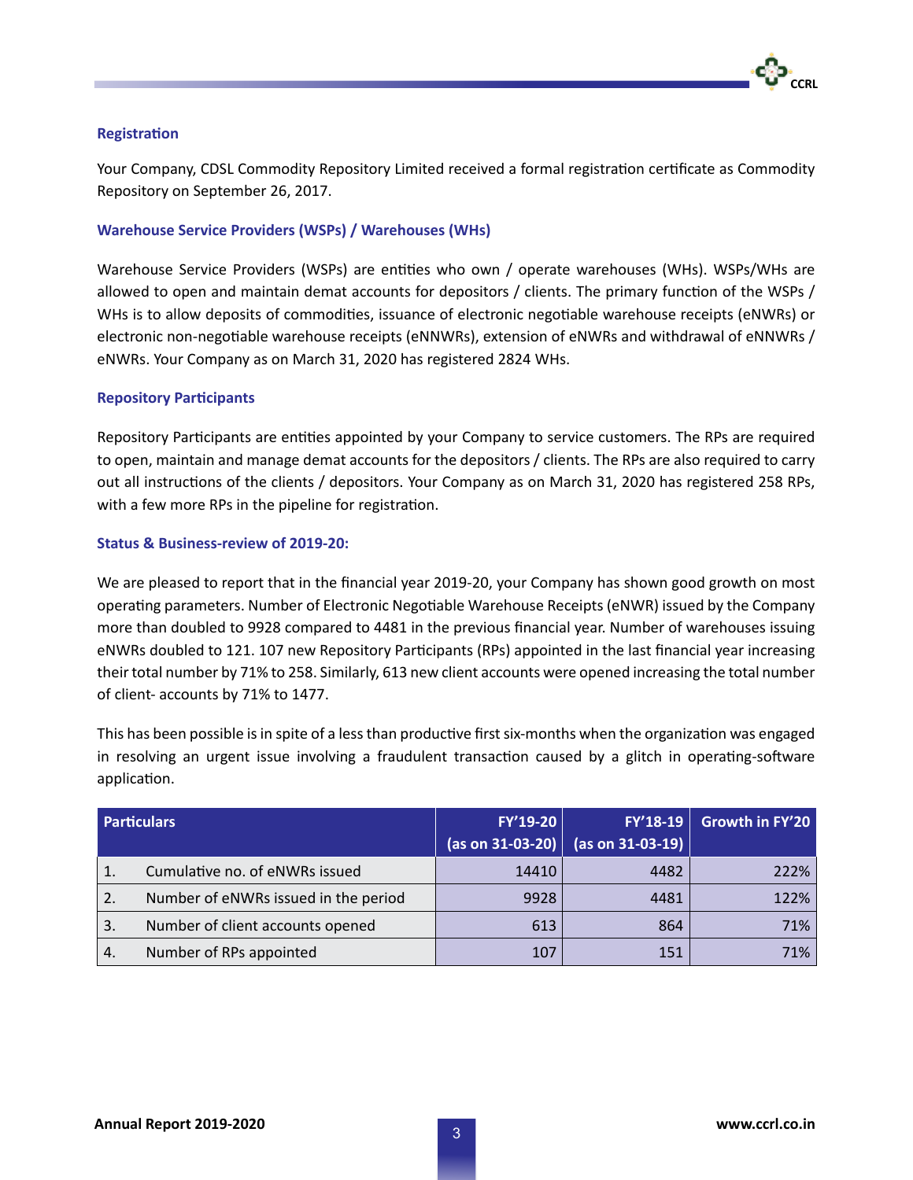## Registration

Your Company, CDSL Commodity Repository Limited received a formal registration certificate as Commodity Repository on September 26, 2017.

## Warehouse Service Providers (WSPs) / Warehouses (WHs)

Warehouse Service Providers (WSPs) are entities who own / operate warehouses (WHs). WSPs/WHs are allowed to open and maintain demat accounts for depositors / clients. The primary function of the WSPs / WHs is to allow deposits of commodities, issuance of electronic negotiable warehouse receipts (eNWRs) or electronic non-negotiable warehouse receipts (eNNWRs), extension of eNWRs and withdrawal of eNNWRs / eNWRs. Your Company as on March 31, 2020 has registered 2824 WHs.

## Repository Participants

Repository Participants are entities appointed by your Company to service customers. The RPs are required to open, maintain and manage demat accounts for the depositors / clients. The RPs are also required to carry out all instructions of the clients / depositors. Your Company as on March 31, 2020 has registered 258 RPs, with a few more RPs in the pipeline for registration.

## Status & Business-review of 2019-20:

We are pleased to report that in the financial year 2019-20, your Company has shown good growth on most operating parameters. Number of Electronic Negotiable Warehouse Receipts (eNWR) issued by the Company more than doubled to 9928 compared to 4481 in the previous financial year. Number of warehouses issuing eNWRs doubled to 121. 107 new Repository Participants (RPs) appointed in the last financial year increasing their total number by 71% to 258. Similarly, 613 new client accounts were opened increasing the total number of client- accounts by 71% to 1477.

This has been possible is in spite of a less than productive first six-months when the organization was engaged in resolving an urgent issue involving a fraudulent transaction caused by a glitch in operating-software application.

| | Particulars | FY'19-20 (as on 31-03-20) | FY'18-19 (as on 31-03-19) | Growth in FY'20 |
|---|---|---|---|---|
| 1. | Cumulative no. of eNWRs issued | 14410 | 4482 | 222% |
| 2. | Number of eNWRs issued in the period | 9928 | 4481 | 122% |
| 3. | Number of client accounts opened | 613 | 864 | 71% |
| 4. | Number of RPs appointed | 107 | 151 | 71% |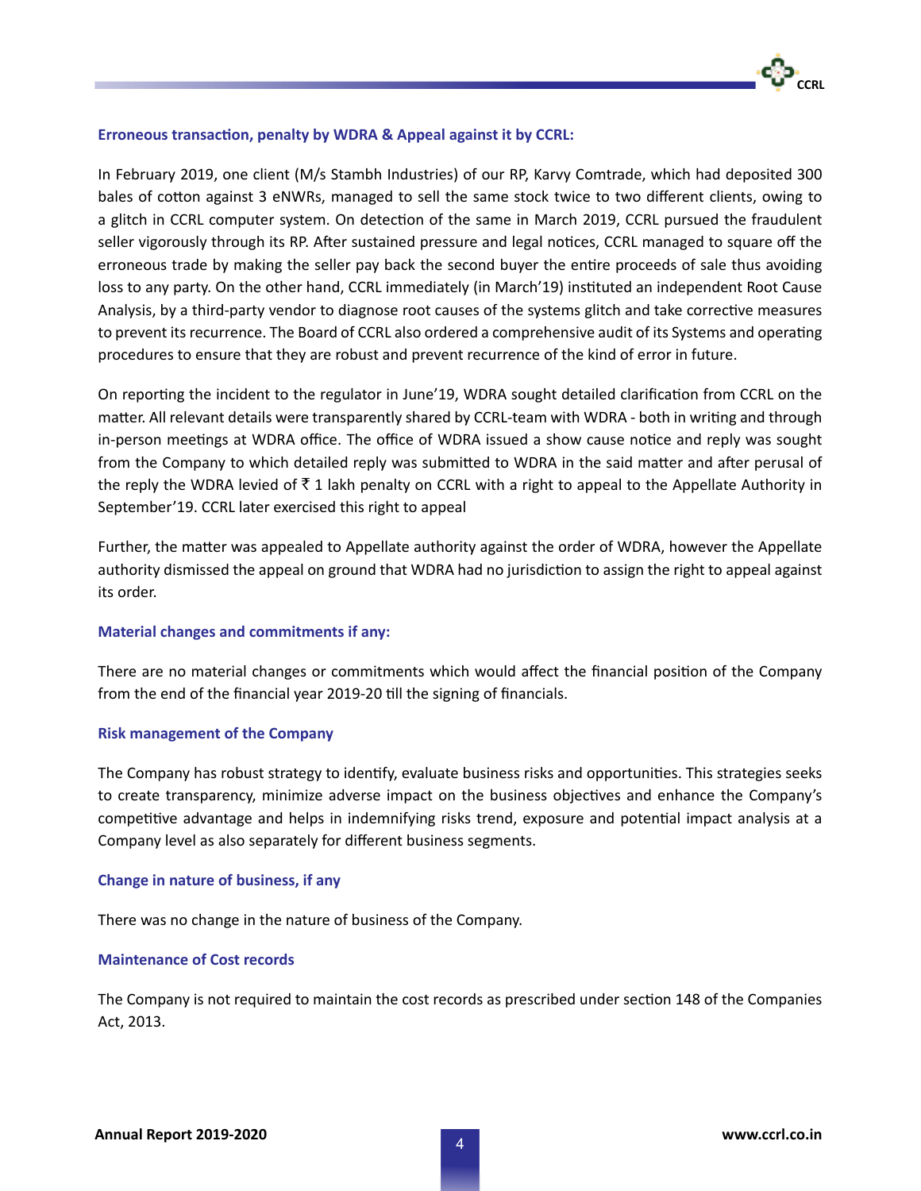### Erroneous transaction, penalty by WDRA & Appeal against it by CCRL:

In February 2019, one client (M/s Stambh Industries) of our RP, Karvy Comtrade, which had deposited 300 bales of cotton against 3 eNWRs, managed to sell the same stock twice to two different clients, owing to a glitch in CCRL computer system. On detection of the same in March 2019, CCRL pursued the fraudulent seller vigorously through its RP. After sustained pressure and legal notices, CCRL managed to square off the erroneous trade by making the seller pay back the second buyer the entire proceeds of sale thus avoiding loss to any party. On the other hand, CCRL immediately (in March'19) instituted an independent Root Cause Analysis, by a third-party vendor to diagnose root causes of the systems glitch and take corrective measures to prevent its recurrence. The Board of CCRL also ordered a comprehensive audit of its Systems and operating procedures to ensure that they are robust and prevent recurrence of the kind of error in future.

On reporting the incident to the regulator in June'19, WDRA sought detailed clarification from CCRL on the matter. All relevant details were transparently shared by CCRL-team with WDRA - both in writing and through in-person meetings at WDRA office. The office of WDRA issued a show cause notice and reply was sought from the Company to which detailed reply was submitted to WDRA in the said matter and after perusal of the reply the WDRA levied of ₹ 1 lakh penalty on CCRL with a right to appeal to the Appellate Authority in September'19. CCRL later exercised this right to appeal

Further, the matter was appealed to Appellate authority against the order of WDRA, however the Appellate authority dismissed the appeal on ground that WDRA had no jurisdiction to assign the right to appeal against its order.

### Material changes and commitments if any:

There are no material changes or commitments which would affect the financial position of the Company from the end of the financial year 2019-20 till the signing of financials.

### Risk management of the Company

The Company has robust strategy to identify, evaluate business risks and opportunities. This strategies seeks to create transparency, minimize adverse impact on the business objectives and enhance the Company's competitive advantage and helps in indemnifying risks trend, exposure and potential impact analysis at a Company level as also separately for different business segments.

### Change in nature of business, if any

There was no change in the nature of business of the Company.

### Maintenance of Cost records

The Company is not required to maintain the cost records as prescribed under section 148 of the Companies Act, 2013.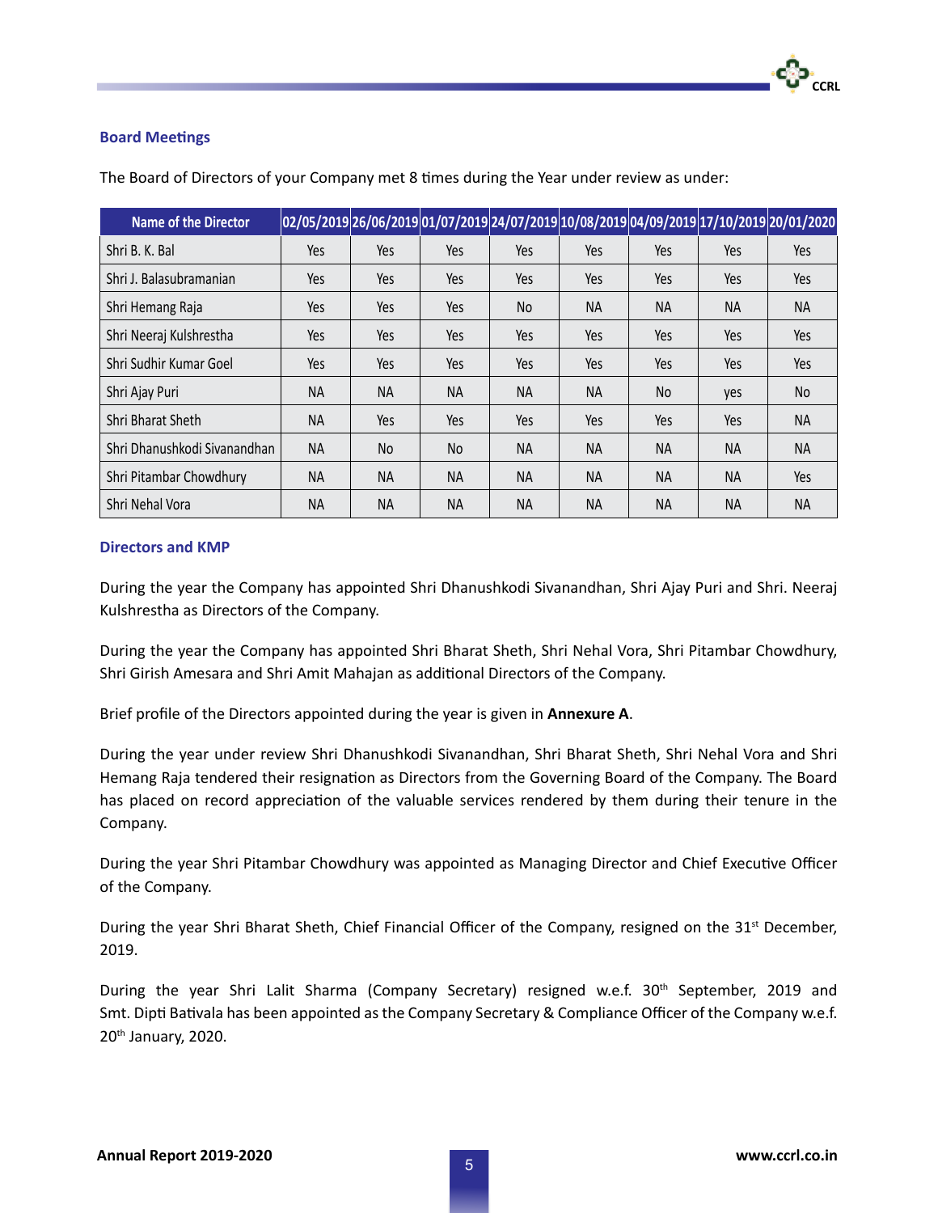## Board Meetings

The Board of Directors of your Company met 8 times during the Year under review as under:

| Name of the Director | 02/05/2019 | 26/06/2019 | 01/07/2019 | 24/07/2019 | 10/08/2019 | 04/09/2019 | 17/10/2019 | 20/01/2020 |
|---|---|---|---|---|---|---|---|---|
| Shri B. K. Bal | Yes | Yes | Yes | Yes | Yes | Yes | Yes | Yes |
| Shri J. Balasubramanian | Yes | Yes | Yes | Yes | Yes | Yes | Yes | Yes |
| Shri Hemang Raja | Yes | Yes | Yes | No | NA | NA | NA | NA |
| Shri Neeraj Kulshrestha | Yes | Yes | Yes | Yes | Yes | Yes | Yes | Yes |
| Shri Sudhir Kumar Goel | Yes | Yes | Yes | Yes | Yes | Yes | Yes | Yes |
| Shri Ajay Puri | NA | NA | NA | NA | NA | No | yes | No |
| Shri Bharat Sheth | NA | Yes | Yes | Yes | Yes | Yes | Yes | NA |
| Shri Dhanushkodi Sivanandhan | NA | No | No | NA | NA | NA | NA | NA |
| Shri Pitambar Chowdhury | NA | NA | NA | NA | NA | NA | NA | Yes |
| Shri Nehal Vora | NA | NA | NA | NA | NA | NA | NA | NA |

## Directors and KMP

During the year the Company has appointed Shri Dhanushkodi Sivanandhan, Shri Ajay Puri and Shri. Neeraj Kulshrestha as Directors of the Company.

During the year the Company has appointed Shri Bharat Sheth, Shri Nehal Vora, Shri Pitambar Chowdhury, Shri Girish Amesara and Shri Amit Mahajan as additional Directors of the Company.

Brief profile of the Directors appointed during the year is given in **Annexure A**.

During the year under review Shri Dhanushkodi Sivanandhan, Shri Bharat Sheth, Shri Nehal Vora and Shri Hemang Raja tendered their resignation as Directors from the Governing Board of the Company. The Board has placed on record appreciation of the valuable services rendered by them during their tenure in the Company.

During the year Shri Pitambar Chowdhury was appointed as Managing Director and Chief Executive Officer of the Company.

During the year Shri Bharat Sheth, Chief Financial Officer of the Company, resigned on the 31st December, 2019.

During the year Shri Lalit Sharma (Company Secretary) resigned w.e.f. 30th September, 2019 and Smt. Dipti Bativala has been appointed as the Company Secretary & Compliance Officer of the Company w.e.f. 20th January, 2020.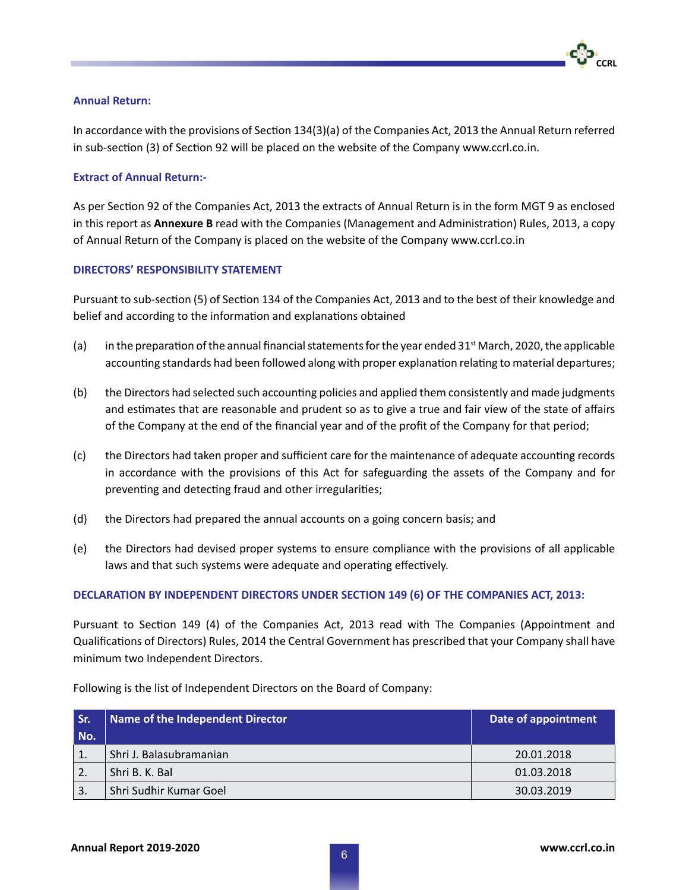### Annual Return:

In accordance with the provisions of Section 134(3)(a) of the Companies Act, 2013 the Annual Return referred in sub-section (3) of Section 92 will be placed on the website of the Company www.ccrl.co.in.

### Extract of Annual Return:-

As per Section 92 of the Companies Act, 2013 the extracts of Annual Return is in the form MGT 9 as enclosed in this report as **Annexure B** read with the Companies (Management and Administration) Rules, 2013, a copy of Annual Return of the Company is placed on the website of the Company www.ccrl.co.in

### DIRECTORS' RESPONSIBILITY STATEMENT

Pursuant to sub-section (5) of Section 134 of the Companies Act, 2013 and to the best of their knowledge and belief and according to the information and explanations obtained

(a) in the preparation of the annual financial statements for the year ended 31st March, 2020, the applicable accounting standards had been followed along with proper explanation relating to material departures;

(b) the Directors had selected such accounting policies and applied them consistently and made judgments and estimates that are reasonable and prudent so as to give a true and fair view of the state of affairs of the Company at the end of the financial year and of the profit of the Company for that period;

(c) the Directors had taken proper and sufficient care for the maintenance of adequate accounting records in accordance with the provisions of this Act for safeguarding the assets of the Company and for preventing and detecting fraud and other irregularities;

(d) the Directors had prepared the annual accounts on a going concern basis; and

(e) the Directors had devised proper systems to ensure compliance with the provisions of all applicable laws and that such systems were adequate and operating effectively.

### DECLARATION BY INDEPENDENT DIRECTORS UNDER SECTION 149 (6) OF THE COMPANIES ACT, 2013:

Pursuant to Section 149 (4) of the Companies Act, 2013 read with The Companies (Appointment and Qualifications of Directors) Rules, 2014 the Central Government has prescribed that your Company shall have minimum two Independent Directors.

Following is the list of Independent Directors on the Board of Company:

| Sr. No. | Name of the Independent Director | Date of appointment |
|---|---|---|
| 1. | Shri J. Balasubramanian | 20.01.2018 |
| 2. | Shri B. K. Bal | 01.03.2018 |
| 3. | Shri Sudhir Kumar Goel | 30.03.2019 |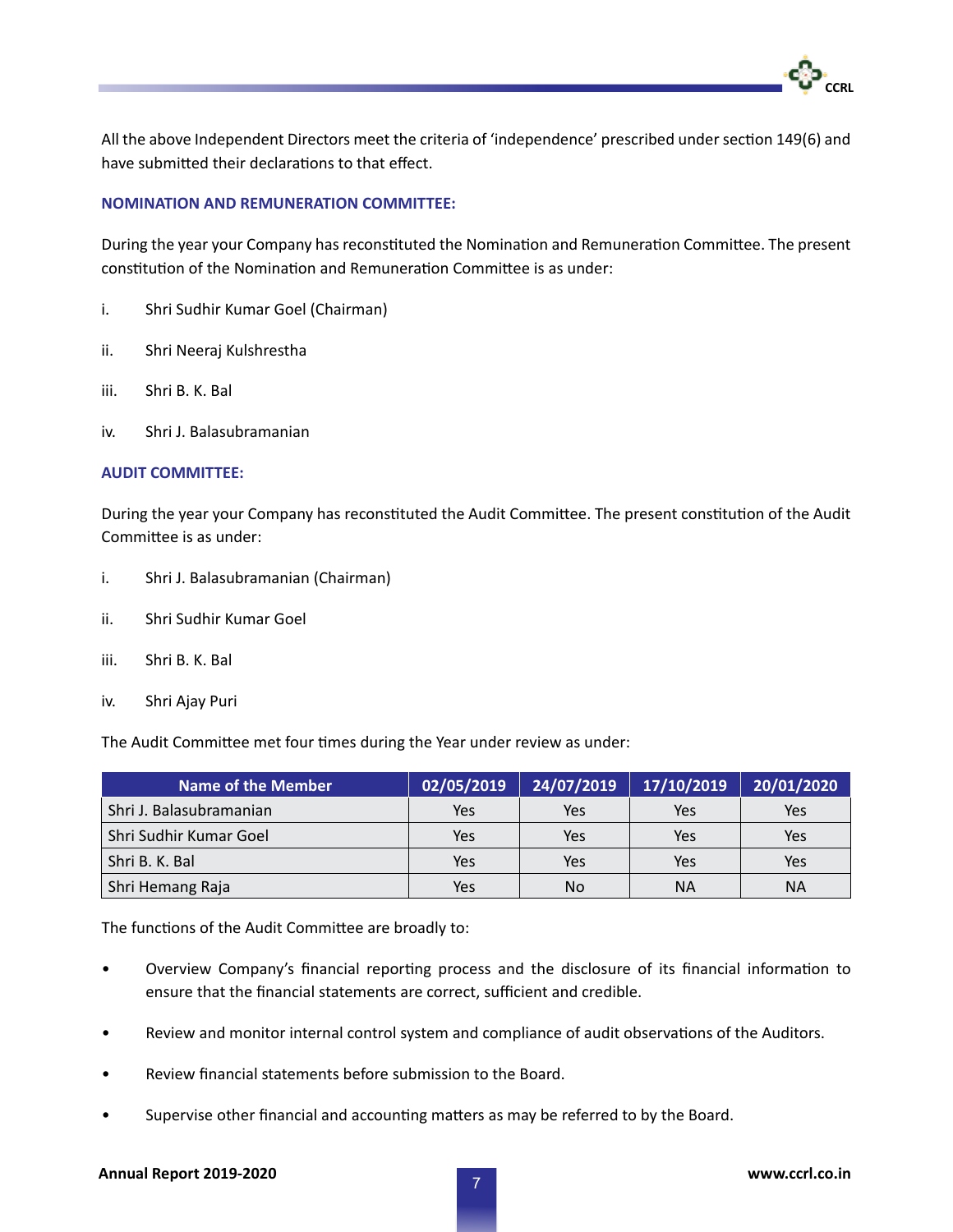All the above Independent Directors meet the criteria of 'independence' prescribed under section 149(6) and have submitted their declarations to that effect.

### NOMINATION AND REMUNERATION COMMITTEE:

During the year your Company has reconstituted the Nomination and Remuneration Committee. The present constitution of the Nomination and Remuneration Committee is as under:

i. Shri Sudhir Kumar Goel (Chairman)

ii. Shri Neeraj Kulshrestha

iii. Shri B. K. Bal

iv. Shri J. Balasubramanian

### AUDIT COMMITTEE:

During the year your Company has reconstituted the Audit Committee. The present constitution of the Audit Committee is as under:

i. Shri J. Balasubramanian (Chairman)

ii. Shri Sudhir Kumar Goel

iii. Shri B. K. Bal

iv. Shri Ajay Puri

The Audit Committee met four times during the Year under review as under:

| Name of the Member | 02/05/2019 | 24/07/2019 | 17/10/2019 | 20/01/2020 |
|---|---|---|---|---|
| Shri J. Balasubramanian | Yes | Yes | Yes | Yes |
| Shri Sudhir Kumar Goel | Yes | Yes | Yes | Yes |
| Shri B. K. Bal | Yes | Yes | Yes | Yes |
| Shri Hemang Raja | Yes | No | NA | NA |

The functions of the Audit Committee are broadly to:

- Overview Company's financial reporting process and the disclosure of its financial information to ensure that the financial statements are correct, sufficient and credible.
- Review and monitor internal control system and compliance of audit observations of the Auditors.
- Review financial statements before submission to the Board.
- Supervise other financial and accounting matters as may be referred to by the Board.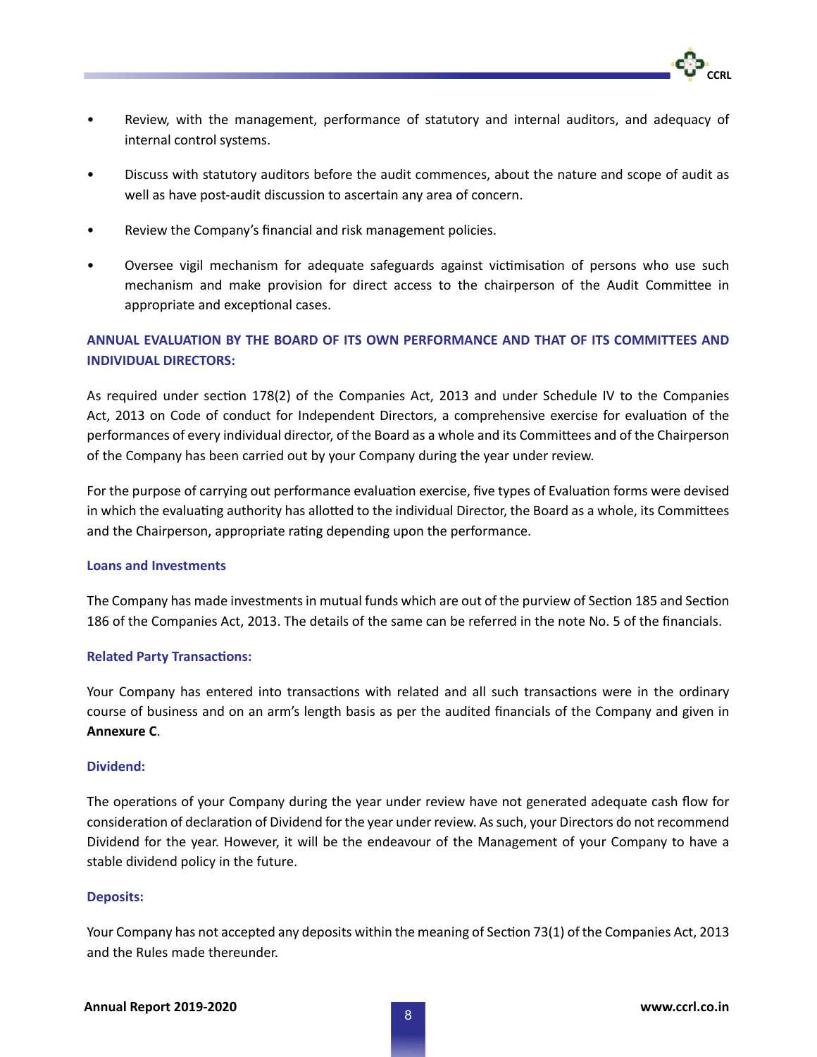- Review, with the management, performance of statutory and internal auditors, and adequacy of internal control systems.
- Discuss with statutory auditors before the audit commences, about the nature and scope of audit as well as have post-audit discussion to ascertain any area of concern.
- Review the Company's financial and risk management policies.
- Oversee vigil mechanism for adequate safeguards against victimisation of persons who use such mechanism and make provision for direct access to the chairperson of the Audit Committee in appropriate and exceptional cases.

## ANNUAL EVALUATION BY THE BOARD OF ITS OWN PERFORMANCE AND THAT OF ITS COMMITTEES AND INDIVIDUAL DIRECTORS:

As required under section 178(2) of the Companies Act, 2013 and under Schedule IV to the Companies Act, 2013 on Code of conduct for Independent Directors, a comprehensive exercise for evaluation of the performances of every individual director, of the Board as a whole and its Committees and of the Chairperson of the Company has been carried out by your Company during the year under review.

For the purpose of carrying out performance evaluation exercise, five types of Evaluation forms were devised in which the evaluating authority has allotted to the individual Director, the Board as a whole, its Committees and the Chairperson, appropriate rating depending upon the performance.

### Loans and Investments

The Company has made investments in mutual funds which are out of the purview of Section 185 and Section 186 of the Companies Act, 2013. The details of the same can be referred in the note No. 5 of the financials.

### Related Party Transactions:

Your Company has entered into transactions with related and all such transactions were in the ordinary course of business and on an arm's length basis as per the audited financials of the Company and given in **Annexure C**.

### Dividend:

The operations of your Company during the year under review have not generated adequate cash flow for consideration of declaration of Dividend for the year under review. As such, your Directors do not recommend Dividend for the year. However, it will be the endeavour of the Management of your Company to have a stable dividend policy in the future.

### Deposits:

Your Company has not accepted any deposits within the meaning of Section 73(1) of the Companies Act, 2013 and the Rules made thereunder.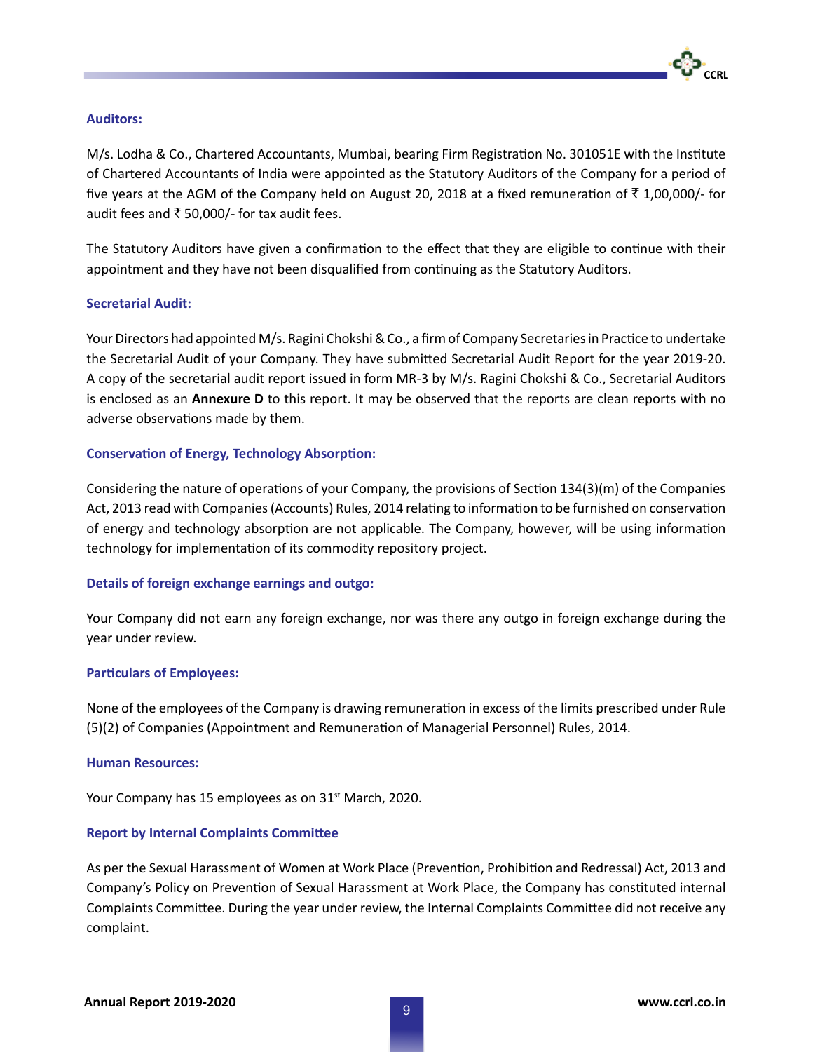### Auditors:

M/s. Lodha & Co., Chartered Accountants, Mumbai, bearing Firm Registration No. 301051E with the Institute of Chartered Accountants of India were appointed as the Statutory Auditors of the Company for a period of five years at the AGM of the Company held on August 20, 2018 at a fixed remuneration of ₹ 1,00,000/- for audit fees and ₹ 50,000/- for tax audit fees.

The Statutory Auditors have given a confirmation to the effect that they are eligible to continue with their appointment and they have not been disqualified from continuing as the Statutory Auditors.

### Secretarial Audit:

Your Directors had appointed M/s. Ragini Chokshi & Co., a firm of Company Secretaries in Practice to undertake the Secretarial Audit of your Company. They have submitted Secretarial Audit Report for the year 2019-20. A copy of the secretarial audit report issued in form MR-3 by M/s. Ragini Chokshi & Co., Secretarial Auditors is enclosed as an **Annexure D** to this report. It may be observed that the reports are clean reports with no adverse observations made by them.

### Conservation of Energy, Technology Absorption:

Considering the nature of operations of your Company, the provisions of Section 134(3)(m) of the Companies Act, 2013 read with Companies (Accounts) Rules, 2014 relating to information to be furnished on conservation of energy and technology absorption are not applicable. The Company, however, will be using information technology for implementation of its commodity repository project.

### Details of foreign exchange earnings and outgo:

Your Company did not earn any foreign exchange, nor was there any outgo in foreign exchange during the year under review.

### Particulars of Employees:

None of the employees of the Company is drawing remuneration in excess of the limits prescribed under Rule (5)(2) of Companies (Appointment and Remuneration of Managerial Personnel) Rules, 2014.

### Human Resources:

Your Company has 15 employees as on 31st March, 2020.

### Report by Internal Complaints Committee

As per the Sexual Harassment of Women at Work Place (Prevention, Prohibition and Redressal) Act, 2013 and Company's Policy on Prevention of Sexual Harassment at Work Place, the Company has constituted internal Complaints Committee. During the year under review, the Internal Complaints Committee did not receive any complaint.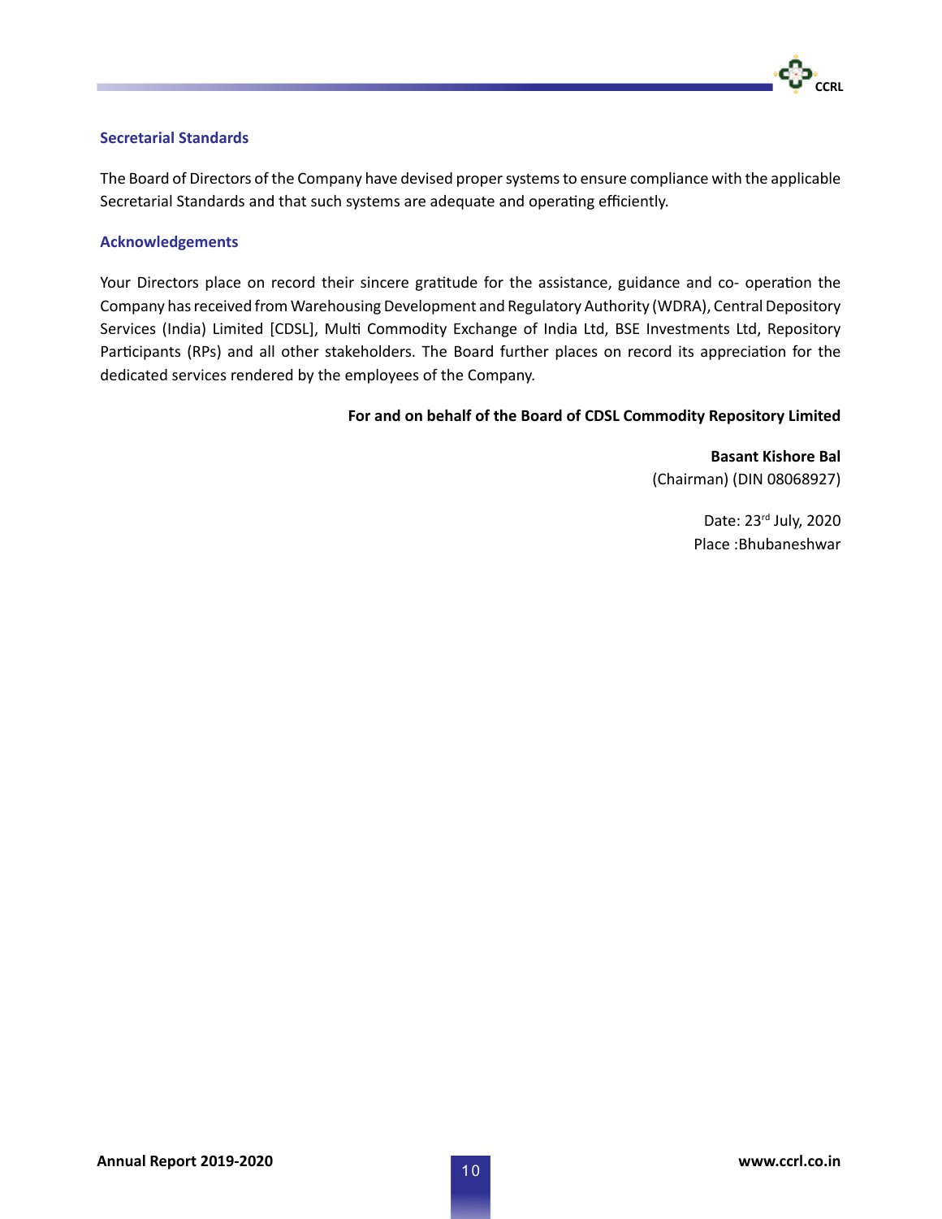### Secretarial Standards

The Board of Directors of the Company have devised proper systems to ensure compliance with the applicable Secretarial Standards and that such systems are adequate and operating efficiently.

### Acknowledgements

Your Directors place on record their sincere gratitude for the assistance, guidance and co- operation the Company has received from Warehousing Development and Regulatory Authority (WDRA), Central Depository Services (India) Limited [CDSL], Multi Commodity Exchange of India Ltd, BSE Investments Ltd, Repository Participants (RPs) and all other stakeholders. The Board further places on record its appreciation for the dedicated services rendered by the employees of the Company.

**For and on behalf of the Board of CDSL Commodity Repository Limited**

**Basant Kishore Bal**
(Chairman) (DIN 08068927)

Date: 23rd July, 2020
Place :Bhubaneshwar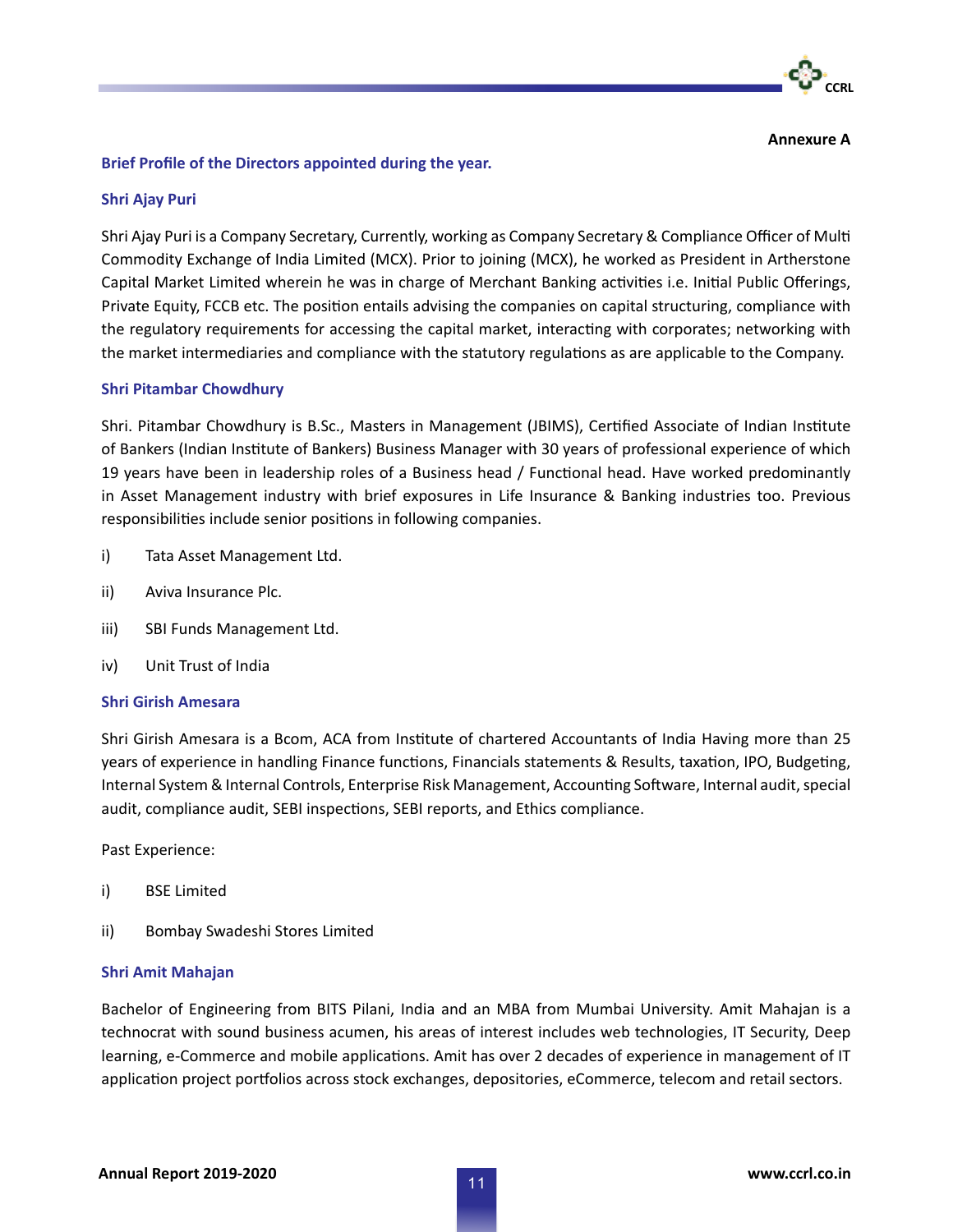**Annexure A**

## Brief Profile of the Directors appointed during the year.

### Shri Ajay Puri

Shri Ajay Puri is a Company Secretary, Currently, working as Company Secretary & Compliance Officer of Multi Commodity Exchange of India Limited (MCX). Prior to joining (MCX), he worked as President in Artherstone Capital Market Limited wherein he was in charge of Merchant Banking activities i.e. Initial Public Offerings, Private Equity, FCCB etc. The position entails advising the companies on capital structuring, compliance with the regulatory requirements for accessing the capital market, interacting with corporates; networking with the market intermediaries and compliance with the statutory regulations as are applicable to the Company.

### Shri Pitambar Chowdhury

Shri. Pitambar Chowdhury is B.Sc., Masters in Management (JBIMS), Certified Associate of Indian Institute of Bankers (Indian Institute of Bankers) Business Manager with 30 years of professional experience of which 19 years have been in leadership roles of a Business head / Functional head. Have worked predominantly in Asset Management industry with brief exposures in Life Insurance & Banking industries too. Previous responsibilities include senior positions in following companies.

i) Tata Asset Management Ltd.

ii) Aviva Insurance Plc.

iii) SBI Funds Management Ltd.

iv) Unit Trust of India

### Shri Girish Amesara

Shri Girish Amesara is a Bcom, ACA from Institute of chartered Accountants of India Having more than 25 years of experience in handling Finance functions, Financials statements & Results, taxation, IPO, Budgeting, Internal System & Internal Controls, Enterprise Risk Management, Accounting Software, Internal audit, special audit, compliance audit, SEBI inspections, SEBI reports, and Ethics compliance.

Past Experience:

i) BSE Limited

ii) Bombay Swadeshi Stores Limited

### Shri Amit Mahajan

Bachelor of Engineering from BITS Pilani, India and an MBA from Mumbai University. Amit Mahajan is a technocrat with sound business acumen, his areas of interest includes web technologies, IT Security, Deep learning, e-Commerce and mobile applications. Amit has over 2 decades of experience in management of IT application project portfolios across stock exchanges, depositories, eCommerce, telecom and retail sectors.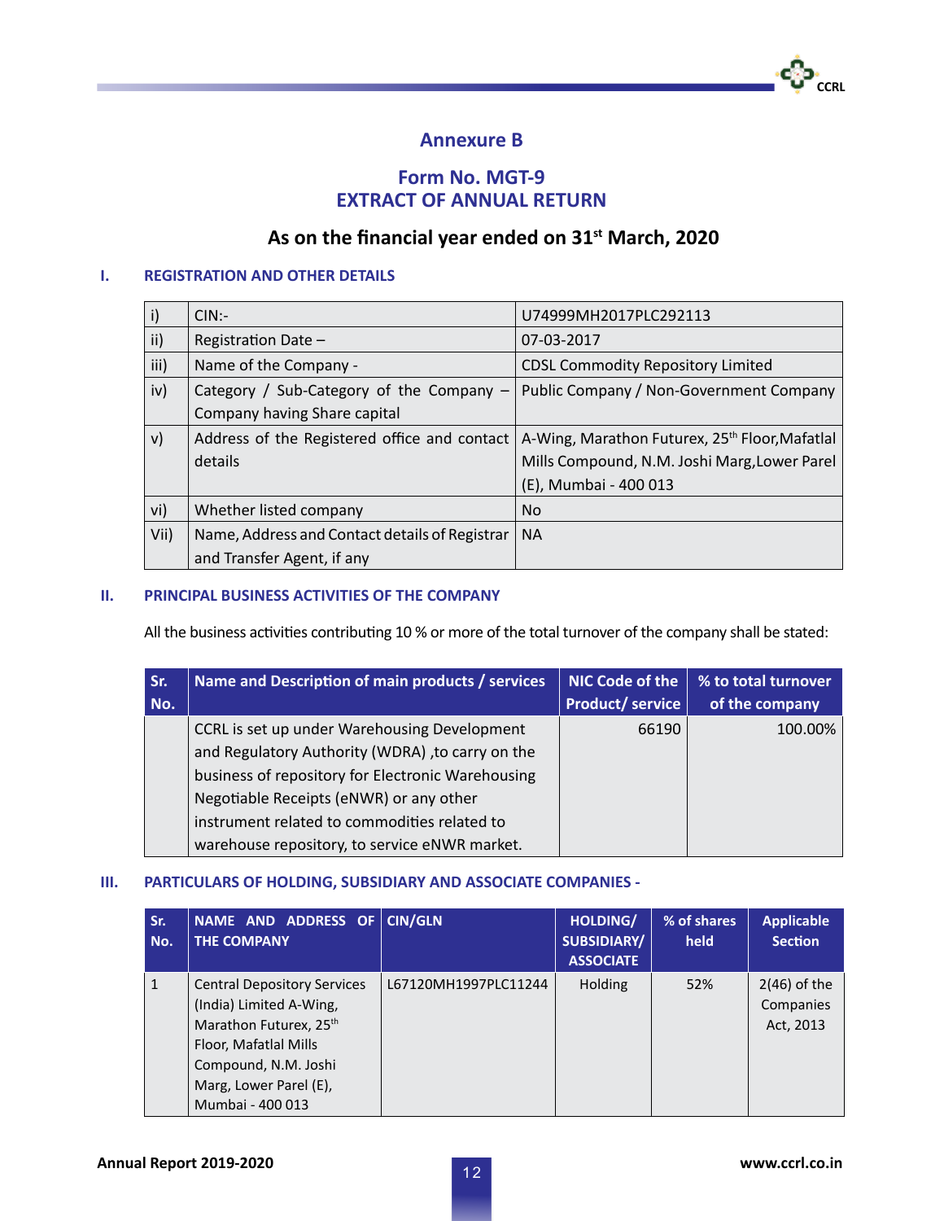# Annexure B

## Form No. MGT-9
## EXTRACT OF ANNUAL RETURN

### As on the financial year ended on 31st March, 2020

### I. REGISTRATION AND OTHER DETAILS

| | | |
|---|---|---|
| i) | CIN:- | U74999MH2017PLC292113 |
| ii) | Registration Date – | 07-03-2017 |
| iii) | Name of the Company - | CDSL Commodity Repository Limited |
| iv) | Category / Sub-Category of the Company – Company having Share capital | Public Company / Non-Government Company |
| v) | Address of the Registered office and contact details | A-Wing, Marathon Futurex, 25th Floor,Mafatlal Mills Compound, N.M. Joshi Marg,Lower Parel (E), Mumbai - 400 013 |
| vi) | Whether listed company | No |
| Vii) | Name, Address and Contact details of Registrar and Transfer Agent, if any | NA |

### II. PRINCIPAL BUSINESS ACTIVITIES OF THE COMPANY

All the business activities contributing 10 % or more of the total turnover of the company shall be stated:

| Sr. No. | Name and Description of main products / services | NIC Code of the Product/ service | % to total turnover of the company |
|---|---|---|---|
| | CCRL is set up under Warehousing Development and Regulatory Authority (WDRA) ,to carry on the business of repository for Electronic Warehousing Negotiable Receipts (eNWR) or any other instrument related to commodities related to warehouse repository, to service eNWR market. | 66190 | 100.00% |

### III. PARTICULARS OF HOLDING, SUBSIDIARY AND ASSOCIATE COMPANIES -

| Sr. No. | NAME AND ADDRESS OF THE COMPANY | CIN/GLN | HOLDING/ SUBSIDIARY/ ASSOCIATE | % of shares held | Applicable Section |
|---|---|---|---|---|---|
| 1 | Central Depository Services (India) Limited A-Wing, Marathon Futurex, 25th Floor, Mafatlal Mills Compound, N.M. Joshi Marg, Lower Parel (E), Mumbai - 400 013 | L67120MH1997PLC11244 | Holding | 52% | 2(46) of the Companies Act, 2013 |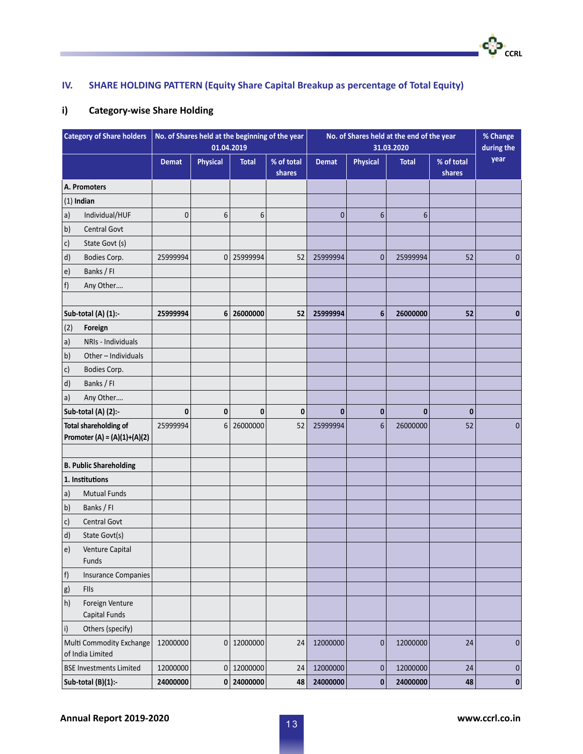## IV. SHARE HOLDING PATTERN (Equity Share Capital Breakup as percentage of Total Equity)

### i) Category-wise Share Holding

| Category of Share holders | No. of Shares held at the beginning of the year 01.04.2019 | | | | No. of Shares held at the end of the year 31.03.2020 | | | | % Change during the year |
|---|---|---|---|---|---|---|---|---|---|
| | Demat | Physical | Total | % of total shares | Demat | Physical | Total | % of total shares | |
| **A. Promoters** | | | | | | | | | |
| (1) **Indian** | | | | | | | | | |
| a) Individual/HUF | 0 | 6 | 6 | | 0 | 6 | 6 | | |
| b) Central Govt | | | | | | | | | |
| c) State Govt (s) | | | | | | | | | |
| d) Bodies Corp. | 25999994 | 0 | 25999994 | 52 | 25999994 | 0 | 25999994 | 52 | 0 |
| e) Banks / FI | | | | | | | | | |
| f) Any Other…. | | | | | | | | | |
| | | | | | | | | | |
| **Sub-total (A) (1):-** | **25999994** | **6** | **26000000** | **52** | **25999994** | **6** | **26000000** | **52** | **0** |
| (2) **Foreign** | | | | | | | | | |
| a) NRIs - Individuals | | | | | | | | | |
| b) Other – Individuals | | | | | | | | | |
| c) Bodies Corp. | | | | | | | | | |
| d) Banks / FI | | | | | | | | | |
| a) Any Other…. | | | | | | | | | |
| **Sub-total (A) (2):-** | **0** | **0** | **0** | **0** | **0** | **0** | **0** | **0** | |
| **Total shareholding of Promoter (A) = (A)(1)+(A)(2)** | 25999994 | 6 | 26000000 | 52 | 25999994 | 6 | 26000000 | 52 | 0 |
| | | | | | | | | | |
| **B. Public Shareholding** | | | | | | | | | |
| **1. Institutions** | | | | | | | | | |
| a) Mutual Funds | | | | | | | | | |
| b) Banks / FI | | | | | | | | | |
| c) Central Govt | | | | | | | | | |
| d) State Govt(s) | | | | | | | | | |
| e) Venture Capital Funds | | | | | | | | | |
| f) Insurance Companies | | | | | | | | | |
| g) FIIs | | | | | | | | | |
| h) Foreign Venture Capital Funds | | | | | | | | | |
| i) Others (specify) | | | | | | | | | |
| Multi Commodity Exchange of India Limited | 12000000 | 0 | 12000000 | 24 | 12000000 | 0 | 12000000 | 24 | 0 |
| BSE Investments Limited | 12000000 | 0 | 12000000 | 24 | 12000000 | 0 | 12000000 | 24 | 0 |
| **Sub-total (B)(1):-** | **24000000** | **0** | **24000000** | **48** | **24000000** | **0** | **24000000** | **48** | **0** |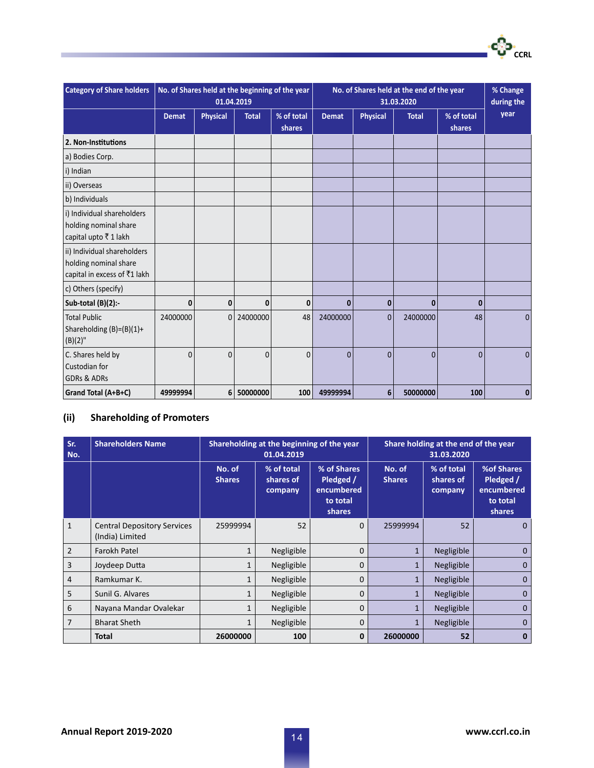| Category of Share holders | No. of Shares held at the beginning of the year 01.04.2019 | | | | No. of Shares held at the end of the year 31.03.2020 | | | | % Change during the year |
|---|---|---|---|---|---|---|---|---|---|
| | Demat | Physical | Total | % of total shares | Demat | Physical | Total | % of total shares | |
| **2. Non-Institutions** | | | | | | | | | |
| a) Bodies Corp. | | | | | | | | | |
| i) Indian | | | | | | | | | |
| ii) Overseas | | | | | | | | | |
| b) Individuals | | | | | | | | | |
| i) Individual shareholders holding nominal share capital upto ₹ 1 lakh | | | | | | | | | |
| ii) Individual shareholders holding nominal share capital in excess of ₹1 lakh | | | | | | | | | |
| c) Others (specify) | | | | | | | | | |
| **Sub-total (B)(2):-** | **0** | **0** | **0** | **0** | **0** | **0** | **0** | **0** | |
| Total Public Shareholding (B)=(B)(1)+ (B)(2)" | 24000000 | 0 | 24000000 | 48 | 24000000 | 0 | 24000000 | 48 | 0 |
| C. Shares held by Custodian for GDRs & ADRs | 0 | 0 | 0 | 0 | 0 | 0 | 0 | 0 | 0 |
| **Grand Total (A+B+C)** | **49999994** | **6** | **50000000** | **100** | **49999994** | **6** | **50000000** | **100** | **0** |

## (ii) Shareholding of Promoters

| Sr. No. | Shareholders Name | Shareholding at the beginning of the year 01.04.2019 | | | Share holding at the end of the year 31.03.2020 | | |
|---|---|---|---|---|---|---|---|
| | | No. of Shares | % of total shares of company | % of Shares Pledged / encumbered to total shares | No. of Shares | % of total shares of company | %of Shares Pledged / encumbered to total shares |
| 1 | Central Depository Services (India) Limited | 25999994 | 52 | 0 | 25999994 | 52 | 0 |
| 2 | Farokh Patel | 1 | Negligible | 0 | 1 | Negligible | 0 |
| 3 | Joydeep Dutta | 1 | Negligible | 0 | 1 | Negligible | 0 |
| 4 | Ramkumar K. | 1 | Negligible | 0 | 1 | Negligible | 0 |
| 5 | Sunil G. Alvares | 1 | Negligible | 0 | 1 | Negligible | 0 |
| 6 | Nayana Mandar Ovalekar | 1 | Negligible | 0 | 1 | Negligible | 0 |
| 7 | Bharat Sheth | 1 | Negligible | 0 | 1 | Negligible | 0 |
| | **Total** | **26000000** | **100** | **0** | **26000000** | **52** | **0** |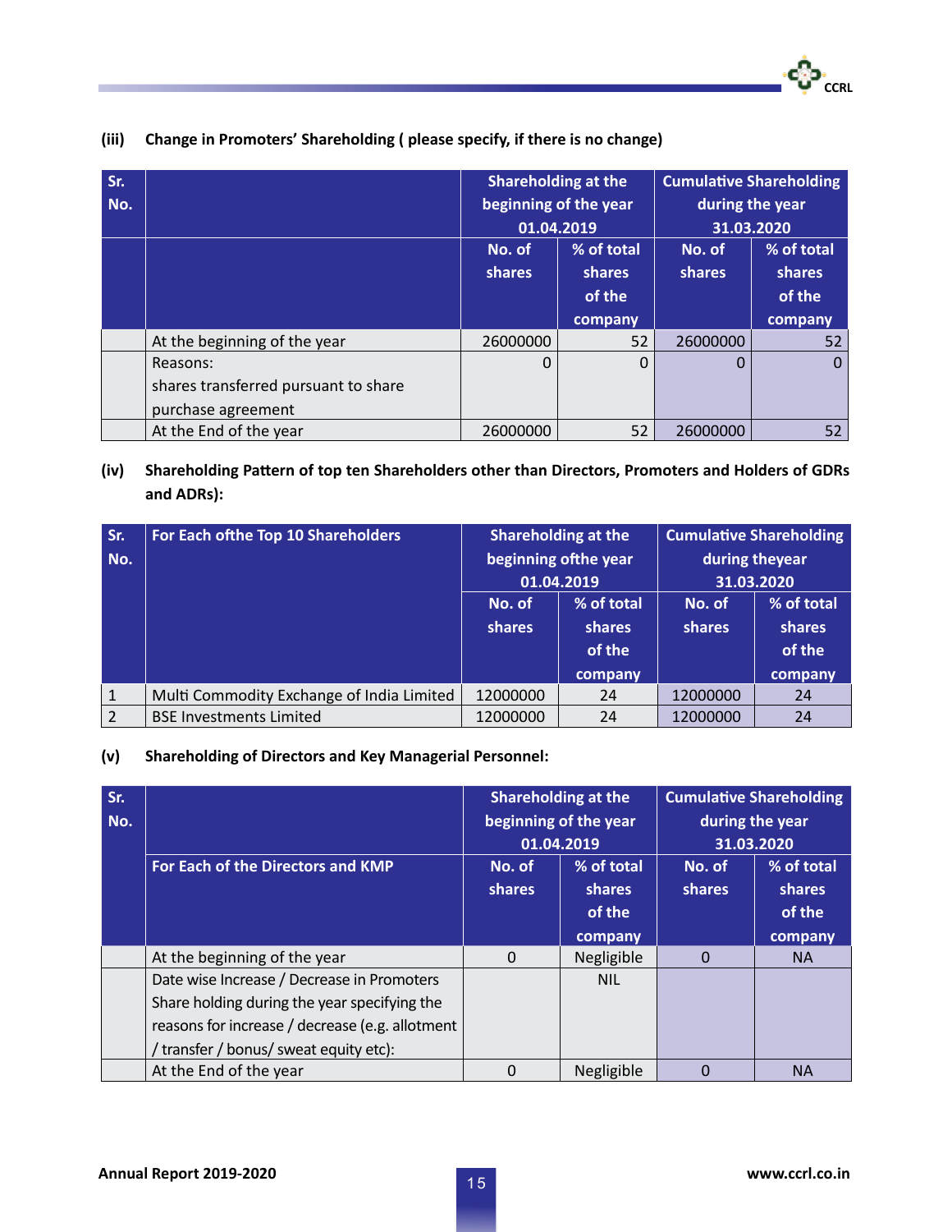**(iii) Change in Promoters' Shareholding ( please specify, if there is no change)**

| Sr. No. | | Shareholding at the beginning of the year 01.04.2019 | | Cumulative Shareholding during the year 31.03.2020 | |
|---|---|---|---|---|---|
| | | No. of shares | % of total shares of the company | No. of shares | % of total shares of the company |
| | At the beginning of the year | 26000000 | 52 | 26000000 | 52 |
| | Reasons: shares transferred pursuant to share purchase agreement | 0 | 0 | 0 | 0 |
| | At the End of the year | 26000000 | 52 | 26000000 | 52 |

**(iv) Shareholding Pattern of top ten Shareholders other than Directors, Promoters and Holders of GDRs and ADRs):**

| Sr. No. | For Each ofthe Top 10 Shareholders | Shareholding at the beginning ofthe year 01.04.2019 | | Cumulative Shareholding during theyear 31.03.2020 | |
|---|---|---|---|---|---|
| | | No. of shares | % of total shares of the company | No. of shares | % of total shares of the company |
| 1 | Multi Commodity Exchange of India Limited | 12000000 | 24 | 12000000 | 24 |
| 2 | BSE Investments Limited | 12000000 | 24 | 12000000 | 24 |

**(v) Shareholding of Directors and Key Managerial Personnel:**

| Sr. No. | | Shareholding at the beginning of the year 01.04.2019 | | Cumulative Shareholding during the year 31.03.2020 | |
|---|---|---|---|---|---|
| | For Each of the Directors and KMP | No. of shares | % of total shares of the company | No. of shares | % of total shares of the company |
| | At the beginning of the year | 0 | Negligible | 0 | NA |
| | Date wise Increase / Decrease in Promoters Share holding during the year specifying the reasons for increase / decrease (e.g. allotment / transfer / bonus/ sweat equity etc): | | NIL | | |
| | At the End of the year | 0 | Negligible | 0 | NA |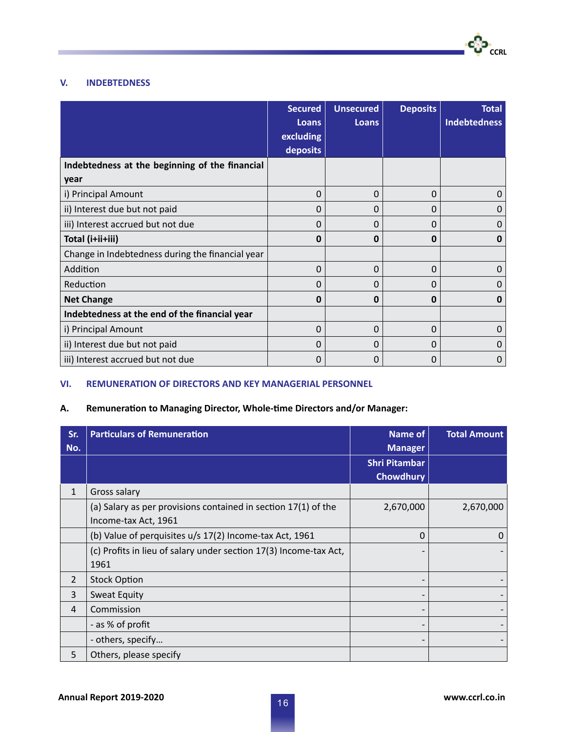## V. INDEBTEDNESS

| | Secured Loans excluding deposits | Unsecured Loans | Deposits | Total Indebtedness |
|---|---|---|---|---|
| **Indebtedness at the beginning of the financial year** | | | | |
| i) Principal Amount | 0 | 0 | 0 | 0 |
| ii) Interest due but not paid | 0 | 0 | 0 | 0 |
| iii) Interest accrued but not due | 0 | 0 | 0 | 0 |
| **Total (i+ii+iii)** | **0** | **0** | **0** | **0** |
| Change in Indebtedness during the financial year | | | | |
| Addition | 0 | 0 | 0 | 0 |
| Reduction | 0 | 0 | 0 | 0 |
| **Net Change** | **0** | **0** | **0** | **0** |
| **Indebtedness at the end of the financial year** | | | | |
| i) Principal Amount | 0 | 0 | 0 | 0 |
| ii) Interest due but not paid | 0 | 0 | 0 | 0 |
| iii) Interest accrued but not due | 0 | 0 | 0 | 0 |

## VI. REMUNERATION OF DIRECTORS AND KEY MANAGERIAL PERSONNEL

### A. Remuneration to Managing Director, Whole-time Directors and/or Manager:

| Sr. No. | Particulars of Remuneration | Name of Manager | Total Amount |
|---|---|---|---|
| | | Shri Pitambar Chowdhury | |
| 1 | Gross salary | | |
| | (a) Salary as per provisions contained in section 17(1) of the Income-tax Act, 1961 | 2,670,000 | 2,670,000 |
| | (b) Value of perquisites u/s 17(2) Income-tax Act, 1961 | 0 | 0 |
| | (c) Profits in lieu of salary under section 17(3) Income-tax Act, 1961 | - | - |
| 2 | Stock Option | - | - |
| 3 | Sweat Equity | - | - |
| 4 | Commission | - | - |
| | - as % of profit | - | - |
| | - others, specify... | - | - |
| 5 | Others, please specify | | |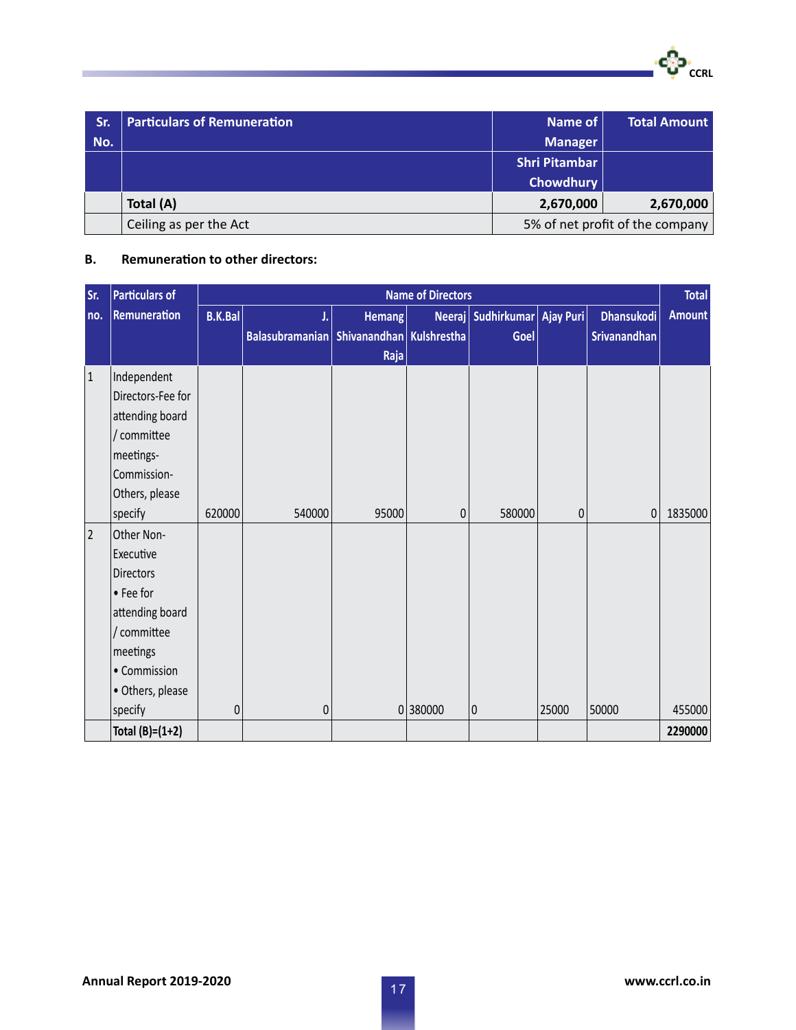| Sr. No. | Particulars of Remuneration | Name of Manager | Total Amount |
|---|---|---|---|
| | | Shri Pitambar Chowdhury | |
| | **Total (A)** | **2,670,000** | **2,670,000** |
| | Ceiling as per the Act | 5% of net profit of the company | |

**B. Remuneration to other directors:**

| Sr. no. | Particulars of Remuneration | Name of Directors | | | | | | | Total Amount |
|---|---|---|---|---|---|---|---|---|---|
| | | B.K.Bal | J. Balasubramanian | Hemang Shivanandhan Raja | Neeraj Kulshrestha | Sudhirkumar Goel | Ajay Puri | Dhansukodi Srivanandhan | |
| 1 | Independent Directors-Fee for attending board / committee meetings-Commission-Others, please specify | 620000 | 540000 | 95000 | 0 | 580000 | 0 | 0 | 1835000 |
| 2 | Other Non-Executive Directors • Fee for attending board / committee meetings • Commission • Others, please specify | 0 | 0 | 0 | 380000 | 0 | 25000 | 50000 | 455000 |
| | **Total (B)=(1+2)** | | | | | | | | **2290000** |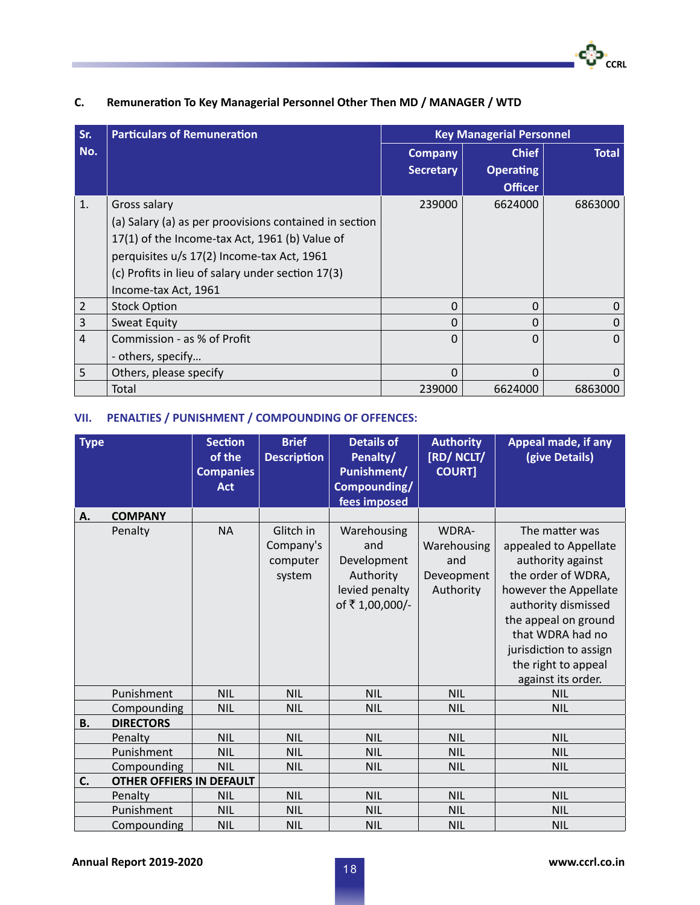## C. Remuneration To Key Managerial Personnel Other Then MD / MANAGER / WTD

| Sr. No. | Particulars of Remuneration | Key Managerial Personnel | | |
|---|---|---|---|---|
| | | Company Secretary | Chief Operating Officer | Total |
| 1. | Gross salary<br>(a) Salary (a) as per proovisions contained in section 17(1) of the Income-tax Act, 1961 (b) Value of perquisites u/s 17(2) Income-tax Act, 1961<br>(c) Profits in lieu of salary under section 17(3) Income-tax Act, 1961 | 239000 | 6624000 | 6863000 |
| 2 | Stock Option | 0 | 0 | 0 |
| 3 | Sweat Equity | 0 | 0 | 0 |
| 4 | Commission - as % of Profit<br>- others, specify... | 0 | 0 | 0 |
| 5 | Others, please specify | 0 | 0 | 0 |
| | Total | 239000 | 6624000 | 6863000 |

## VII. PENALTIES / PUNISHMENT / COMPOUNDING OF OFFENCES:

| Type | Section of the Companies Act | Brief Description | Details of Penalty/ Punishment/ Compounding/ fees imposed | Authority [RD/ NCLT/ COURT] | Appeal made, if any (give Details) |
|---|---|---|---|---|---|
| **A. COMPANY** | | | | | |
| Penalty | NA | Glitch in Company's computer system | Warehousing and Development Authority levied penalty of ₹ 1,00,000/- | WDRA-Warehousing and Deveopment Authority | The matter was appealed to Appellate authority against the order of WDRA, however the Appellate authority dismissed the appeal on ground that WDRA had no jurisdiction to assign the right to appeal against its order. |
| Punishment | NIL | NIL | NIL | NIL | NIL |
| Compounding | NIL | NIL | NIL | NIL | NIL |
| **B. DIRECTORS** | | | | | |
| Penalty | NIL | NIL | NIL | NIL | NIL |
| Punishment | NIL | NIL | NIL | NIL | NIL |
| Compounding | NIL | NIL | NIL | NIL | NIL |
| **C. OTHER OFFIERS IN DEFAULT** | | | | | |
| Penalty | NIL | NIL | NIL | NIL | NIL |
| Punishment | NIL | NIL | NIL | NIL | NIL |
| Compounding | NIL | NIL | NIL | NIL | NIL |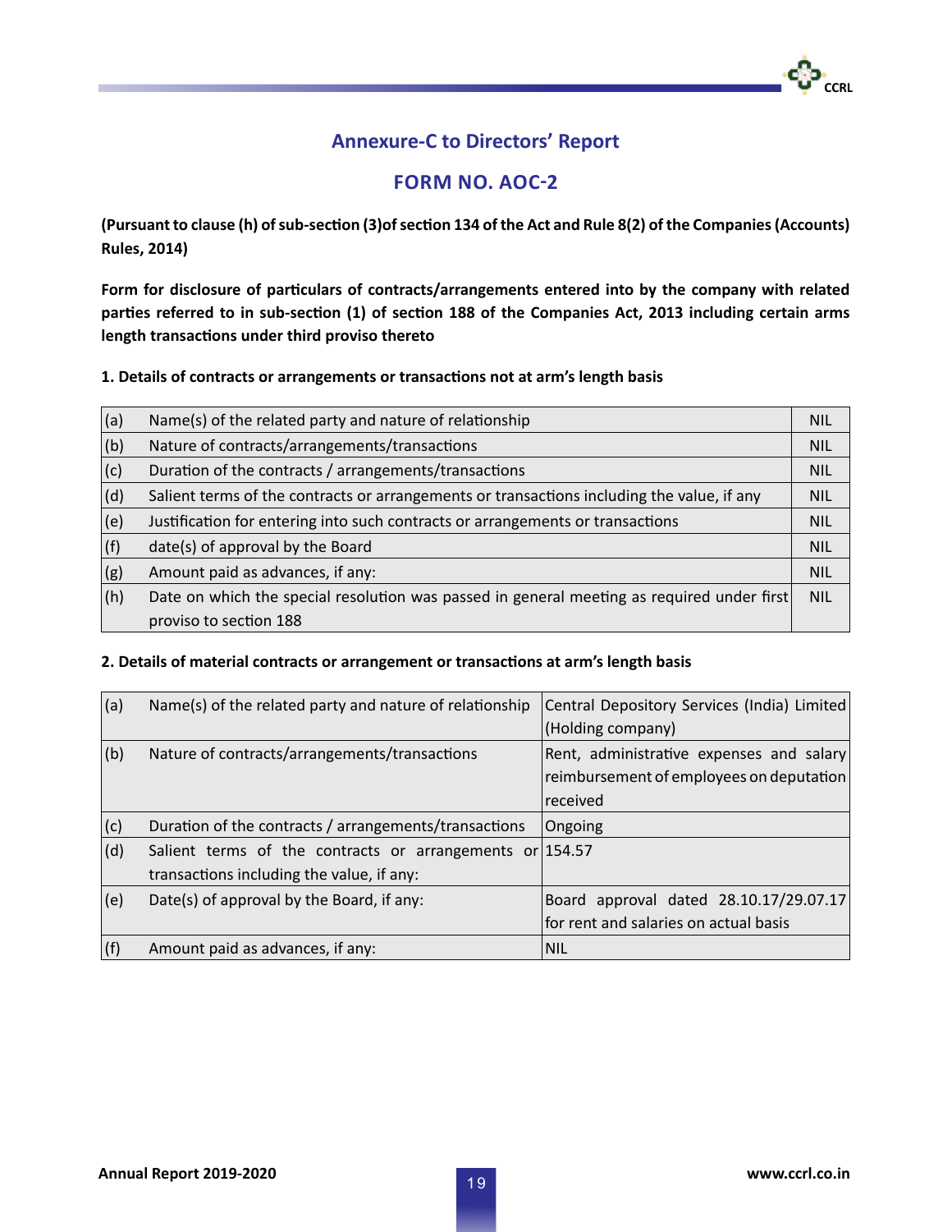# Annexure-C to Directors' Report

## FORM NO. AOC-2

**(Pursuant to clause (h) of sub-section (3)of section 134 of the Act and Rule 8(2) of the Companies (Accounts) Rules, 2014)**

**Form for disclosure of particulars of contracts/arrangements entered into by the company with related parties referred to in sub-section (1) of section 188 of the Companies Act, 2013 including certain arms length transactions under third proviso thereto**

**1. Details of contracts or arrangements or transactions not at arm's length basis**

| | | |
|---|---|---|
| (a) | Name(s) of the related party and nature of relationship | NIL |
| (b) | Nature of contracts/arrangements/transactions | NIL |
| (c) | Duration of the contracts / arrangements/transactions | NIL |
| (d) | Salient terms of the contracts or arrangements or transactions including the value, if any | NIL |
| (e) | Justification for entering into such contracts or arrangements or transactions | NIL |
| (f) | date(s) of approval by the Board | NIL |
| (g) | Amount paid as advances, if any: | NIL |
| (h) | Date on which the special resolution was passed in general meeting as required under first proviso to section 188 | NIL |

**2. Details of material contracts or arrangement or transactions at arm's length basis**

| | | |
|---|---|---|
| (a) | Name(s) of the related party and nature of relationship | Central Depository Services (India) Limited (Holding company) |
| (b) | Nature of contracts/arrangements/transactions | Rent, administrative expenses and salary reimbursement of employees on deputation received |
| (c) | Duration of the contracts / arrangements/transactions | Ongoing |
| (d) | Salient terms of the contracts or arrangements or transactions including the value, if any: | 154.57 |
| (e) | Date(s) of approval by the Board, if any: | Board approval dated 28.10.17/29.07.17 for rent and salaries on actual basis |
| (f) | Amount paid as advances, if any: | NIL |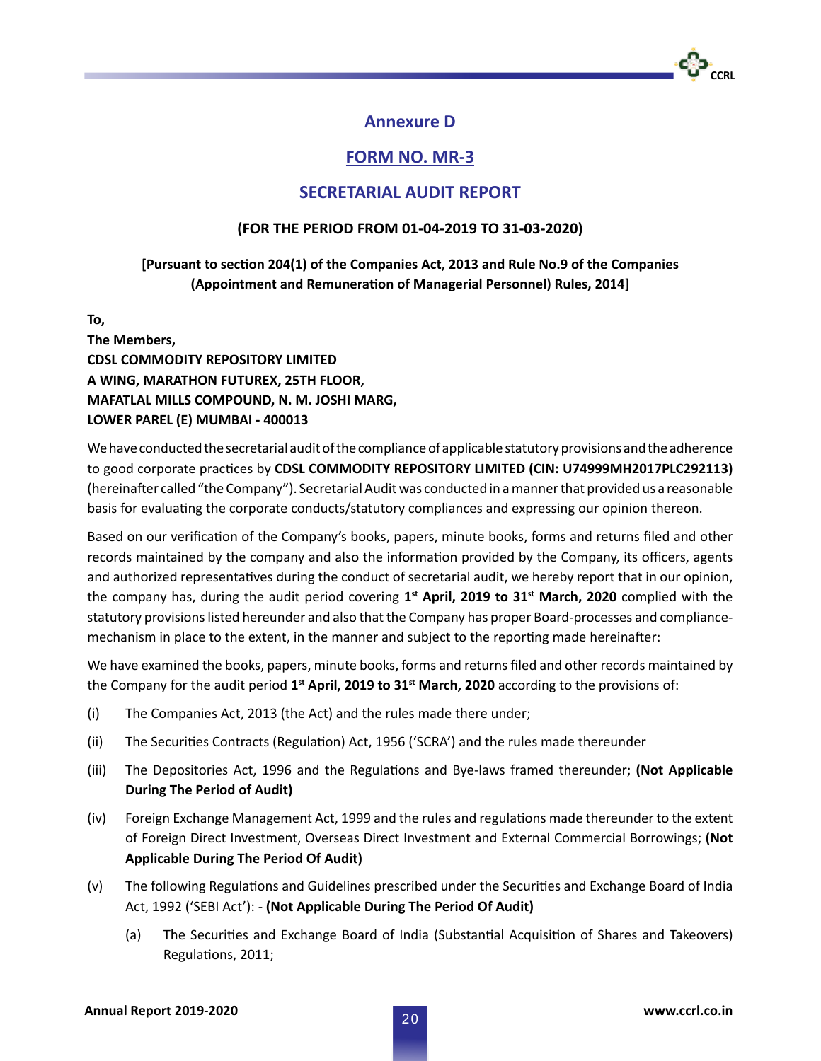## Annexure D

## FORM NO. MR-3

## SECRETARIAL AUDIT REPORT

**(FOR THE PERIOD FROM 01-04-2019 TO 31-03-2020)**

**[Pursuant to section 204(1) of the Companies Act, 2013 and Rule No.9 of the Companies (Appointment and Remuneration of Managerial Personnel) Rules, 2014]**

**To,**
**The Members,**
**CDSL COMMODITY REPOSITORY LIMITED**
**A WING, MARATHON FUTUREX, 25TH FLOOR,**
**MAFATLAL MILLS COMPOUND, N. M. JOSHI MARG,**
**LOWER PAREL (E) MUMBAI - 400013**

We have conducted the secretarial audit of the compliance of applicable statutory provisions and the adherence to good corporate practices by **CDSL COMMODITY REPOSITORY LIMITED (CIN: U74999MH2017PLC292113)** (hereinafter called "the Company"). Secretarial Audit was conducted in a manner that provided us a reasonable basis for evaluating the corporate conducts/statutory compliances and expressing our opinion thereon.

Based on our verification of the Company's books, papers, minute books, forms and returns filed and other records maintained by the company and also the information provided by the Company, its officers, agents and authorized representatives during the conduct of secretarial audit, we hereby report that in our opinion, the company has, during the audit period covering **1st April, 2019 to 31st March, 2020** complied with the statutory provisions listed hereunder and also that the Company has proper Board-processes and compliance-mechanism in place to the extent, in the manner and subject to the reporting made hereinafter:

We have examined the books, papers, minute books, forms and returns filed and other records maintained by the Company for the audit period **1st April, 2019 to 31st March, 2020** according to the provisions of:

(i) The Companies Act, 2013 (the Act) and the rules made there under;

(ii) The Securities Contracts (Regulation) Act, 1956 ('SCRA') and the rules made thereunder

(iii) The Depositories Act, 1996 and the Regulations and Bye-laws framed thereunder; **(Not Applicable During The Period of Audit)**

(iv) Foreign Exchange Management Act, 1999 and the rules and regulations made thereunder to the extent of Foreign Direct Investment, Overseas Direct Investment and External Commercial Borrowings; **(Not Applicable During The Period Of Audit)**

(v) The following Regulations and Guidelines prescribed under the Securities and Exchange Board of India Act, 1992 ('SEBI Act'): - **(Not Applicable During The Period Of Audit)**

   (a) The Securities and Exchange Board of India (Substantial Acquisition of Shares and Takeovers) Regulations, 2011;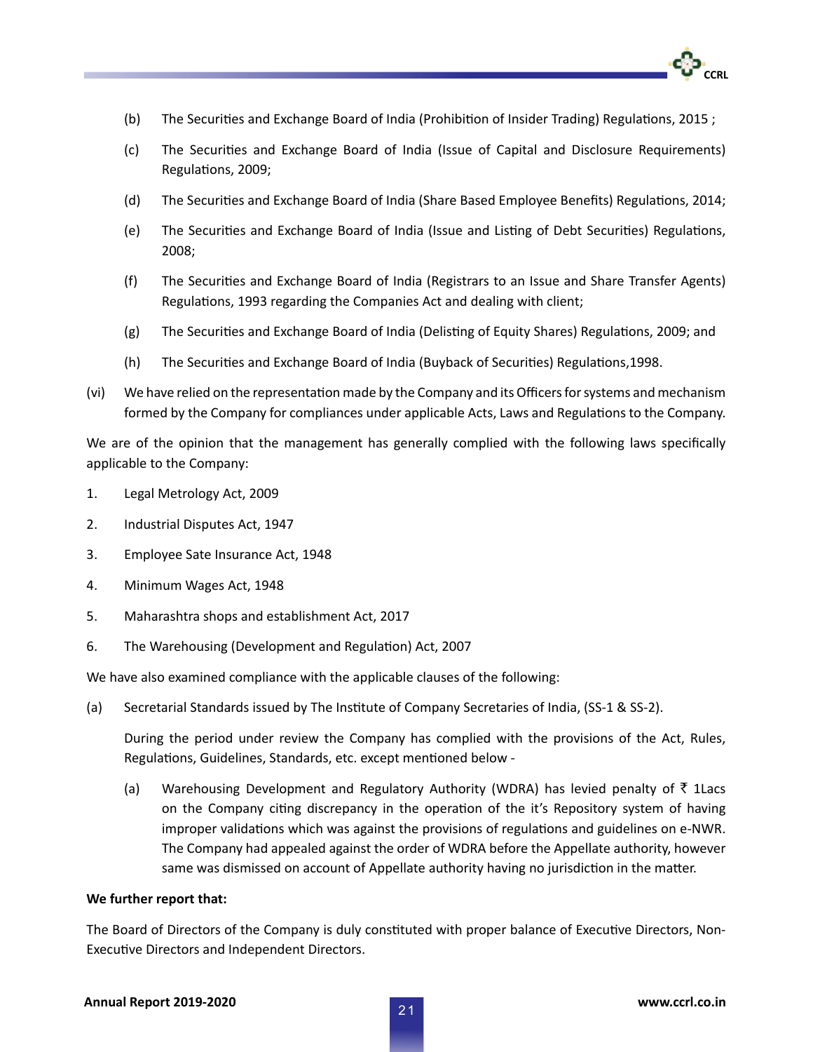(b) The Securities and Exchange Board of India (Prohibition of Insider Trading) Regulations, 2015 ;

(c) The Securities and Exchange Board of India (Issue of Capital and Disclosure Requirements) Regulations, 2009;

(d) The Securities and Exchange Board of India (Share Based Employee Benefits) Regulations, 2014;

(e) The Securities and Exchange Board of India (Issue and Listing of Debt Securities) Regulations, 2008;

(f) The Securities and Exchange Board of India (Registrars to an Issue and Share Transfer Agents) Regulations, 1993 regarding the Companies Act and dealing with client;

(g) The Securities and Exchange Board of India (Delisting of Equity Shares) Regulations, 2009; and

(h) The Securities and Exchange Board of India (Buyback of Securities) Regulations,1998.

(vi) We have relied on the representation made by the Company and its Officers for systems and mechanism formed by the Company for compliances under applicable Acts, Laws and Regulations to the Company.

We are of the opinion that the management has generally complied with the following laws specifically applicable to the Company:

1. Legal Metrology Act, 2009
2. Industrial Disputes Act, 1947
3. Employee Sate Insurance Act, 1948
4. Minimum Wages Act, 1948
5. Maharashtra shops and establishment Act, 2017
6. The Warehousing (Development and Regulation) Act, 2007

We have also examined compliance with the applicable clauses of the following:

(a) Secretarial Standards issued by The Institute of Company Secretaries of India, (SS-1 & SS-2).

During the period under review the Company has complied with the provisions of the Act, Rules, Regulations, Guidelines, Standards, etc. except mentioned below -

(a) Warehousing Development and Regulatory Authority (WDRA) has levied penalty of ₹ 1Lacs on the Company citing discrepancy in the operation of the it's Repository system of having improper validations which was against the provisions of regulations and guidelines on e-NWR. The Company had appealed against the order of WDRA before the Appellate authority, however same was dismissed on account of Appellate authority having no jurisdiction in the matter.

**We further report that:**

The Board of Directors of the Company is duly constituted with proper balance of Executive Directors, Non-Executive Directors and Independent Directors.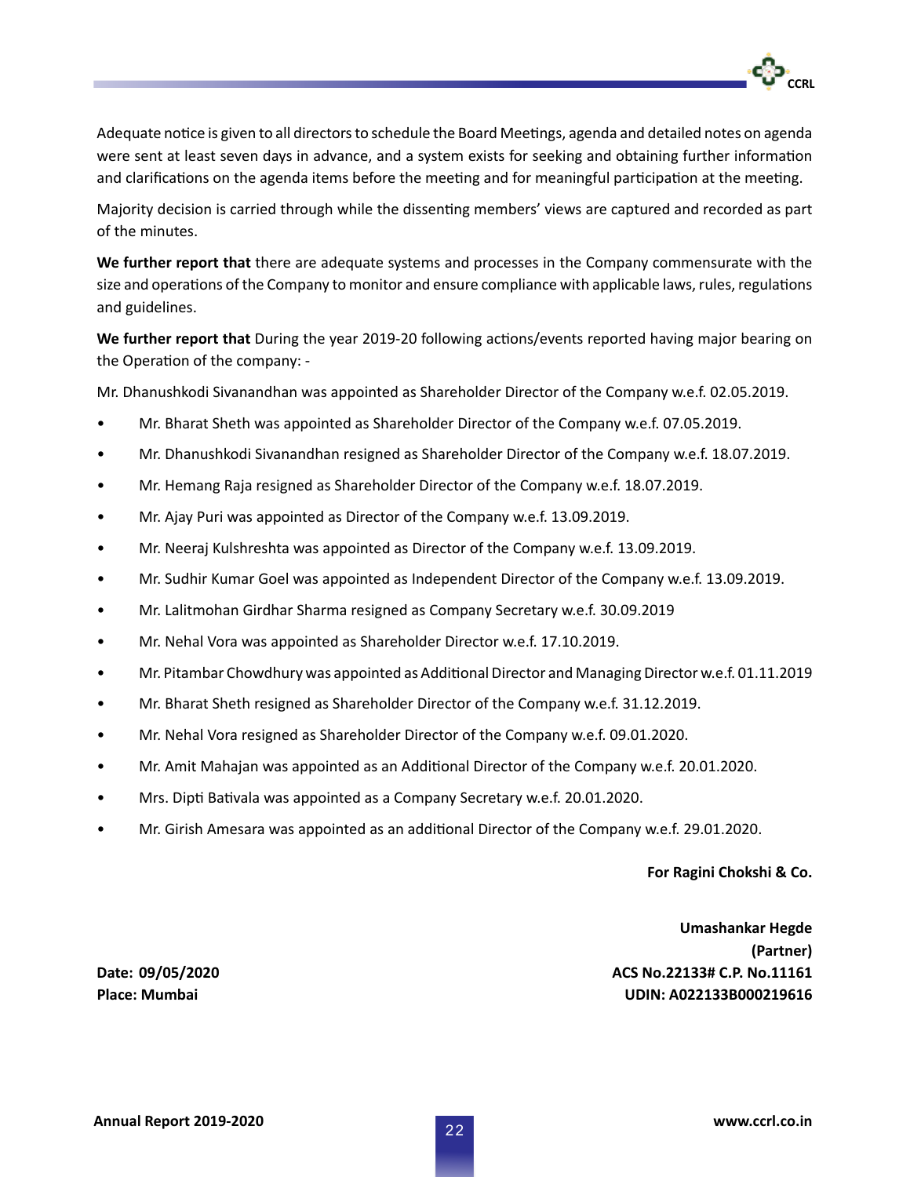Adequate notice is given to all directors to schedule the Board Meetings, agenda and detailed notes on agenda were sent at least seven days in advance, and a system exists for seeking and obtaining further information and clarifications on the agenda items before the meeting and for meaningful participation at the meeting.

Majority decision is carried through while the dissenting members' views are captured and recorded as part of the minutes.

**We further report that** there are adequate systems and processes in the Company commensurate with the size and operations of the Company to monitor and ensure compliance with applicable laws, rules, regulations and guidelines.

**We further report that** During the year 2019-20 following actions/events reported having major bearing on the Operation of the company: -

Mr. Dhanushkodi Sivanandhan was appointed as Shareholder Director of the Company w.e.f. 02.05.2019.

- Mr. Bharat Sheth was appointed as Shareholder Director of the Company w.e.f. 07.05.2019.
- Mr. Dhanushkodi Sivanandhan resigned as Shareholder Director of the Company w.e.f. 18.07.2019.
- Mr. Hemang Raja resigned as Shareholder Director of the Company w.e.f. 18.07.2019.
- Mr. Ajay Puri was appointed as Director of the Company w.e.f. 13.09.2019.
- Mr. Neeraj Kulshreshta was appointed as Director of the Company w.e.f. 13.09.2019.
- Mr. Sudhir Kumar Goel was appointed as Independent Director of the Company w.e.f. 13.09.2019.
- Mr. Lalitmohan Girdhar Sharma resigned as Company Secretary w.e.f. 30.09.2019
- Mr. Nehal Vora was appointed as Shareholder Director w.e.f. 17.10.2019.
- Mr. Pitambar Chowdhury was appointed as Additional Director and Managing Director w.e.f. 01.11.2019
- Mr. Bharat Sheth resigned as Shareholder Director of the Company w.e.f. 31.12.2019.
- Mr. Nehal Vora resigned as Shareholder Director of the Company w.e.f. 09.01.2020.
- Mr. Amit Mahajan was appointed as an Additional Director of the Company w.e.f. 20.01.2020.
- Mrs. Dipti Bativala was appointed as a Company Secretary w.e.f. 20.01.2020.
- Mr. Girish Amesara was appointed as an additional Director of the Company w.e.f. 29.01.2020.

**For Ragini Chokshi & Co.**

**Umashankar Hegde**
**(Partner)**
**ACS No.22133# C.P. No.11161**
**UDIN: A022133B000219616**

**Date: 09/05/2020**
**Place: Mumbai**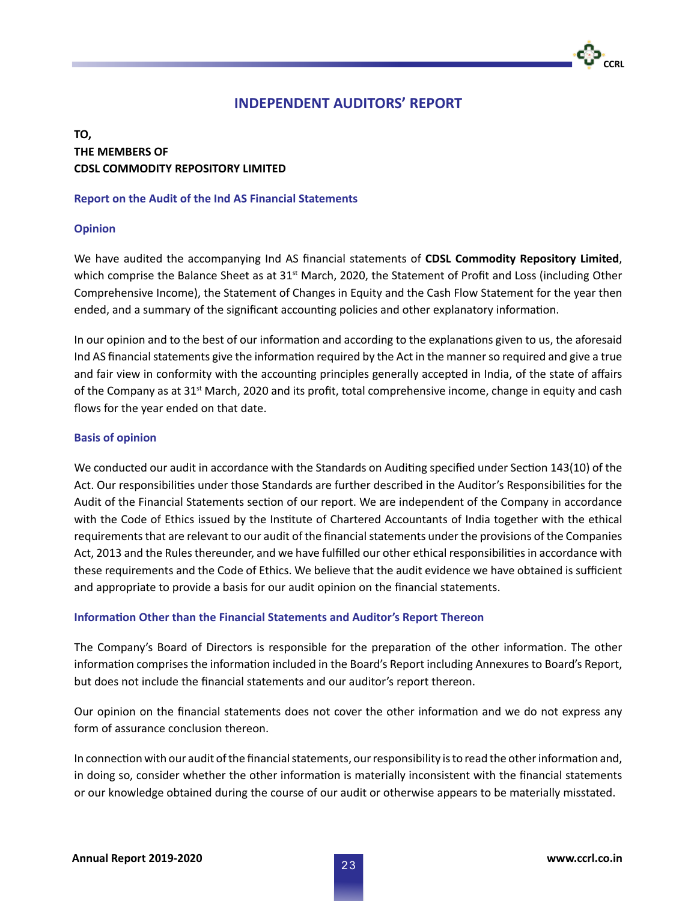# INDEPENDENT AUDITORS' REPORT

**TO,**
**THE MEMBERS OF**
**CDSL COMMODITY REPOSITORY LIMITED**

## Report on the Audit of the Ind AS Financial Statements

### Opinion

We have audited the accompanying Ind AS financial statements of **CDSL Commodity Repository Limited**, which comprise the Balance Sheet as at 31st March, 2020, the Statement of Profit and Loss (including Other Comprehensive Income), the Statement of Changes in Equity and the Cash Flow Statement for the year then ended, and a summary of the significant accounting policies and other explanatory information.

In our opinion and to the best of our information and according to the explanations given to us, the aforesaid Ind AS financial statements give the information required by the Act in the manner so required and give a true and fair view in conformity with the accounting principles generally accepted in India, of the state of affairs of the Company as at 31st March, 2020 and its profit, total comprehensive income, change in equity and cash flows for the year ended on that date.

### Basis of opinion

We conducted our audit in accordance with the Standards on Auditing specified under Section 143(10) of the Act. Our responsibilities under those Standards are further described in the Auditor's Responsibilities for the Audit of the Financial Statements section of our report. We are independent of the Company in accordance with the Code of Ethics issued by the Institute of Chartered Accountants of India together with the ethical requirements that are relevant to our audit of the financial statements under the provisions of the Companies Act, 2013 and the Rules thereunder, and we have fulfilled our other ethical responsibilities in accordance with these requirements and the Code of Ethics. We believe that the audit evidence we have obtained is sufficient and appropriate to provide a basis for our audit opinion on the financial statements.

### Information Other than the Financial Statements and Auditor's Report Thereon

The Company's Board of Directors is responsible for the preparation of the other information. The other information comprises the information included in the Board's Report including Annexures to Board's Report, but does not include the financial statements and our auditor's report thereon.

Our opinion on the financial statements does not cover the other information and we do not express any form of assurance conclusion thereon.

In connection with our audit of the financial statements, our responsibility is to read the other information and, in doing so, consider whether the other information is materially inconsistent with the financial statements or our knowledge obtained during the course of our audit or otherwise appears to be materially misstated.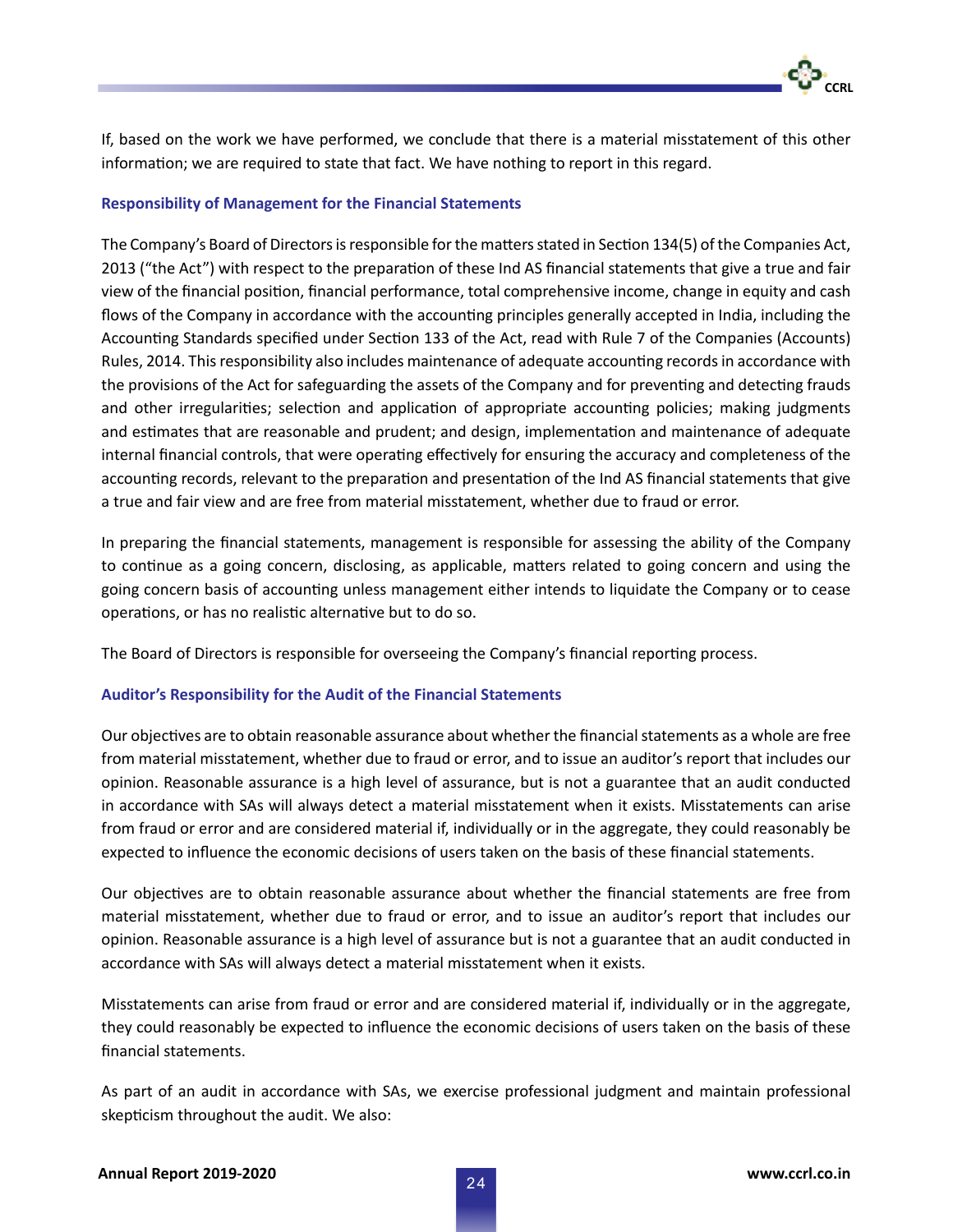If, based on the work we have performed, we conclude that there is a material misstatement of this other information; we are required to state that fact. We have nothing to report in this regard.

### Responsibility of Management for the Financial Statements

The Company's Board of Directors is responsible for the matters stated in Section 134(5) of the Companies Act, 2013 ("the Act") with respect to the preparation of these Ind AS financial statements that give a true and fair view of the financial position, financial performance, total comprehensive income, change in equity and cash flows of the Company in accordance with the accounting principles generally accepted in India, including the Accounting Standards specified under Section 133 of the Act, read with Rule 7 of the Companies (Accounts) Rules, 2014. This responsibility also includes maintenance of adequate accounting records in accordance with the provisions of the Act for safeguarding the assets of the Company and for preventing and detecting frauds and other irregularities; selection and application of appropriate accounting policies; making judgments and estimates that are reasonable and prudent; and design, implementation and maintenance of adequate internal financial controls, that were operating effectively for ensuring the accuracy and completeness of the accounting records, relevant to the preparation and presentation of the Ind AS financial statements that give a true and fair view and are free from material misstatement, whether due to fraud or error.

In preparing the financial statements, management is responsible for assessing the ability of the Company to continue as a going concern, disclosing, as applicable, matters related to going concern and using the going concern basis of accounting unless management either intends to liquidate the Company or to cease operations, or has no realistic alternative but to do so.

The Board of Directors is responsible for overseeing the Company's financial reporting process.

### Auditor's Responsibility for the Audit of the Financial Statements

Our objectives are to obtain reasonable assurance about whether the financial statements as a whole are free from material misstatement, whether due to fraud or error, and to issue an auditor's report that includes our opinion. Reasonable assurance is a high level of assurance, but is not a guarantee that an audit conducted in accordance with SAs will always detect a material misstatement when it exists. Misstatements can arise from fraud or error and are considered material if, individually or in the aggregate, they could reasonably be expected to influence the economic decisions of users taken on the basis of these financial statements.

Our objectives are to obtain reasonable assurance about whether the financial statements are free from material misstatement, whether due to fraud or error, and to issue an auditor's report that includes our opinion. Reasonable assurance is a high level of assurance but is not a guarantee that an audit conducted in accordance with SAs will always detect a material misstatement when it exists.

Misstatements can arise from fraud or error and are considered material if, individually or in the aggregate, they could reasonably be expected to influence the economic decisions of users taken on the basis of these financial statements.

As part of an audit in accordance with SAs, we exercise professional judgment and maintain professional skepticism throughout the audit. We also: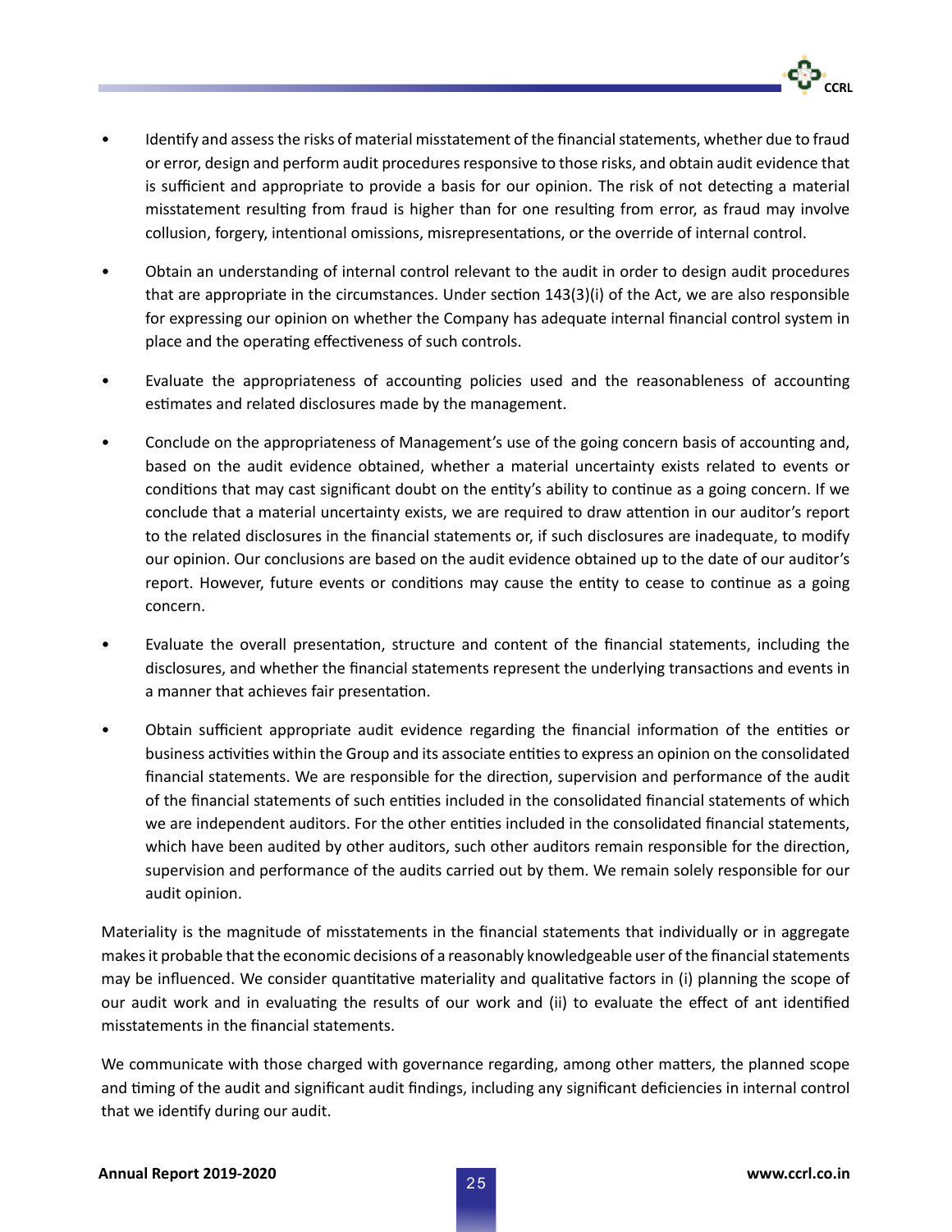- Identify and assess the risks of material misstatement of the financial statements, whether due to fraud or error, design and perform audit procedures responsive to those risks, and obtain audit evidence that is sufficient and appropriate to provide a basis for our opinion. The risk of not detecting a material misstatement resulting from fraud is higher than for one resulting from error, as fraud may involve collusion, forgery, intentional omissions, misrepresentations, or the override of internal control.

- Obtain an understanding of internal control relevant to the audit in order to design audit procedures that are appropriate in the circumstances. Under section 143(3)(i) of the Act, we are also responsible for expressing our opinion on whether the Company has adequate internal financial control system in place and the operating effectiveness of such controls.

- Evaluate the appropriateness of accounting policies used and the reasonableness of accounting estimates and related disclosures made by the management.

- Conclude on the appropriateness of Management's use of the going concern basis of accounting and, based on the audit evidence obtained, whether a material uncertainty exists related to events or conditions that may cast significant doubt on the entity's ability to continue as a going concern. If we conclude that a material uncertainty exists, we are required to draw attention in our auditor's report to the related disclosures in the financial statements or, if such disclosures are inadequate, to modify our opinion. Our conclusions are based on the audit evidence obtained up to the date of our auditor's report. However, future events or conditions may cause the entity to cease to continue as a going concern.

- Evaluate the overall presentation, structure and content of the financial statements, including the disclosures, and whether the financial statements represent the underlying transactions and events in a manner that achieves fair presentation.

- Obtain sufficient appropriate audit evidence regarding the financial information of the entities or business activities within the Group and its associate entities to express an opinion on the consolidated financial statements. We are responsible for the direction, supervision and performance of the audit of the financial statements of such entities included in the consolidated financial statements of which we are independent auditors. For the other entities included in the consolidated financial statements, which have been audited by other auditors, such other auditors remain responsible for the direction, supervision and performance of the audits carried out by them. We remain solely responsible for our audit opinion.

Materiality is the magnitude of misstatements in the financial statements that individually or in aggregate makes it probable that the economic decisions of a reasonably knowledgeable user of the financial statements may be influenced. We consider quantitative materiality and qualitative factors in (i) planning the scope of our audit work and in evaluating the results of our work and (ii) to evaluate the effect of ant identified misstatements in the financial statements.

We communicate with those charged with governance regarding, among other matters, the planned scope and timing of the audit and significant audit findings, including any significant deficiencies in internal control that we identify during our audit.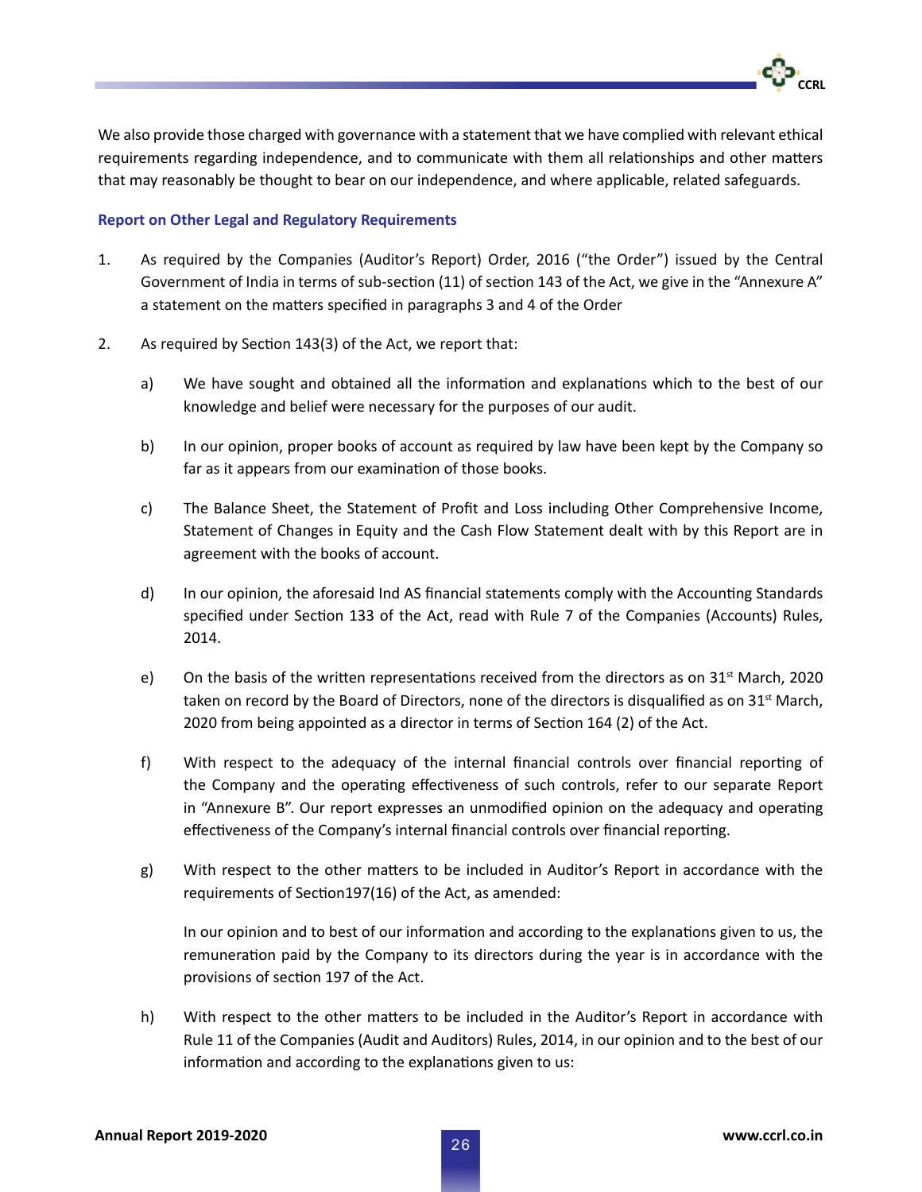We also provide those charged with governance with a statement that we have complied with relevant ethical requirements regarding independence, and to communicate with them all relationships and other matters that may reasonably be thought to bear on our independence, and where applicable, related safeguards.

### Report on Other Legal and Regulatory Requirements

1. As required by the Companies (Auditor's Report) Order, 2016 ("the Order") issued by the Central Government of India in terms of sub-section (11) of section 143 of the Act, we give in the "Annexure A" a statement on the matters specified in paragraphs 3 and 4 of the Order

2. As required by Section 143(3) of the Act, we report that:

   a) We have sought and obtained all the information and explanations which to the best of our knowledge and belief were necessary for the purposes of our audit.

   b) In our opinion, proper books of account as required by law have been kept by the Company so far as it appears from our examination of those books.

   c) The Balance Sheet, the Statement of Profit and Loss including Other Comprehensive Income, Statement of Changes in Equity and the Cash Flow Statement dealt with by this Report are in agreement with the books of account.

   d) In our opinion, the aforesaid Ind AS financial statements comply with the Accounting Standards specified under Section 133 of the Act, read with Rule 7 of the Companies (Accounts) Rules, 2014.

   e) On the basis of the written representations received from the directors as on 31st March, 2020 taken on record by the Board of Directors, none of the directors is disqualified as on 31st March, 2020 from being appointed as a director in terms of Section 164 (2) of the Act.

   f) With respect to the adequacy of the internal financial controls over financial reporting of the Company and the operating effectiveness of such controls, refer to our separate Report in "Annexure B". Our report expresses an unmodified opinion on the adequacy and operating effectiveness of the Company's internal financial controls over financial reporting.

   g) With respect to the other matters to be included in Auditor's Report in accordance with the requirements of Section197(16) of the Act, as amended:

      In our opinion and to best of our information and according to the explanations given to us, the remuneration paid by the Company to its directors during the year is in accordance with the provisions of section 197 of the Act.

   h) With respect to the other matters to be included in the Auditor's Report in accordance with Rule 11 of the Companies (Audit and Auditors) Rules, 2014, in our opinion and to the best of our information and according to the explanations given to us: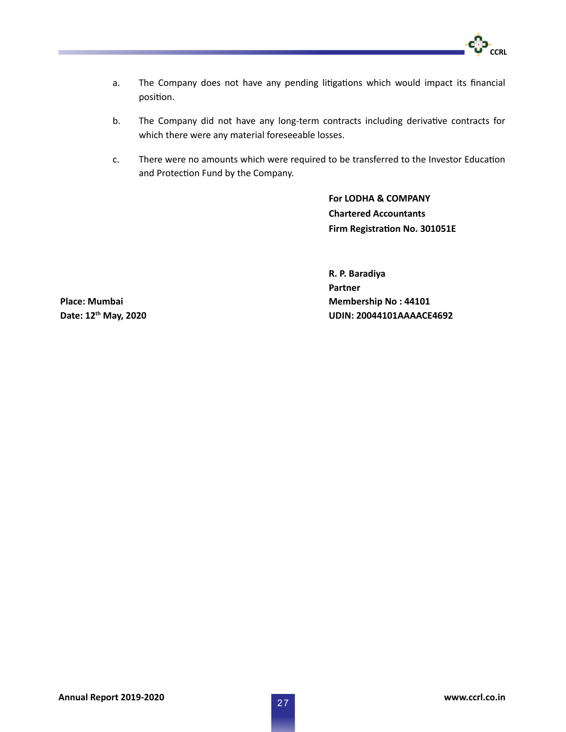a. The Company does not have any pending litigations which would impact its financial position.

b. The Company did not have any long-term contracts including derivative contracts for which there were any material foreseeable losses.

c. There were no amounts which were required to be transferred to the Investor Education and Protection Fund by the Company.

**For LODHA & COMPANY**
**Chartered Accountants**
**Firm Registration No. 301051E**

**R. P. Baradiya**
**Partner**
**Membership No : 44101**
**UDIN: 20044101AAAACE4692**

**Place: Mumbai**
**Date: 12th May, 2020**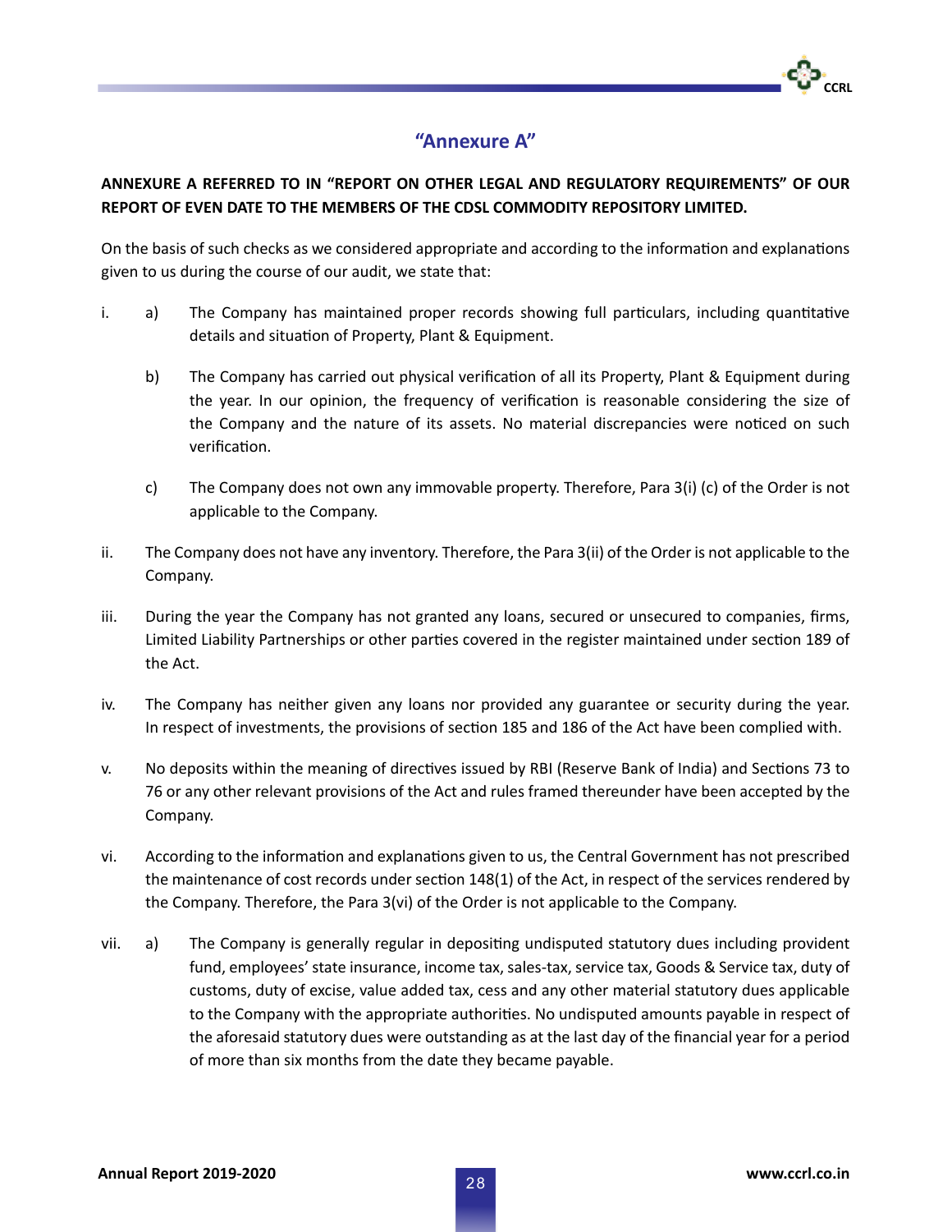## "Annexure A"

**ANNEXURE A REFERRED TO IN "REPORT ON OTHER LEGAL AND REGULATORY REQUIREMENTS" OF OUR REPORT OF EVEN DATE TO THE MEMBERS OF THE CDSL COMMODITY REPOSITORY LIMITED.**

On the basis of such checks as we considered appropriate and according to the information and explanations given to us during the course of our audit, we state that:

i. a) The Company has maintained proper records showing full particulars, including quantitative details and situation of Property, Plant & Equipment.

   b) The Company has carried out physical verification of all its Property, Plant & Equipment during the year. In our opinion, the frequency of verification is reasonable considering the size of the Company and the nature of its assets. No material discrepancies were noticed on such verification.

   c) The Company does not own any immovable property. Therefore, Para 3(i) (c) of the Order is not applicable to the Company.

ii. The Company does not have any inventory. Therefore, the Para 3(ii) of the Order is not applicable to the Company.

iii. During the year the Company has not granted any loans, secured or unsecured to companies, firms, Limited Liability Partnerships or other parties covered in the register maintained under section 189 of the Act.

iv. The Company has neither given any loans nor provided any guarantee or security during the year. In respect of investments, the provisions of section 185 and 186 of the Act have been complied with.

v. No deposits within the meaning of directives issued by RBI (Reserve Bank of India) and Sections 73 to 76 or any other relevant provisions of the Act and rules framed thereunder have been accepted by the Company.

vi. According to the information and explanations given to us, the Central Government has not prescribed the maintenance of cost records under section 148(1) of the Act, in respect of the services rendered by the Company. Therefore, the Para 3(vi) of the Order is not applicable to the Company.

vii. a) The Company is generally regular in depositing undisputed statutory dues including provident fund, employees' state insurance, income tax, sales-tax, service tax, Goods & Service tax, duty of customs, duty of excise, value added tax, cess and any other material statutory dues applicable to the Company with the appropriate authorities. No undisputed amounts payable in respect of the aforesaid statutory dues were outstanding as at the last day of the financial year for a period of more than six months from the date they became payable.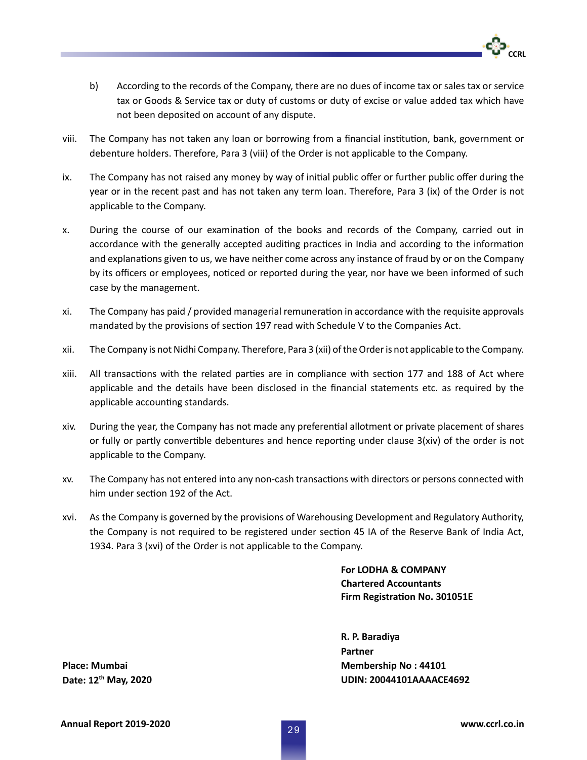b) According to the records of the Company, there are no dues of income tax or sales tax or service tax or Goods & Service tax or duty of customs or duty of excise or value added tax which have not been deposited on account of any dispute.

viii. The Company has not taken any loan or borrowing from a financial institution, bank, government or debenture holders. Therefore, Para 3 (viii) of the Order is not applicable to the Company.

ix. The Company has not raised any money by way of initial public offer or further public offer during the year or in the recent past and has not taken any term loan. Therefore, Para 3 (ix) of the Order is not applicable to the Company.

x. During the course of our examination of the books and records of the Company, carried out in accordance with the generally accepted auditing practices in India and according to the information and explanations given to us, we have neither come across any instance of fraud by or on the Company by its officers or employees, noticed or reported during the year, nor have we been informed of such case by the management.

xi. The Company has paid / provided managerial remuneration in accordance with the requisite approvals mandated by the provisions of section 197 read with Schedule V to the Companies Act.

xii. The Company is not Nidhi Company. Therefore, Para 3 (xii) of the Order is not applicable to the Company.

xiii. All transactions with the related parties are in compliance with section 177 and 188 of Act where applicable and the details have been disclosed in the financial statements etc. as required by the applicable accounting standards.

xiv. During the year, the Company has not made any preferential allotment or private placement of shares or fully or partly convertible debentures and hence reporting under clause 3(xiv) of the order is not applicable to the Company.

xv. The Company has not entered into any non-cash transactions with directors or persons connected with him under section 192 of the Act.

xvi. As the Company is governed by the provisions of Warehousing Development and Regulatory Authority, the Company is not required to be registered under section 45 IA of the Reserve Bank of India Act, 1934. Para 3 (xvi) of the Order is not applicable to the Company.

**For LODHA & COMPANY**
**Chartered Accountants**
**Firm Registration No. 301051E**

**R. P. Baradiya**
**Partner**
**Membership No : 44101**
**UDIN: 20044101AAAACE4692**

**Place: Mumbai**
**Date: 12th May, 2020**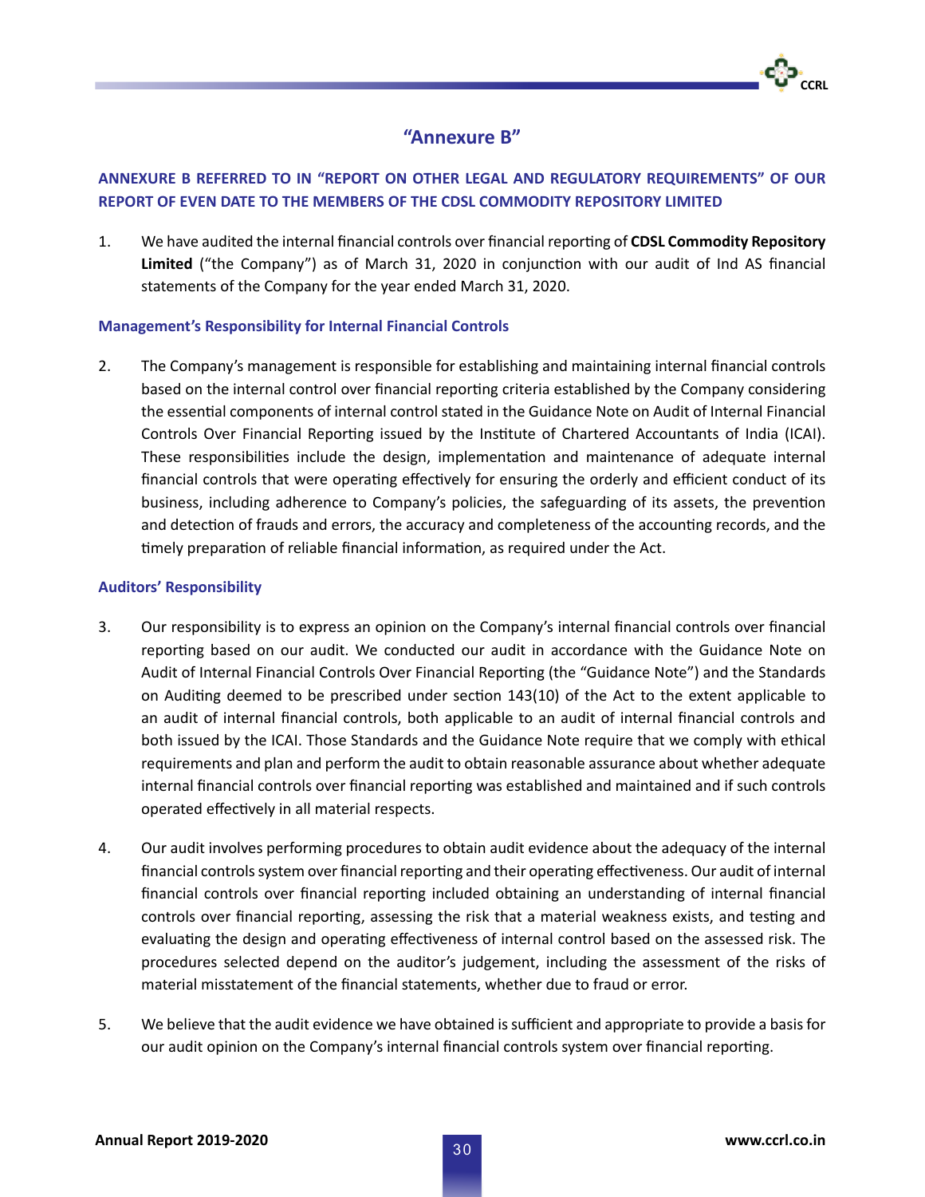# "Annexure B"

## ANNEXURE B REFERRED TO IN "REPORT ON OTHER LEGAL AND REGULATORY REQUIREMENTS" OF OUR REPORT OF EVEN DATE TO THE MEMBERS OF THE CDSL COMMODITY REPOSITORY LIMITED

1. We have audited the internal financial controls over financial reporting of **CDSL Commodity Repository Limited** ("the Company") as of March 31, 2020 in conjunction with our audit of Ind AS financial statements of the Company for the year ended March 31, 2020.

### Management's Responsibility for Internal Financial Controls

2. The Company's management is responsible for establishing and maintaining internal financial controls based on the internal control over financial reporting criteria established by the Company considering the essential components of internal control stated in the Guidance Note on Audit of Internal Financial Controls Over Financial Reporting issued by the Institute of Chartered Accountants of India (ICAI). These responsibilities include the design, implementation and maintenance of adequate internal financial controls that were operating effectively for ensuring the orderly and efficient conduct of its business, including adherence to Company's policies, the safeguarding of its assets, the prevention and detection of frauds and errors, the accuracy and completeness of the accounting records, and the timely preparation of reliable financial information, as required under the Act.

### Auditors' Responsibility

3. Our responsibility is to express an opinion on the Company's internal financial controls over financial reporting based on our audit. We conducted our audit in accordance with the Guidance Note on Audit of Internal Financial Controls Over Financial Reporting (the "Guidance Note") and the Standards on Auditing deemed to be prescribed under section 143(10) of the Act to the extent applicable to an audit of internal financial controls, both applicable to an audit of internal financial controls and both issued by the ICAI. Those Standards and the Guidance Note require that we comply with ethical requirements and plan and perform the audit to obtain reasonable assurance about whether adequate internal financial controls over financial reporting was established and maintained and if such controls operated effectively in all material respects.

4. Our audit involves performing procedures to obtain audit evidence about the adequacy of the internal financial controls system over financial reporting and their operating effectiveness. Our audit of internal financial controls over financial reporting included obtaining an understanding of internal financial controls over financial reporting, assessing the risk that a material weakness exists, and testing and evaluating the design and operating effectiveness of internal control based on the assessed risk. The procedures selected depend on the auditor's judgement, including the assessment of the risks of material misstatement of the financial statements, whether due to fraud or error.

5. We believe that the audit evidence we have obtained is sufficient and appropriate to provide a basis for our audit opinion on the Company's internal financial controls system over financial reporting.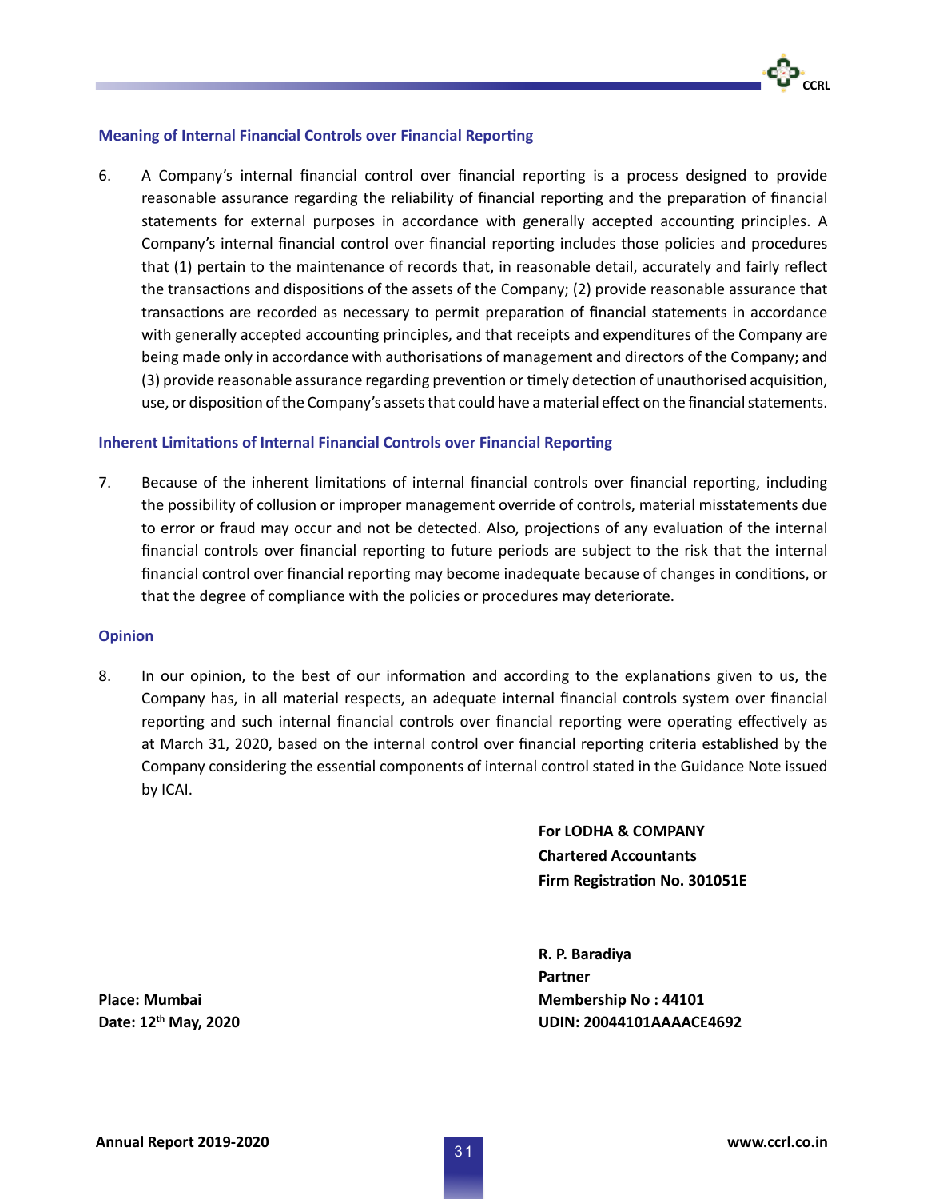### Meaning of Internal Financial Controls over Financial Reporting

6. A Company's internal financial control over financial reporting is a process designed to provide reasonable assurance regarding the reliability of financial reporting and the preparation of financial statements for external purposes in accordance with generally accepted accounting principles. A Company's internal financial control over financial reporting includes those policies and procedures that (1) pertain to the maintenance of records that, in reasonable detail, accurately and fairly reflect the transactions and dispositions of the assets of the Company; (2) provide reasonable assurance that transactions are recorded as necessary to permit preparation of financial statements in accordance with generally accepted accounting principles, and that receipts and expenditures of the Company are being made only in accordance with authorisations of management and directors of the Company; and (3) provide reasonable assurance regarding prevention or timely detection of unauthorised acquisition, use, or disposition of the Company's assets that could have a material effect on the financial statements.

### Inherent Limitations of Internal Financial Controls over Financial Reporting

7. Because of the inherent limitations of internal financial controls over financial reporting, including the possibility of collusion or improper management override of controls, material misstatements due to error or fraud may occur and not be detected. Also, projections of any evaluation of the internal financial controls over financial reporting to future periods are subject to the risk that the internal financial control over financial reporting may become inadequate because of changes in conditions, or that the degree of compliance with the policies or procedures may deteriorate.

### Opinion

8. In our opinion, to the best of our information and according to the explanations given to us, the Company has, in all material respects, an adequate internal financial controls system over financial reporting and such internal financial controls over financial reporting were operating effectively as at March 31, 2020, based on the internal control over financial reporting criteria established by the Company considering the essential components of internal control stated in the Guidance Note issued by ICAI.

**For LODHA & COMPANY**
**Chartered Accountants**
**Firm Registration No. 301051E**

**R. P. Baradiya**
**Partner**
**Membership No : 44101**
**UDIN: 20044101AAAACE4692**

**Place: Mumbai**
**Date: 12th May, 2020**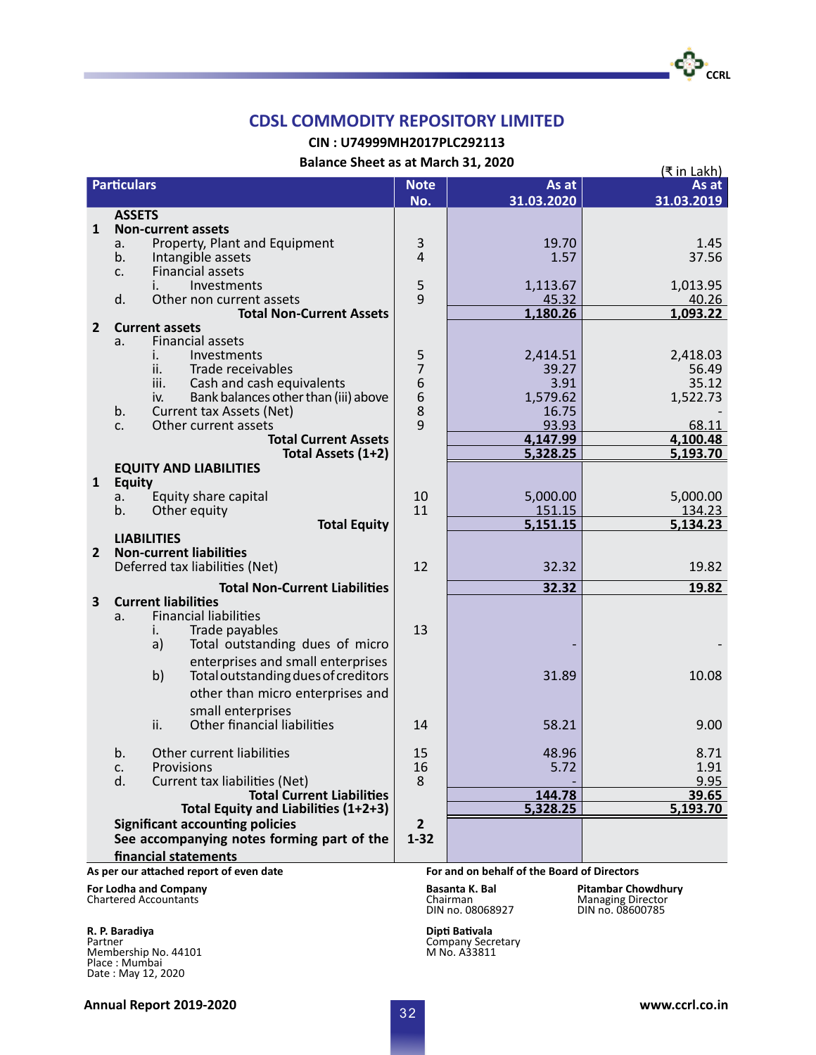# CDSL COMMODITY REPOSITORY LIMITED

**CIN : U74999MH2017PLC292113**

**Balance Sheet as at March 31, 2020**

(₹ in Lakh)

| Particulars | Note No. | As at 31.03.2020 | As at 31.03.2019 |
|---|---|---|---|
| **ASSETS** | | | |
| **1 Non-current assets** | | | |
| a. Property, Plant and Equipment | 3 | 19.70 | 1.45 |
| b. Intangible assets | 4 | 1.57 | 37.56 |
| c. Financial assets | | | |
| i. Investments | 5 | 1,113.67 | 1,013.95 |
| d. Other non current assets | 9 | 45.32 | 40.26 |
| **Total Non-Current Assets** | | **1,180.26** | **1,093.22** |
| **2 Current assets** | | | |
| a. Financial assets | | | |
| i. Investments | 5 | 2,414.51 | 2,418.03 |
| ii. Trade receivables | 7 | 39.27 | 56.49 |
| iii. Cash and cash equivalents | 6 | 3.91 | 35.12 |
| iv. Bank balances other than (iii) above | 6 | 1,579.62 | 1,522.73 |
| b. Current tax Assets (Net) | 8 | 16.75 | - |
| c. Other current assets | 9 | 93.93 | 68.11 |
| **Total Current Assets** | | **4,147.99** | **4,100.48** |
| **Total Assets (1+2)** | | **5,328.25** | **5,193.70** |
| **EQUITY AND LIABILITIES** | | | |
| **1 Equity** | | | |
| a. Equity share capital | 10 | 5,000.00 | 5,000.00 |
| b. Other equity | 11 | 151.15 | 134.23 |
| **Total Equity** | | **5,151.15** | **5,134.23** |
| **LIABILITIES** | | | |
| **2 Non-current liabilities** | | | |
| Deferred tax liabilities (Net) | 12 | 32.32 | 19.82 |
| **Total Non-Current Liabilities** | | **32.32** | **19.82** |
| **3 Current liabilities** | | | |
| a. Financial liabilities | | | |
| i. Trade payables | 13 | | |
| a) Total outstanding dues of micro enterprises and small enterprises | | - | - |
| b) Total outstanding dues of creditors other than micro enterprises and small enterprises | | 31.89 | 10.08 |
| ii. Other financial liabilities | 14 | 58.21 | 9.00 |
| b. Other current liabilities | 15 | 48.96 | 8.71 |
| c. Provisions | 16 | 5.72 | 1.91 |
| d. Current tax liabilities (Net) | 8 | - | 9.95 |
| **Total Current Liabilities** | | **144.78** | **39.65** |
| **Total Equity and Liabilities (1+2+3)** | | **5,328.25** | **5,193.70** |
| **Significant accounting policies** | **2** | | |
| **See accompanying notes forming part of the financial statements** | **1-32** | | |

**As per our attached report of even date**

**For Lodha and Company**
Chartered Accountants

**R. P. Baradiya**
Partner
Membership No. 44101
Place : Mumbai
Date : May 12, 2020

**For and on behalf of the Board of Directors**

**Basanta K. Bal**
Chairman
DIN no. 08068927

**Pitambar Chowdhury**
Managing Director
DIN no. 08600785

**Dipti Bativala**
Company Secretary
M No. A33811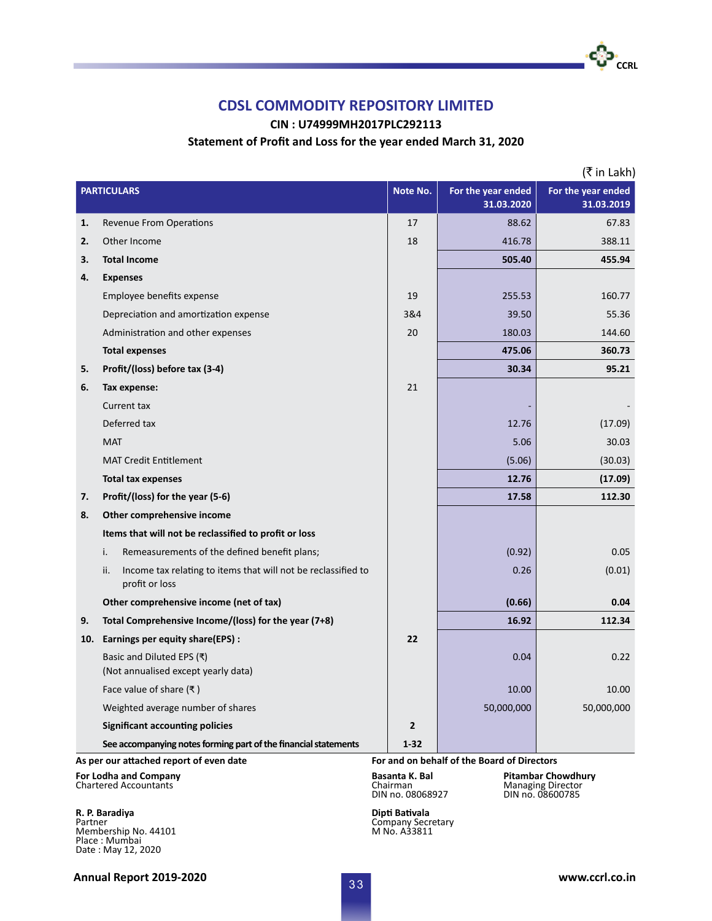# CDSL COMMODITY REPOSITORY LIMITED

**CIN : U74999MH2017PLC292113**

**Statement of Profit and Loss for the year ended March 31, 2020**

(₹ in Lakh)

| | PARTICULARS | Note No. | For the year ended 31.03.2020 | For the year ended 31.03.2019 |
|---|---|---|---|---|
| 1. | Revenue From Operations | 17 | 88.62 | 67.83 |
| 2. | Other Income | 18 | 416.78 | 388.11 |
| 3. | **Total Income** | | **505.40** | **455.94** |
| 4. | **Expenses** | | | |
| | Employee benefits expense | 19 | 255.53 | 160.77 |
| | Depreciation and amortization expense | 3&4 | 39.50 | 55.36 |
| | Administration and other expenses | 20 | 180.03 | 144.60 |
| | **Total expenses** | | **475.06** | **360.73** |
| 5. | **Profit/(loss) before tax (3-4)** | | **30.34** | **95.21** |
| 6. | **Tax expense:** | 21 | | |
| | Current tax | | - | - |
| | Deferred tax | | 12.76 | (17.09) |
| | MAT | | 5.06 | 30.03 |
| | MAT Credit Entitlement | | (5.06) | (30.03) |
| | **Total tax expenses** | | **12.76** | **(17.09)** |
| 7. | **Profit/(loss) for the year (5-6)** | | **17.58** | **112.30** |
| 8. | **Other comprehensive income** | | | |
| | **Items that will not be reclassified to profit or loss** | | | |
| | i. Remeasurements of the defined benefit plans; | | (0.92) | 0.05 |
| | ii. Income tax relating to items that will not be reclassified to profit or loss | | 0.26 | (0.01) |
| | **Other comprehensive income (net of tax)** | | **(0.66)** | **0.04** |
| 9. | **Total Comprehensive Income/(loss) for the year (7+8)** | | **16.92** | **112.34** |
| 10. | **Earnings per equity share(EPS) :** | **22** | | |
| | Basic and Diluted EPS (₹) (Not annualised except yearly data) | | 0.04 | 0.22 |
| | Face value of share (₹ ) | | 10.00 | 10.00 |
| | Weighted average number of shares | | 50,000,000 | 50,000,000 |
| | **Significant accounting policies** | **2** | | |
| | **See accompanying notes forming part of the financial statements** | **1-32** | | |

**As per our attached report of even date**

**For Lodha and Company**
Chartered Accountants

**R. P. Baradiya**
Partner
Membership No. 44101
Place : Mumbai
Date : May 12, 2020

**For and on behalf of the Board of Directors**

**Basanta K. Bal**
Chairman
DIN no. 08068927

**Pitambar Chowdhury**
Managing Director
DIN no. 08600785

**Dipti Bativala**
Company Secretary
M No. A33811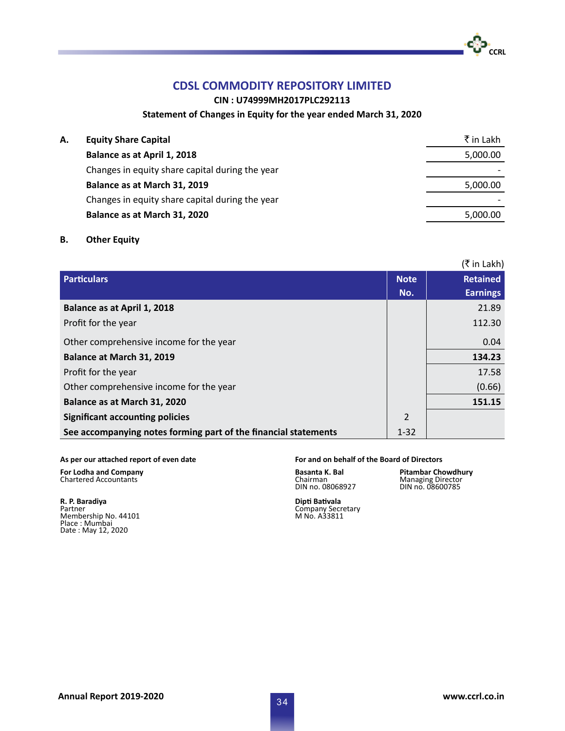# CDSL COMMODITY REPOSITORY LIMITED

**CIN : U74999MH2017PLC292113**

**Statement of Changes in Equity for the year ended March 31, 2020**

## A. Equity Share Capital

| | ₹ in Lakh |
|---|---|
| **Balance as at April 1, 2018** | 5,000.00 |
| Changes in equity share capital during the year | - |
| **Balance as at March 31, 2019** | 5,000.00 |
| Changes in equity share capital during the year | - |
| **Balance as at March 31, 2020** | 5,000.00 |

## B. Other Equity

(₹ in Lakh)

| Particulars | Note No. | Retained Earnings |
|---|---|---|
| **Balance as at April 1, 2018** | | 21.89 |
| Profit for the year | | 112.30 |
| Other comprehensive income for the year | | 0.04 |
| **Balance at March 31, 2019** | | **134.23** |
| Profit for the year | | 17.58 |
| Other comprehensive income for the year | | (0.66) |
| **Balance as at March 31, 2020** | | **151.15** |
| **Significant accounting policies** | 2 | |
| **See accompanying notes forming part of the financial statements** | 1-32 | |

**As per our attached report of even date**

**For Lodha and Company**
Chartered Accountants

**R. P. Baradiya**
Partner
Membership No. 44101
Place : Mumbai
Date : May 12, 2020

**For and on behalf of the Board of Directors**

**Basanta K. Bal**
Chairman
DIN no. 08068927

**Pitambar Chowdhury**
Managing Director
DIN no. 08600785

**Dipti Batival**
Company Secretary
M No. A33811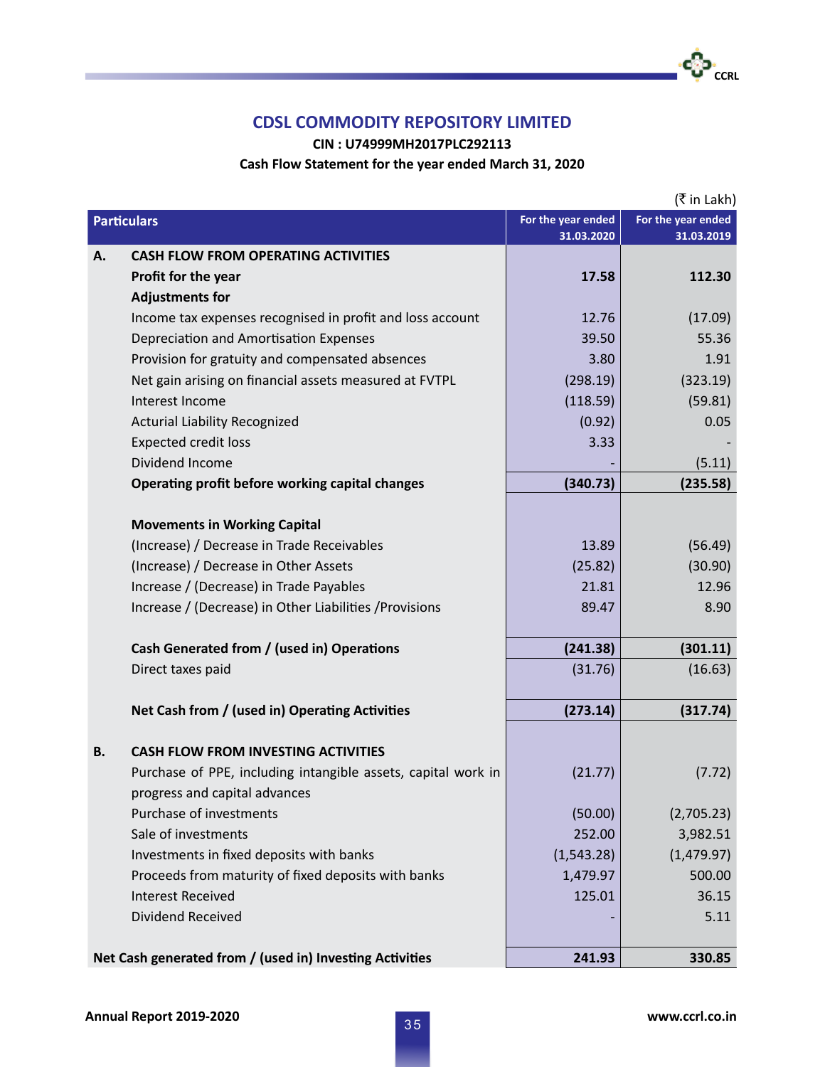# CDSL COMMODITY REPOSITORY LIMITED

**CIN : U74999MH2017PLC292113**

**Cash Flow Statement for the year ended March 31, 2020**

(₹ in Lakh)

| | Particulars | For the year ended 31.03.2020 | For the year ended 31.03.2019 |
|---|---|---|---|
| **A.** | **CASH FLOW FROM OPERATING ACTIVITIES** | | |
| | **Profit for the year** | **17.58** | **112.30** |
| | **Adjustments for** | | |
| | Income tax expenses recognised in profit and loss account | 12.76 | (17.09) |
| | Depreciation and Amortisation Expenses | 39.50 | 55.36 |
| | Provision for gratuity and compensated absences | 3.80 | 1.91 |
| | Net gain arising on financial assets measured at FVTPL | (298.19) | (323.19) |
| | Interest Income | (118.59) | (59.81) |
| | Acturial Liability Recognized | (0.92) | 0.05 |
| | Expected credit loss | 3.33 | - |
| | Dividend Income | - | (5.11) |
| | **Operating profit before working capital changes** | **(340.73)** | **(235.58)** |
| | | | |
| | **Movements in Working Capital** | | |
| | (Increase) / Decrease in Trade Receivables | 13.89 | (56.49) |
| | (Increase) / Decrease in Other Assets | (25.82) | (30.90) |
| | Increase / (Decrease) in Trade Payables | 21.81 | 12.96 |
| | Increase / (Decrease) in Other Liabilities /Provisions | 89.47 | 8.90 |
| | | | |
| | **Cash Generated from / (used in) Operations** | **(241.38)** | **(301.11)** |
| | Direct taxes paid | (31.76) | (16.63) |
| | | | |
| | **Net Cash from / (used in) Operating Activities** | **(273.14)** | **(317.74)** |
| | | | |
| **B.** | **CASH FLOW FROM INVESTING ACTIVITIES** | | |
| | Purchase of PPE, including intangible assets, capital work in progress and capital advances | (21.77) | (7.72) |
| | Purchase of investments | (50.00) | (2,705.23) |
| | Sale of investments | 252.00 | 3,982.51 |
| | Investments in fixed deposits with banks | (1,543.28) | (1,479.97) |
| | Proceeds from maturity of fixed deposits with banks | 1,479.97 | 500.00 |
| | Interest Received | 125.01 | 36.15 |
| | Dividend Received | - | 5.11 |
| | | | |
| **Net Cash generated from / (used in) Investing Activities** | | **241.93** | **330.85** |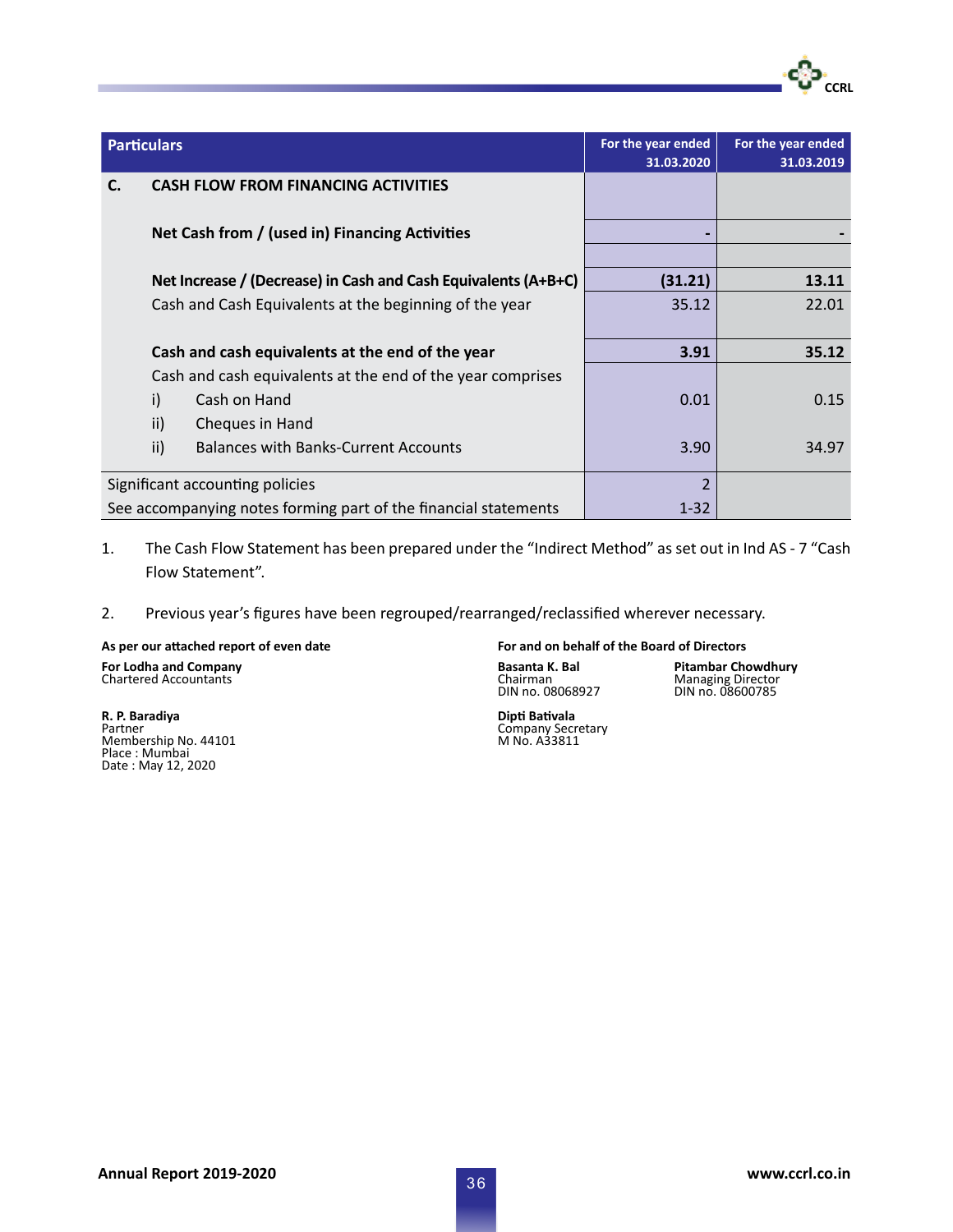| Particulars | For the year ended 31.03.2020 | For the year ended 31.03.2019 |
|---|---|---|
| **C. CASH FLOW FROM FINANCING ACTIVITIES** | | |
| **Net Cash from / (used in) Financing Activities** | **-** | **-** |
| | | |
| **Net Increase / (Decrease) in Cash and Cash Equivalents (A+B+C)** | **(31.21)** | **13.11** |
| Cash and Cash Equivalents at the beginning of the year | 35.12 | 22.01 |
| **Cash and cash equivalents at the end of the year** | **3.91** | **35.12** |
| Cash and cash equivalents at the end of the year comprises | | |
| i) Cash on Hand | 0.01 | 0.15 |
| ii) Cheques in Hand | | |
| ii) Balances with Banks-Current Accounts | 3.90 | 34.97 |
| Significant accounting policies | 2 | |
| See accompanying notes forming part of the financial statements | 1-32 | |

1. The Cash Flow Statement has been prepared under the "Indirect Method" as set out in Ind AS - 7 "Cash Flow Statement".

2. Previous year's figures have been regrouped/rearranged/reclassified wherever necessary.

**As per our attached report of even date**

**For Lodha and Company**
Chartered Accountants

**R. P. Baradiya**
Partner
Membership No. 44101
Place : Mumbai
Date : May 12, 2020

**For and on behalf of the Board of Directors**

**Basanta K. Bal**
Chairman
DIN no. 08068927

**Pitambar Chowdhury**
Managing Director
DIN no. 08600785

**Dipti Bativala**
Company Secretary
M No. A33811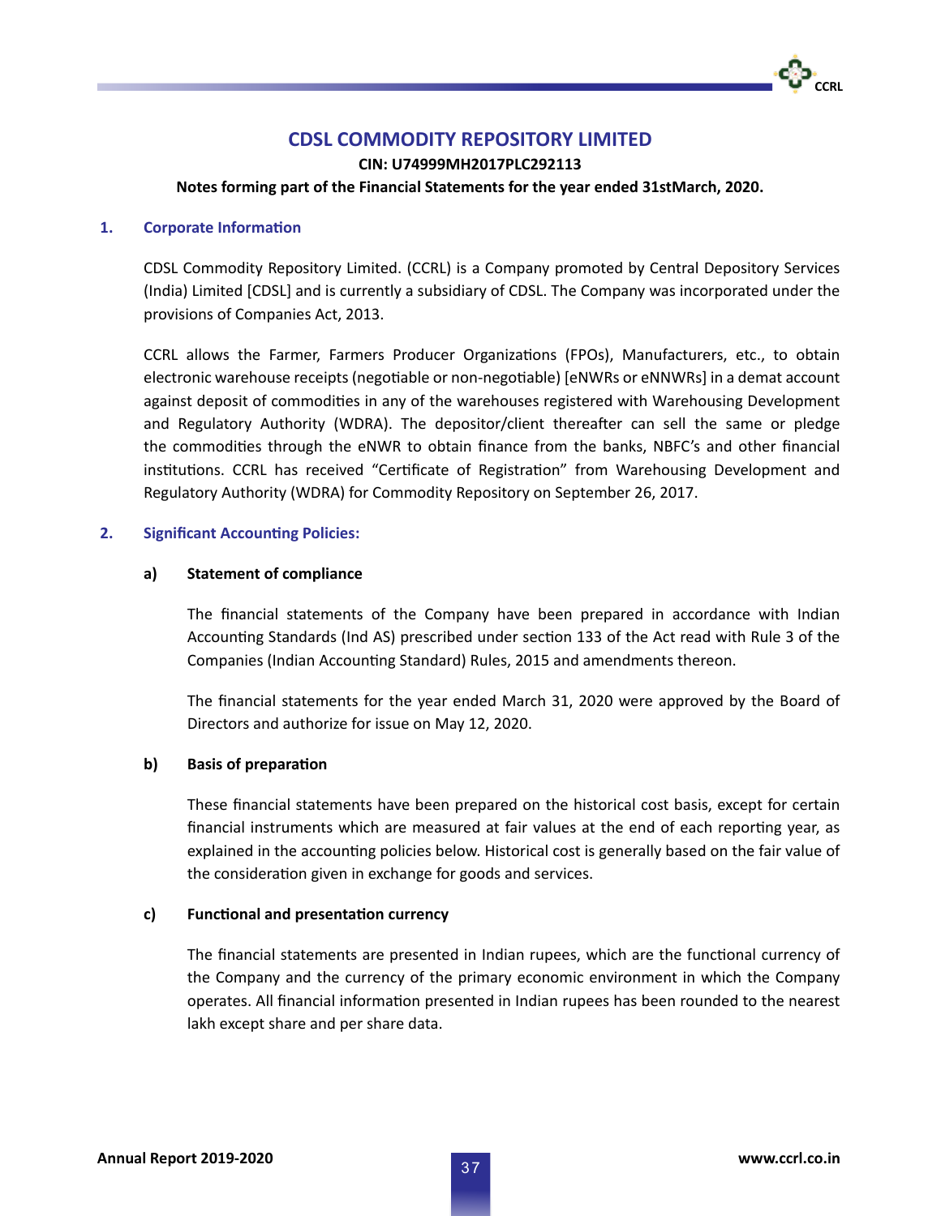# CDSL COMMODITY REPOSITORY LIMITED

**CIN: U74999MH2017PLC292113**

**Notes forming part of the Financial Statements for the year ended 31stMarch, 2020.**

## 1. Corporate Information

CDSL Commodity Repository Limited. (CCRL) is a Company promoted by Central Depository Services (India) Limited [CDSL] and is currently a subsidiary of CDSL. The Company was incorporated under the provisions of Companies Act, 2013.

CCRL allows the Farmer, Farmers Producer Organizations (FPOs), Manufacturers, etc., to obtain electronic warehouse receipts (negotiable or non-negotiable) [eNWRs or eNNWRs] in a demat account against deposit of commodities in any of the warehouses registered with Warehousing Development and Regulatory Authority (WDRA). The depositor/client thereafter can sell the same or pledge the commodities through the eNWR to obtain finance from the banks, NBFC's and other financial institutions. CCRL has received "Certificate of Registration" from Warehousing Development and Regulatory Authority (WDRA) for Commodity Repository on September 26, 2017.

## 2. Significant Accounting Policies:

### a) Statement of compliance

The financial statements of the Company have been prepared in accordance with Indian Accounting Standards (Ind AS) prescribed under section 133 of the Act read with Rule 3 of the Companies (Indian Accounting Standard) Rules, 2015 and amendments thereon.

The financial statements for the year ended March 31, 2020 were approved by the Board of Directors and authorize for issue on May 12, 2020.

### b) Basis of preparation

These financial statements have been prepared on the historical cost basis, except for certain financial instruments which are measured at fair values at the end of each reporting year, as explained in the accounting policies below. Historical cost is generally based on the fair value of the consideration given in exchange for goods and services.

### c) Functional and presentation currency

The financial statements are presented in Indian rupees, which are the functional currency of the Company and the currency of the primary economic environment in which the Company operates. All financial information presented in Indian rupees has been rounded to the nearest lakh except share and per share data.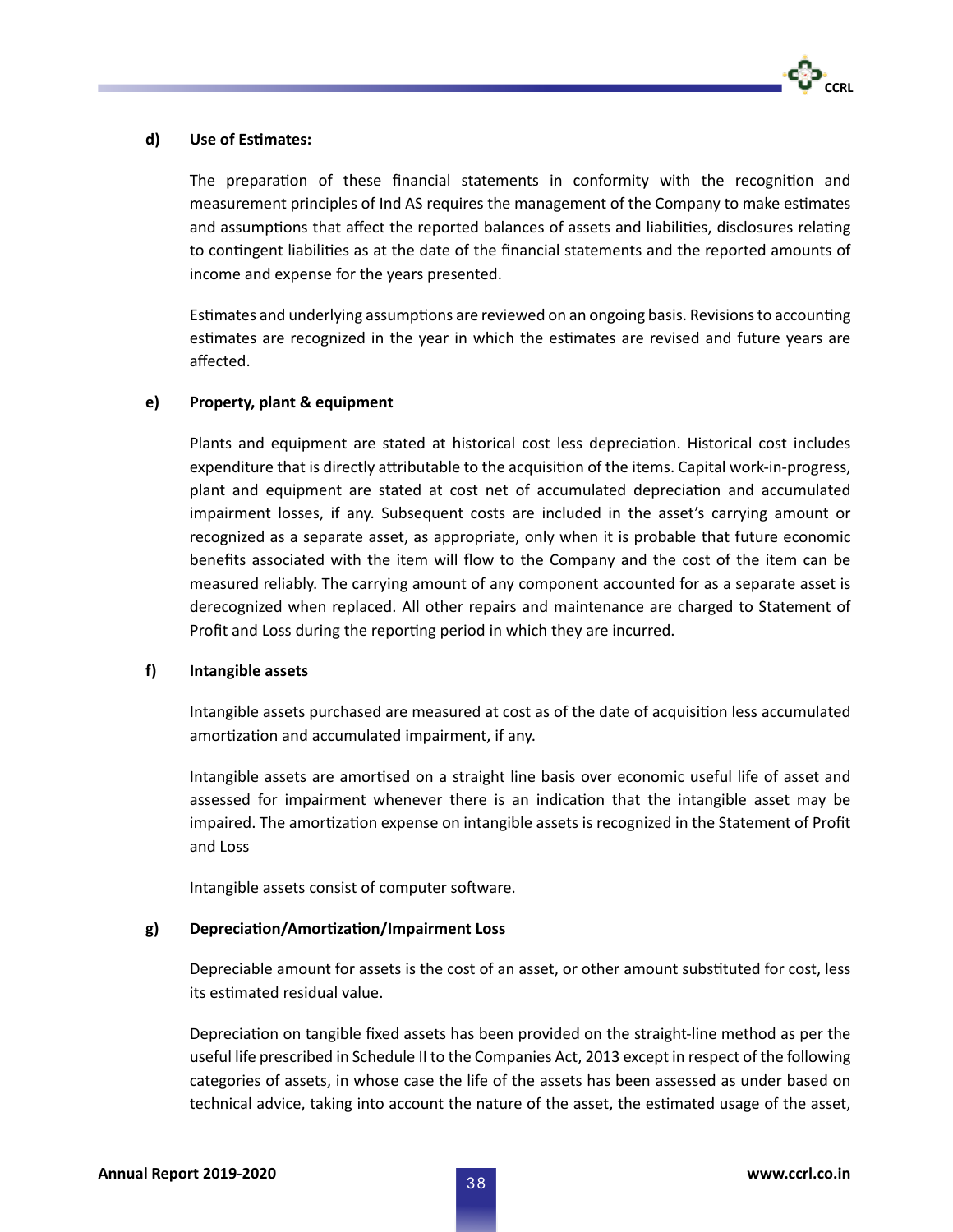**d) Use of Estimates:**

The preparation of these financial statements in conformity with the recognition and measurement principles of Ind AS requires the management of the Company to make estimates and assumptions that affect the reported balances of assets and liabilities, disclosures relating to contingent liabilities as at the date of the financial statements and the reported amounts of income and expense for the years presented.

Estimates and underlying assumptions are reviewed on an ongoing basis. Revisions to accounting estimates are recognized in the year in which the estimates are revised and future years are affected.

**e) Property, plant & equipment**

Plants and equipment are stated at historical cost less depreciation. Historical cost includes expenditure that is directly attributable to the acquisition of the items. Capital work-in-progress, plant and equipment are stated at cost net of accumulated depreciation and accumulated impairment losses, if any. Subsequent costs are included in the asset's carrying amount or recognized as a separate asset, as appropriate, only when it is probable that future economic benefits associated with the item will flow to the Company and the cost of the item can be measured reliably. The carrying amount of any component accounted for as a separate asset is derecognized when replaced. All other repairs and maintenance are charged to Statement of Profit and Loss during the reporting period in which they are incurred.

**f) Intangible assets**

Intangible assets purchased are measured at cost as of the date of acquisition less accumulated amortization and accumulated impairment, if any.

Intangible assets are amortised on a straight line basis over economic useful life of asset and assessed for impairment whenever there is an indication that the intangible asset may be impaired. The amortization expense on intangible assets is recognized in the Statement of Profit and Loss

Intangible assets consist of computer software.

**g) Depreciation/Amortization/Impairment Loss**

Depreciable amount for assets is the cost of an asset, or other amount substituted for cost, less its estimated residual value.

Depreciation on tangible fixed assets has been provided on the straight-line method as per the useful life prescribed in Schedule II to the Companies Act, 2013 except in respect of the following categories of assets, in whose case the life of the assets has been assessed as under based on technical advice, taking into account the nature of the asset, the estimated usage of the asset,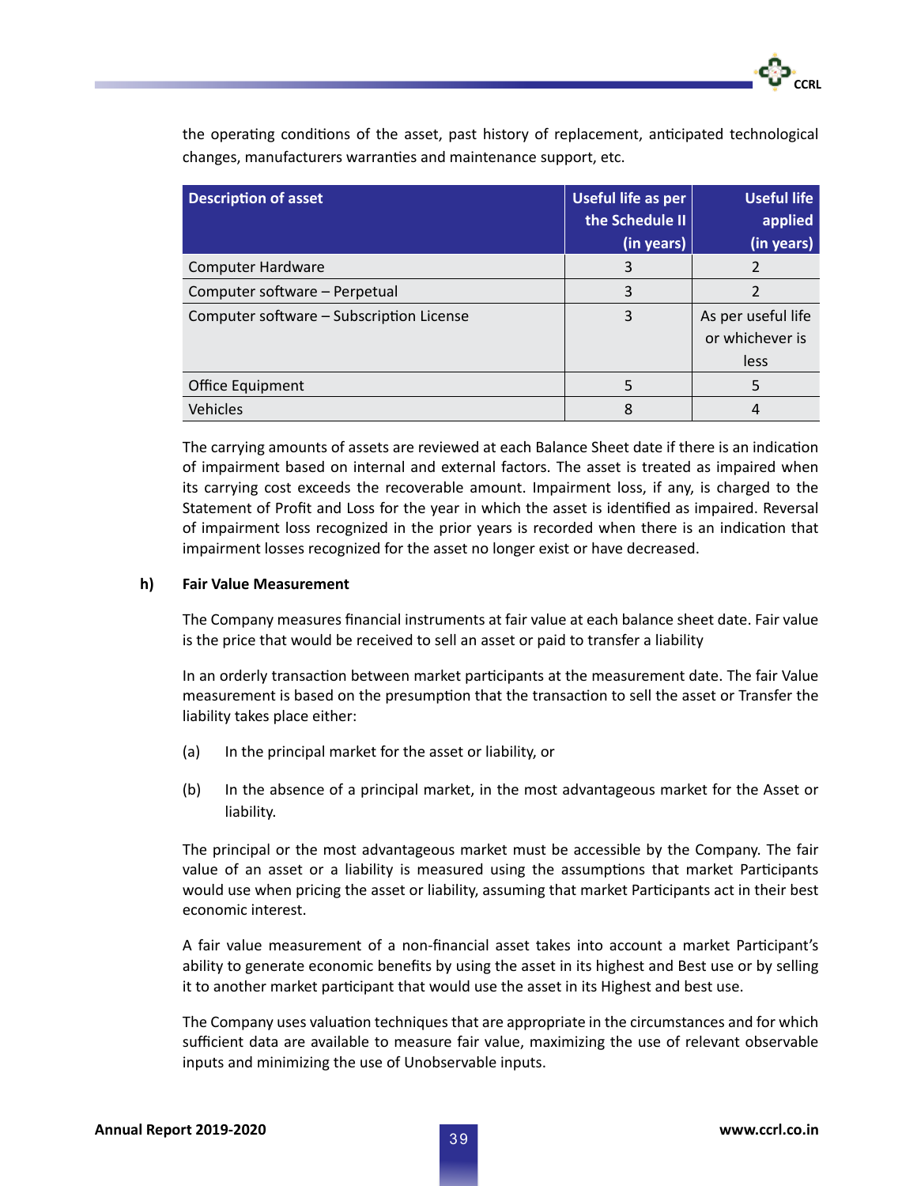the operating conditions of the asset, past history of replacement, anticipated technological changes, manufacturers warranties and maintenance support, etc.

| Description of asset | Useful life as per the Schedule II (in years) | Useful life applied (in years) |
|---|---|---|
| Computer Hardware | 3 | 2 |
| Computer software – Perpetual | 3 | 2 |
| Computer software – Subscription License | 3 | As per useful life or whichever is less |
| Office Equipment | 5 | 5 |
| Vehicles | 8 | 4 |

The carrying amounts of assets are reviewed at each Balance Sheet date if there is an indication of impairment based on internal and external factors. The asset is treated as impaired when its carrying cost exceeds the recoverable amount. Impairment loss, if any, is charged to the Statement of Profit and Loss for the year in which the asset is identified as impaired. Reversal of impairment loss recognized in the prior years is recorded when there is an indication that impairment losses recognized for the asset no longer exist or have decreased.

**h) Fair Value Measurement**

The Company measures financial instruments at fair value at each balance sheet date. Fair value is the price that would be received to sell an asset or paid to transfer a liability

In an orderly transaction between market participants at the measurement date. The fair Value measurement is based on the presumption that the transaction to sell the asset or Transfer the liability takes place either:

(a) In the principal market for the asset or liability, or

(b) In the absence of a principal market, in the most advantageous market for the Asset or liability.

The principal or the most advantageous market must be accessible by the Company. The fair value of an asset or a liability is measured using the assumptions that market Participants would use when pricing the asset or liability, assuming that market Participants act in their best economic interest.

A fair value measurement of a non-financial asset takes into account a market Participant's ability to generate economic benefits by using the asset in its highest and Best use or by selling it to another market participant that would use the asset in its Highest and best use.

The Company uses valuation techniques that are appropriate in the circumstances and for which sufficient data are available to measure fair value, maximizing the use of relevant observable inputs and minimizing the use of Unobservable inputs.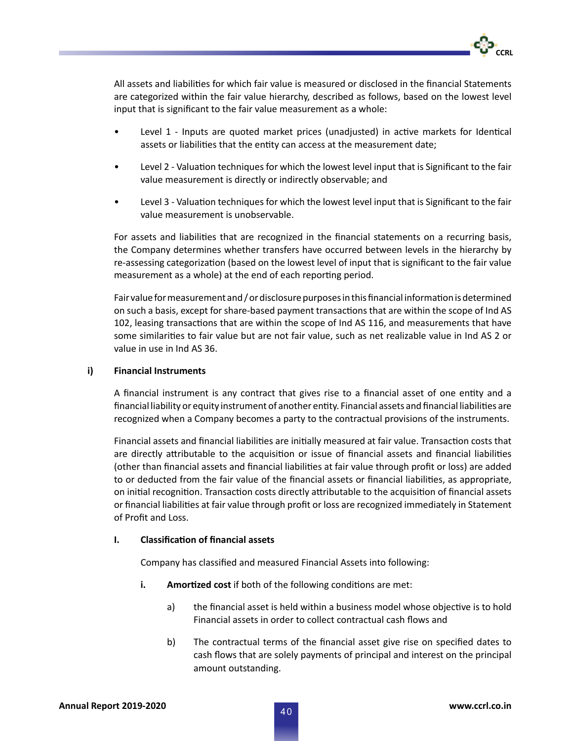All assets and liabilities for which fair value is measured or disclosed in the financial Statements are categorized within the fair value hierarchy, described as follows, based on the lowest level input that is significant to the fair value measurement as a whole:

- Level 1 - Inputs are quoted market prices (unadjusted) in active markets for Identical assets or liabilities that the entity can access at the measurement date;
- Level 2 - Valuation techniques for which the lowest level input that is Significant to the fair value measurement is directly or indirectly observable; and
- Level 3 - Valuation techniques for which the lowest level input that is Significant to the fair value measurement is unobservable.

For assets and liabilities that are recognized in the financial statements on a recurring basis, the Company determines whether transfers have occurred between levels in the hierarchy by re-assessing categorization (based on the lowest level of input that is significant to the fair value measurement as a whole) at the end of each reporting period.

Fair value for measurement and / or disclosure purposes in this financial information is determined on such a basis, except for share-based payment transactions that are within the scope of Ind AS 102, leasing transactions that are within the scope of Ind AS 116, and measurements that have some similarities to fair value but are not fair value, such as net realizable value in Ind AS 2 or value in use in Ind AS 36.

**i) Financial Instruments**

A financial instrument is any contract that gives rise to a financial asset of one entity and a financial liability or equity instrument of another entity. Financial assets and financial liabilities are recognized when a Company becomes a party to the contractual provisions of the instruments.

Financial assets and financial liabilities are initially measured at fair value. Transaction costs that are directly attributable to the acquisition or issue of financial assets and financial liabilities (other than financial assets and financial liabilities at fair value through profit or loss) are added to or deducted from the fair value of the financial assets or financial liabilities, as appropriate, on initial recognition. Transaction costs directly attributable to the acquisition of financial assets or financial liabilities at fair value through profit or loss are recognized immediately in Statement of Profit and Loss.

**I. Classification of financial assets**

Company has classified and measured Financial Assets into following:

**i. Amortized cost** if both of the following conditions are met:

a) the financial asset is held within a business model whose objective is to hold Financial assets in order to collect contractual cash flows and

b) The contractual terms of the financial asset give rise on specified dates to cash flows that are solely payments of principal and interest on the principal amount outstanding.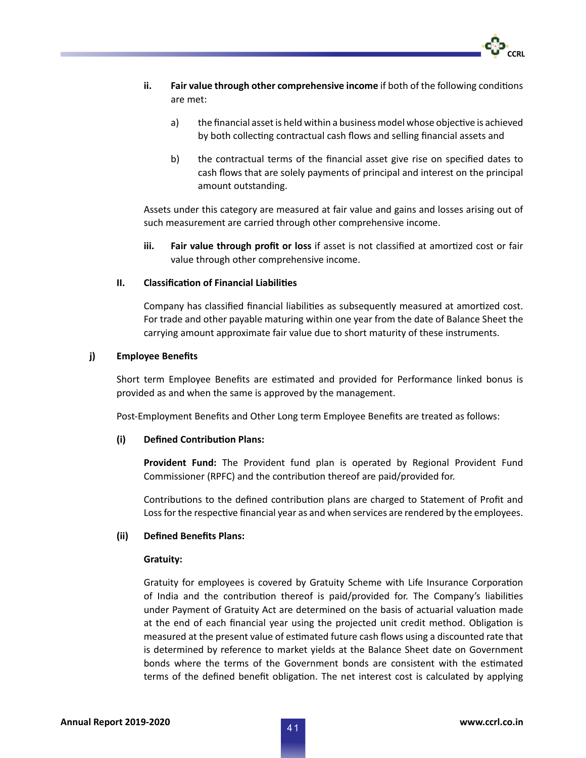**ii.** **Fair value through other comprehensive income** if both of the following conditions are met:

a) the financial asset is held within a business model whose objective is achieved by both collecting contractual cash flows and selling financial assets and

b) the contractual terms of the financial asset give rise on specified dates to cash flows that are solely payments of principal and interest on the principal amount outstanding.

Assets under this category are measured at fair value and gains and losses arising out of such measurement are carried through other comprehensive income.

**iii.** **Fair value through profit or loss** if asset is not classified at amortized cost or fair value through other comprehensive income.

**II. Classification of Financial Liabilities**

Company has classified financial liabilities as subsequently measured at amortized cost. For trade and other payable maturing within one year from the date of Balance Sheet the carrying amount approximate fair value due to short maturity of these instruments.

**j) Employee Benefits**

Short term Employee Benefits are estimated and provided for Performance linked bonus is provided as and when the same is approved by the management.

Post-Employment Benefits and Other Long term Employee Benefits are treated as follows:

**(i) Defined Contribution Plans:**

**Provident Fund:** The Provident fund plan is operated by Regional Provident Fund Commissioner (RPFC) and the contribution thereof are paid/provided for.

Contributions to the defined contribution plans are charged to Statement of Profit and Loss for the respective financial year as and when services are rendered by the employees.

**(ii) Defined Benefits Plans:**

**Gratuity:**

Gratuity for employees is covered by Gratuity Scheme with Life Insurance Corporation of India and the contribution thereof is paid/provided for. The Company's liabilities under Payment of Gratuity Act are determined on the basis of actuarial valuation made at the end of each financial year using the projected unit credit method. Obligation is measured at the present value of estimated future cash flows using a discounted rate that is determined by reference to market yields at the Balance Sheet date on Government bonds where the terms of the Government bonds are consistent with the estimated terms of the defined benefit obligation. The net interest cost is calculated by applying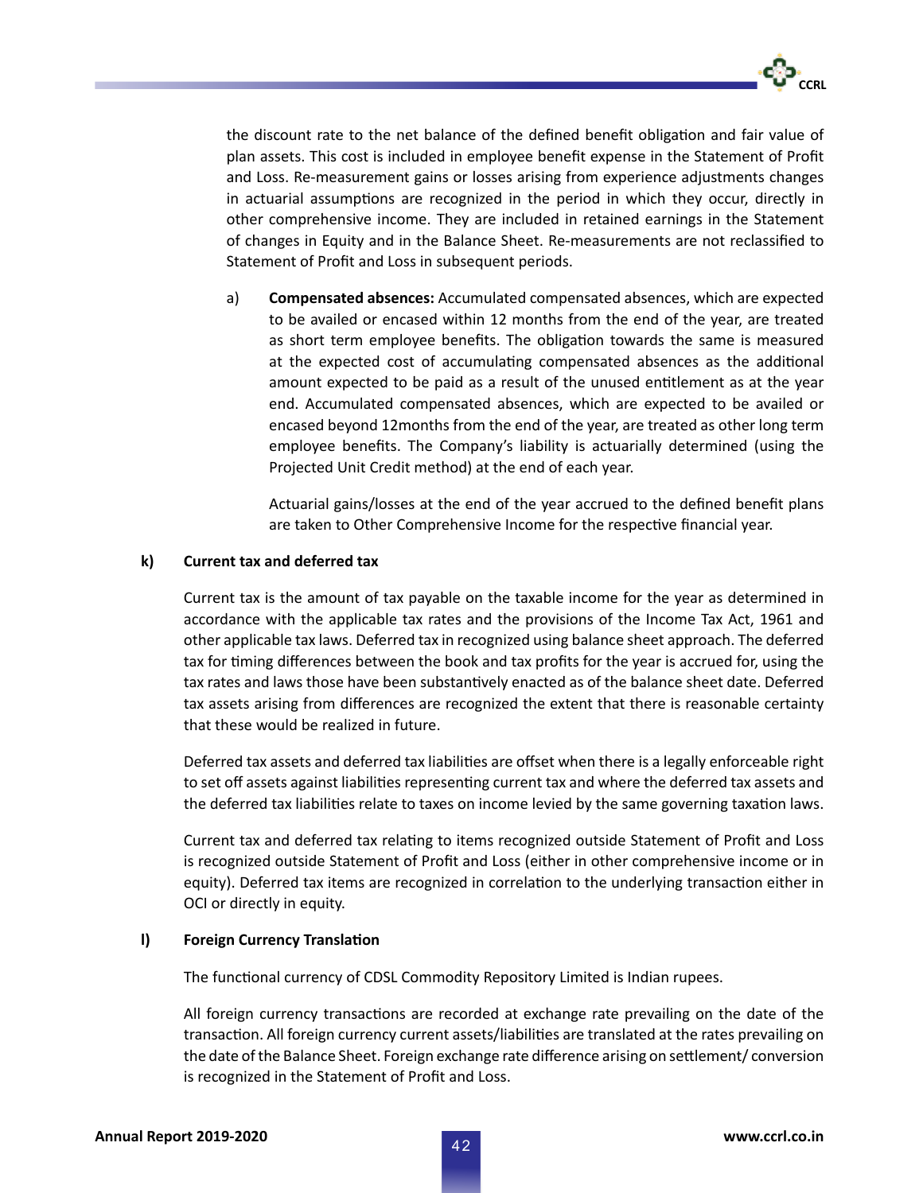the discount rate to the net balance of the defined benefit obligation and fair value of plan assets. This cost is included in employee benefit expense in the Statement of Profit and Loss. Re-measurement gains or losses arising from experience adjustments changes in actuarial assumptions are recognized in the period in which they occur, directly in other comprehensive income. They are included in retained earnings in the Statement of changes in Equity and in the Balance Sheet. Re-measurements are not reclassified to Statement of Profit and Loss in subsequent periods.

a) **Compensated absences:** Accumulated compensated absences, which are expected to be availed or encased within 12 months from the end of the year, are treated as short term employee benefits. The obligation towards the same is measured at the expected cost of accumulating compensated absences as the additional amount expected to be paid as a result of the unused entitlement as at the year end. Accumulated compensated absences, which are expected to be availed or encased beyond 12months from the end of the year, are treated as other long term employee benefits. The Company's liability is actuarially determined (using the Projected Unit Credit method) at the end of each year.

   Actuarial gains/losses at the end of the year accrued to the defined benefit plans are taken to Other Comprehensive Income for the respective financial year.

**k) Current tax and deferred tax**

Current tax is the amount of tax payable on the taxable income for the year as determined in accordance with the applicable tax rates and the provisions of the Income Tax Act, 1961 and other applicable tax laws. Deferred tax in recognized using balance sheet approach. The deferred tax for timing differences between the book and tax profits for the year is accrued for, using the tax rates and laws those have been substantively enacted as of the balance sheet date. Deferred tax assets arising from differences are recognized the extent that there is reasonable certainty that these would be realized in future.

Deferred tax assets and deferred tax liabilities are offset when there is a legally enforceable right to set off assets against liabilities representing current tax and where the deferred tax assets and the deferred tax liabilities relate to taxes on income levied by the same governing taxation laws.

Current tax and deferred tax relating to items recognized outside Statement of Profit and Loss is recognized outside Statement of Profit and Loss (either in other comprehensive income or in equity). Deferred tax items are recognized in correlation to the underlying transaction either in OCI or directly in equity.

**l) Foreign Currency Translation**

The functional currency of CDSL Commodity Repository Limited is Indian rupees.

All foreign currency transactions are recorded at exchange rate prevailing on the date of the transaction. All foreign currency current assets/liabilities are translated at the rates prevailing on the date of the Balance Sheet. Foreign exchange rate difference arising on settlement/ conversion is recognized in the Statement of Profit and Loss.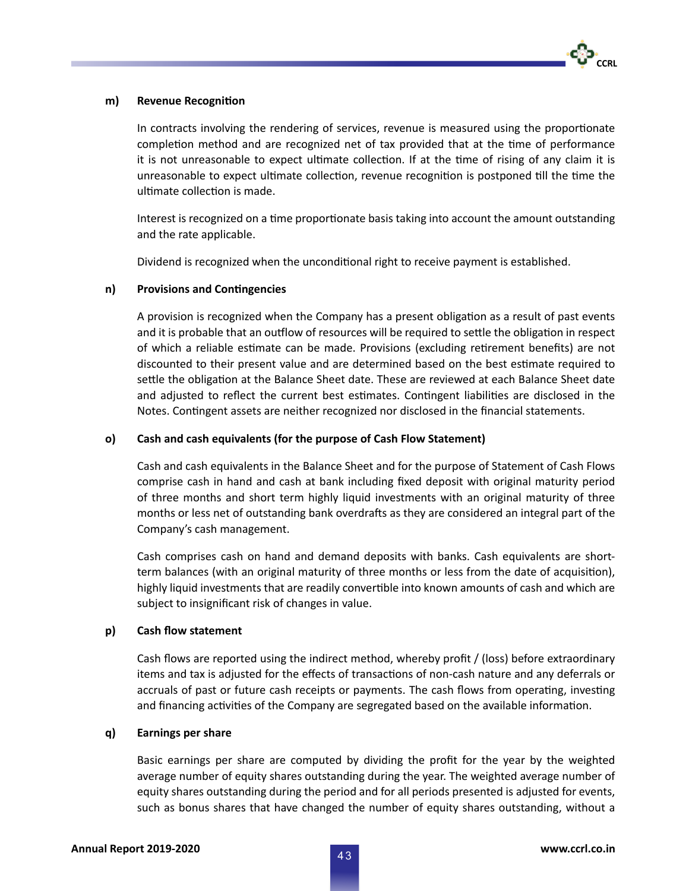**m) Revenue Recognition**

In contracts involving the rendering of services, revenue is measured using the proportionate completion method and are recognized net of tax provided that at the time of performance it is not unreasonable to expect ultimate collection. If at the time of rising of any claim it is unreasonable to expect ultimate collection, revenue recognition is postponed till the time the ultimate collection is made.

Interest is recognized on a time proportionate basis taking into account the amount outstanding and the rate applicable.

Dividend is recognized when the unconditional right to receive payment is established.

**n) Provisions and Contingencies**

A provision is recognized when the Company has a present obligation as a result of past events and it is probable that an outflow of resources will be required to settle the obligation in respect of which a reliable estimate can be made. Provisions (excluding retirement benefits) are not discounted to their present value and are determined based on the best estimate required to settle the obligation at the Balance Sheet date. These are reviewed at each Balance Sheet date and adjusted to reflect the current best estimates. Contingent liabilities are disclosed in the Notes. Contingent assets are neither recognized nor disclosed in the financial statements.

**o) Cash and cash equivalents (for the purpose of Cash Flow Statement)**

Cash and cash equivalents in the Balance Sheet and for the purpose of Statement of Cash Flows comprise cash in hand and cash at bank including fixed deposit with original maturity period of three months and short term highly liquid investments with an original maturity of three months or less net of outstanding bank overdrafts as they are considered an integral part of the Company's cash management.

Cash comprises cash on hand and demand deposits with banks. Cash equivalents are short-term balances (with an original maturity of three months or less from the date of acquisition), highly liquid investments that are readily convertible into known amounts of cash and which are subject to insignificant risk of changes in value.

**p) Cash flow statement**

Cash flows are reported using the indirect method, whereby profit / (loss) before extraordinary items and tax is adjusted for the effects of transactions of non-cash nature and any deferrals or accruals of past or future cash receipts or payments. The cash flows from operating, investing and financing activities of the Company are segregated based on the available information.

**q) Earnings per share**

Basic earnings per share are computed by dividing the profit for the year by the weighted average number of equity shares outstanding during the year. The weighted average number of equity shares outstanding during the period and for all periods presented is adjusted for events, such as bonus shares that have changed the number of equity shares outstanding, without a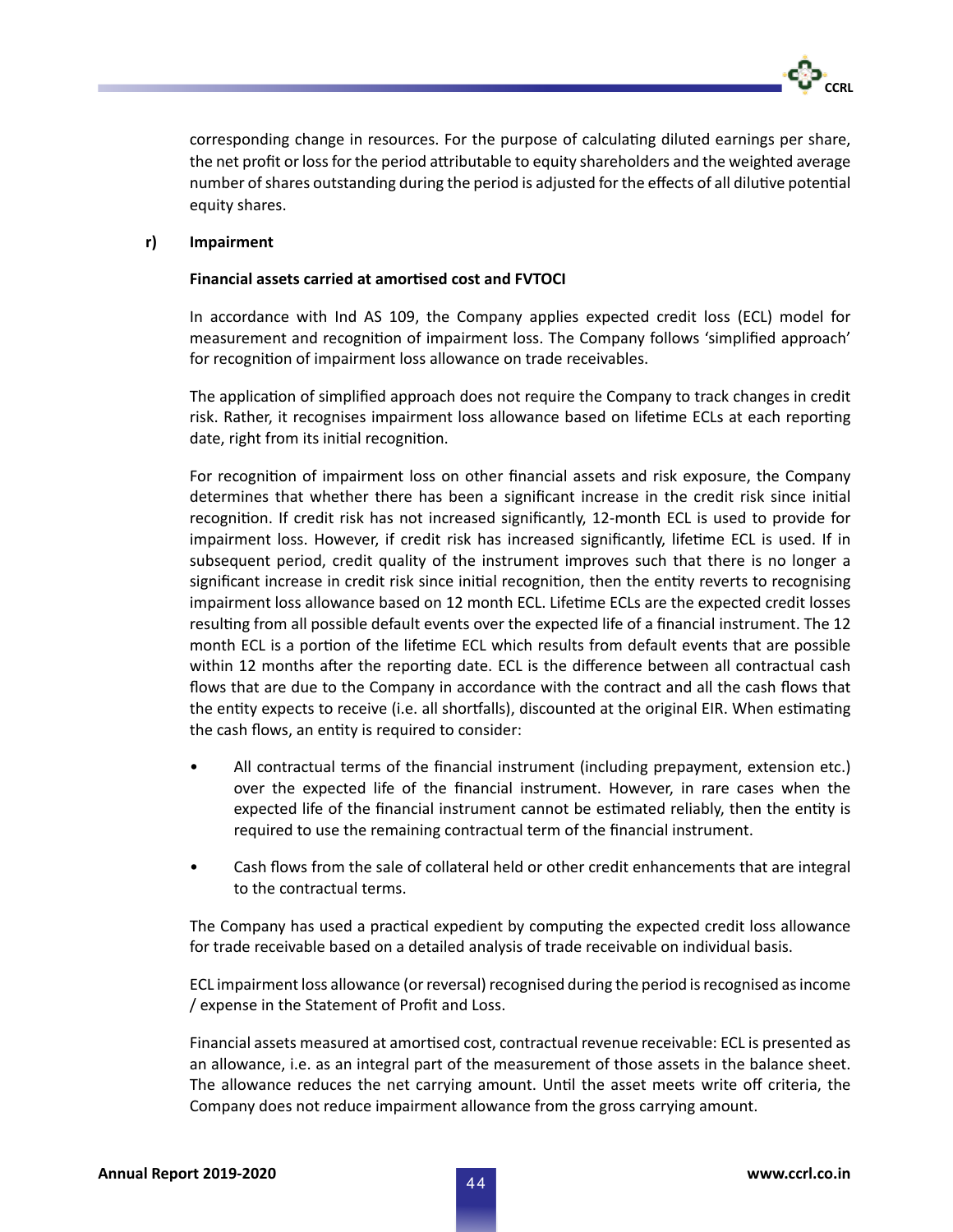corresponding change in resources. For the purpose of calculating diluted earnings per share, the net profit or loss for the period attributable to equity shareholders and the weighted average number of shares outstanding during the period is adjusted for the effects of all dilutive potential equity shares.

**r) Impairment**

**Financial assets carried at amortised cost and FVTOCI**

In accordance with Ind AS 109, the Company applies expected credit loss (ECL) model for measurement and recognition of impairment loss. The Company follows 'simplified approach' for recognition of impairment loss allowance on trade receivables.

The application of simplified approach does not require the Company to track changes in credit risk. Rather, it recognises impairment loss allowance based on lifetime ECLs at each reporting date, right from its initial recognition.

For recognition of impairment loss on other financial assets and risk exposure, the Company determines that whether there has been a significant increase in the credit risk since initial recognition. If credit risk has not increased significantly, 12-month ECL is used to provide for impairment loss. However, if credit risk has increased significantly, lifetime ECL is used. If in subsequent period, credit quality of the instrument improves such that there is no longer a significant increase in credit risk since initial recognition, then the entity reverts to recognising impairment loss allowance based on 12 month ECL. Lifetime ECLs are the expected credit losses resulting from all possible default events over the expected life of a financial instrument. The 12 month ECL is a portion of the lifetime ECL which results from default events that are possible within 12 months after the reporting date. ECL is the difference between all contractual cash flows that are due to the Company in accordance with the contract and all the cash flows that the entity expects to receive (i.e. all shortfalls), discounted at the original EIR. When estimating the cash flows, an entity is required to consider:

- All contractual terms of the financial instrument (including prepayment, extension etc.) over the expected life of the financial instrument. However, in rare cases when the expected life of the financial instrument cannot be estimated reliably, then the entity is required to use the remaining contractual term of the financial instrument.
- Cash flows from the sale of collateral held or other credit enhancements that are integral to the contractual terms.

The Company has used a practical expedient by computing the expected credit loss allowance for trade receivable based on a detailed analysis of trade receivable on individual basis.

ECL impairment loss allowance (or reversal) recognised during the period is recognised as income / expense in the Statement of Profit and Loss.

Financial assets measured at amortised cost, contractual revenue receivable: ECL is presented as an allowance, i.e. as an integral part of the measurement of those assets in the balance sheet. The allowance reduces the net carrying amount. Until the asset meets write off criteria, the Company does not reduce impairment allowance from the gross carrying amount.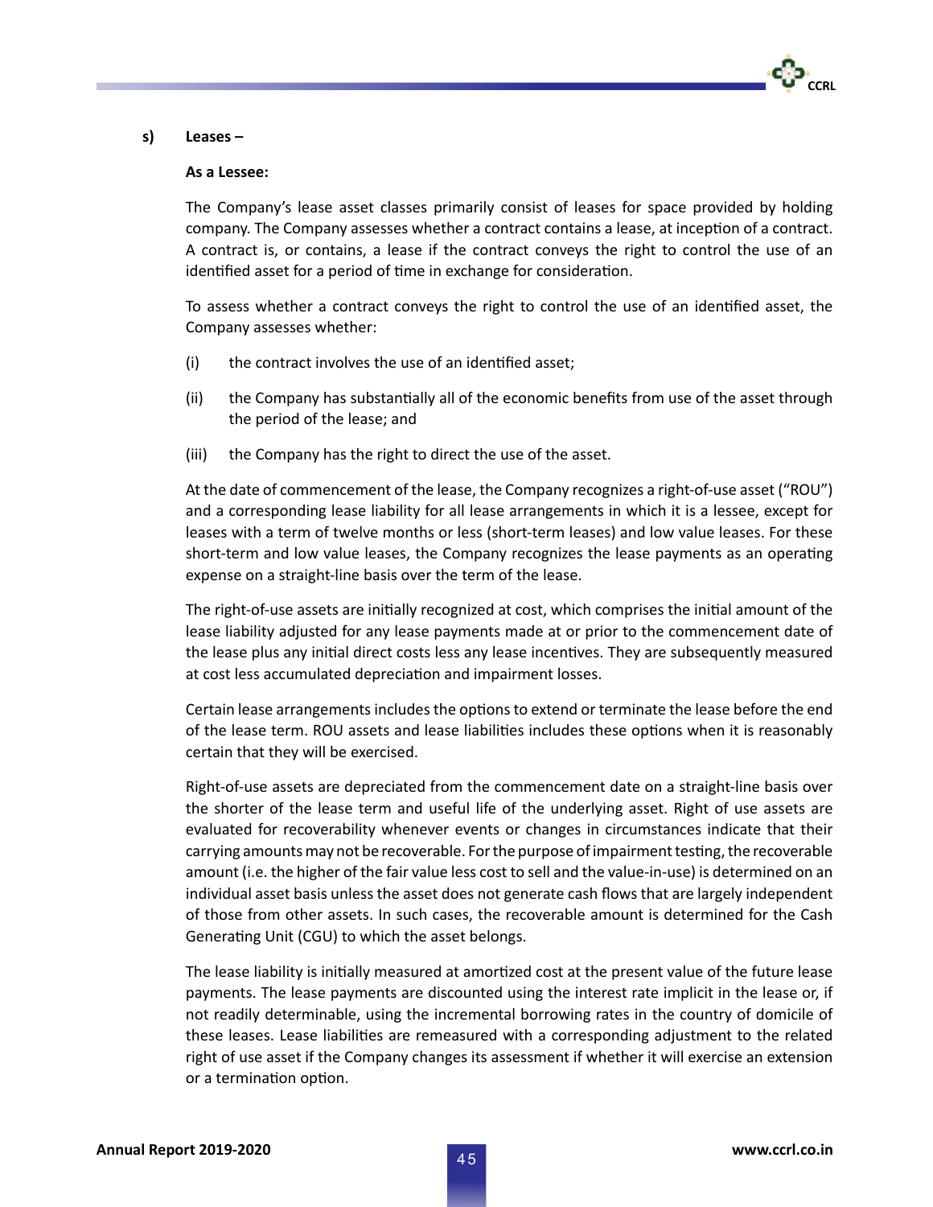**s) Leases –**

**As a Lessee:**

The Company's lease asset classes primarily consist of leases for space provided by holding company. The Company assesses whether a contract contains a lease, at inception of a contract. A contract is, or contains, a lease if the contract conveys the right to control the use of an identified asset for a period of time in exchange for consideration.

To assess whether a contract conveys the right to control the use of an identified asset, the Company assesses whether:

(i) the contract involves the use of an identified asset;

(ii) the Company has substantially all of the economic benefits from use of the asset through the period of the lease; and

(iii) the Company has the right to direct the use of the asset.

At the date of commencement of the lease, the Company recognizes a right-of-use asset ("ROU") and a corresponding lease liability for all lease arrangements in which it is a lessee, except for leases with a term of twelve months or less (short-term leases) and low value leases. For these short-term and low value leases, the Company recognizes the lease payments as an operating expense on a straight-line basis over the term of the lease.

The right-of-use assets are initially recognized at cost, which comprises the initial amount of the lease liability adjusted for any lease payments made at or prior to the commencement date of the lease plus any initial direct costs less any lease incentives. They are subsequently measured at cost less accumulated depreciation and impairment losses.

Certain lease arrangements includes the options to extend or terminate the lease before the end of the lease term. ROU assets and lease liabilities includes these options when it is reasonably certain that they will be exercised.

Right-of-use assets are depreciated from the commencement date on a straight-line basis over the shorter of the lease term and useful life of the underlying asset. Right of use assets are evaluated for recoverability whenever events or changes in circumstances indicate that their carrying amounts may not be recoverable. For the purpose of impairment testing, the recoverable amount (i.e. the higher of the fair value less cost to sell and the value-in-use) is determined on an individual asset basis unless the asset does not generate cash flows that are largely independent of those from other assets. In such cases, the recoverable amount is determined for the Cash Generating Unit (CGU) to which the asset belongs.

The lease liability is initially measured at amortized cost at the present value of the future lease payments. The lease payments are discounted using the interest rate implicit in the lease or, if not readily determinable, using the incremental borrowing rates in the country of domicile of these leases. Lease liabilities are remeasured with a corresponding adjustment to the related right of use asset if the Company changes its assessment if whether it will exercise an extension or a termination option.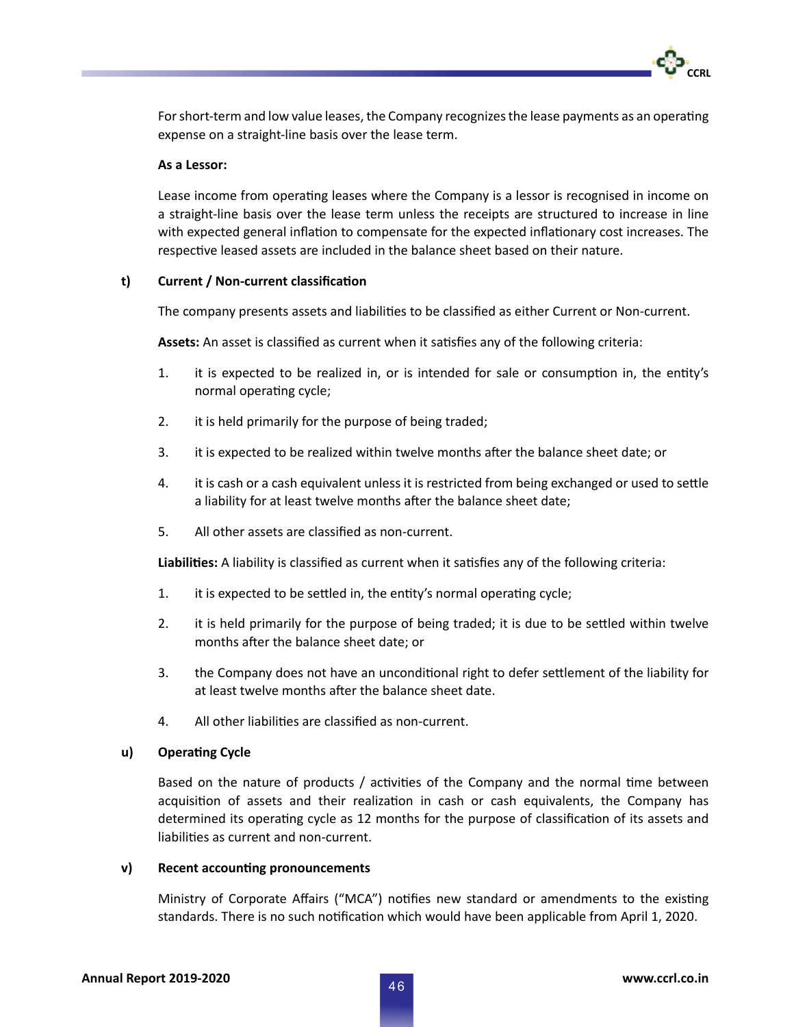For short-term and low value leases, the Company recognizes the lease payments as an operating expense on a straight-line basis over the lease term.

**As a Lessor:**

Lease income from operating leases where the Company is a lessor is recognised in income on a straight-line basis over the lease term unless the receipts are structured to increase in line with expected general inflation to compensate for the expected inflationary cost increases. The respective leased assets are included in the balance sheet based on their nature.

**t) Current / Non-current classification**

The company presents assets and liabilities to be classified as either Current or Non-current.

**Assets:** An asset is classified as current when it satisfies any of the following criteria:

1. it is expected to be realized in, or is intended for sale or consumption in, the entity's normal operating cycle;

2. it is held primarily for the purpose of being traded;

3. it is expected to be realized within twelve months after the balance sheet date; or

4. it is cash or a cash equivalent unless it is restricted from being exchanged or used to settle a liability for at least twelve months after the balance sheet date;

5. All other assets are classified as non-current.

**Liabilities:** A liability is classified as current when it satisfies any of the following criteria:

1. it is expected to be settled in, the entity's normal operating cycle;

2. it is held primarily for the purpose of being traded; it is due to be settled within twelve months after the balance sheet date; or

3. the Company does not have an unconditional right to defer settlement of the liability for at least twelve months after the balance sheet date.

4. All other liabilities are classified as non-current.

**u) Operating Cycle**

Based on the nature of products / activities of the Company and the normal time between acquisition of assets and their realization in cash or cash equivalents, the Company has determined its operating cycle as 12 months for the purpose of classification of its assets and liabilities as current and non-current.

**v) Recent accounting pronouncements**

Ministry of Corporate Affairs ("MCA") notifies new standard or amendments to the existing standards. There is no such notification which would have been applicable from April 1, 2020.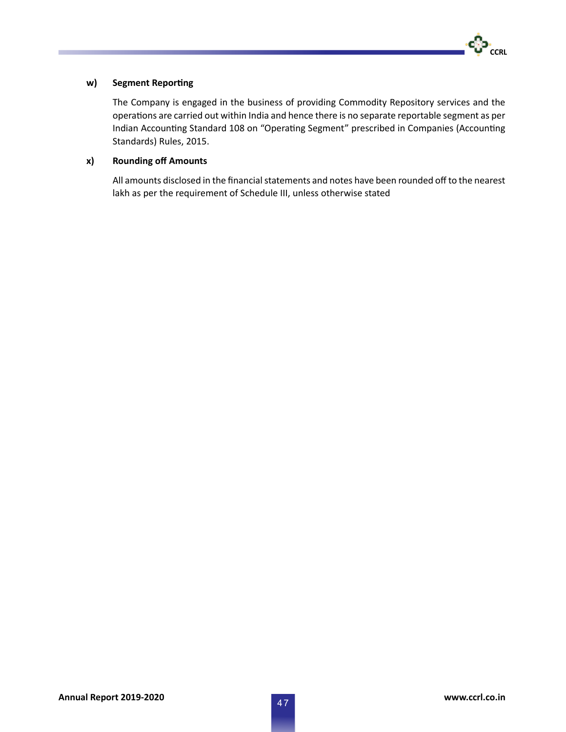**w) Segment Reporting**

The Company is engaged in the business of providing Commodity Repository services and the operations are carried out within India and hence there is no separate reportable segment as per Indian Accounting Standard 108 on "Operating Segment" prescribed in Companies (Accounting Standards) Rules, 2015.

**x) Rounding off Amounts**

All amounts disclosed in the financial statements and notes have been rounded off to the nearest lakh as per the requirement of Schedule III, unless otherwise stated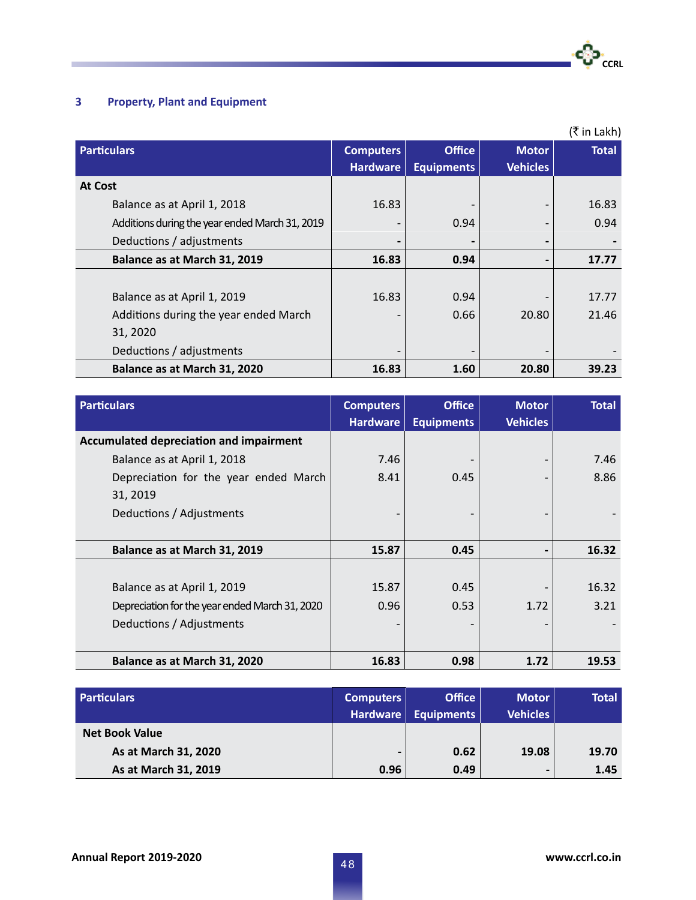## 3 Property, Plant and Equipment

(₹ in Lakh)

| Particulars | Computers Hardware | Office Equipments | Motor Vehicles | Total |
|---|---|---|---|---|
| **At Cost** | | | | |
| Balance as at April 1, 2018 | 16.83 | - | - | 16.83 |
| Additions during the year ended March 31, 2019 | - | 0.94 | - | 0.94 |
| Deductions / adjustments | - | - | - | - |
| **Balance as at March 31, 2019** | **16.83** | **0.94** | **-** | **17.77** |
| Balance as at April 1, 2019 | 16.83 | 0.94 | - | 17.77 |
| Additions during the year ended March 31, 2020 | - | 0.66 | 20.80 | 21.46 |
| Deductions / adjustments | - | - | - | - |
| **Balance as at March 31, 2020** | **16.83** | **1.60** | **20.80** | **39.23** |

| Particulars | Computers Hardware | Office Equipments | Motor Vehicles | Total |
|---|---|---|---|---|
| **Accumulated depreciation and impairment** | | | | |
| Balance as at April 1, 2018 | 7.46 | - | - | 7.46 |
| Depreciation for the year ended March 31, 2019 | 8.41 | 0.45 | - | 8.86 |
| Deductions / Adjustments | - | - | - | - |
| **Balance as at March 31, 2019** | **15.87** | **0.45** | **-** | **16.32** |
| Balance as at April 1, 2019 | 15.87 | 0.45 | - | 16.32 |
| Depreciation for the year ended March 31, 2020 | 0.96 | 0.53 | 1.72 | 3.21 |
| Deductions / Adjustments | - | - | - | - |
| **Balance as at March 31, 2020** | **16.83** | **0.98** | **1.72** | **19.53** |

| Particulars | Computers Hardware | Office Equipments | Motor Vehicles | Total |
|---|---|---|---|---|
| **Net Book Value** | | | | |
| **As at March 31, 2020** | **-** | **0.62** | **19.08** | **19.70** |
| **As at March 31, 2019** | **0.96** | **0.49** | **-** | **1.45** |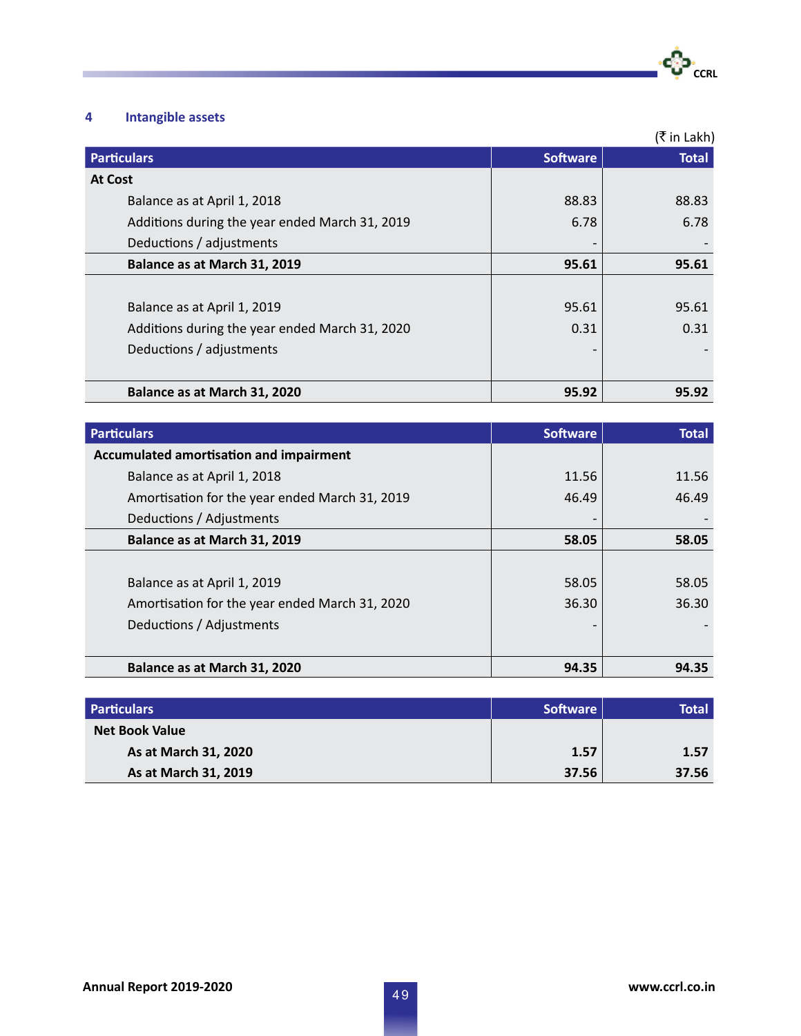## 4 Intangible assets

(₹ in Lakh)

| Particulars | Software | Total |
|---|---|---|
| **At Cost** | | |
| Balance as at April 1, 2018 | 88.83 | 88.83 |
| Additions during the year ended March 31, 2019 | 6.78 | 6.78 |
| Deductions / adjustments | - | - |
| **Balance as at March 31, 2019** | **95.61** | **95.61** |
| Balance as at April 1, 2019 | 95.61 | 95.61 |
| Additions during the year ended March 31, 2020 | 0.31 | 0.31 |
| Deductions / adjustments | - | - |
| **Balance as at March 31, 2020** | **95.92** | **95.92** |

| Particulars | Software | Total |
|---|---|---|
| **Accumulated amortisation and impairment** | | |
| Balance as at April 1, 2018 | 11.56 | 11.56 |
| Amortisation for the year ended March 31, 2019 | 46.49 | 46.49 |
| Deductions / Adjustments | - | - |
| **Balance as at March 31, 2019** | **58.05** | **58.05** |
| Balance as at April 1, 2019 | 58.05 | 58.05 |
| Amortisation for the year ended March 31, 2020 | 36.30 | 36.30 |
| Deductions / Adjustments | - | - |
| **Balance as at March 31, 2020** | **94.35** | **94.35** |

| Particulars | Software | Total |
|---|---|---|
| **Net Book Value** | | |
| **As at March 31, 2020** | **1.57** | **1.57** |
| **As at March 31, 2019** | **37.56** | **37.56** |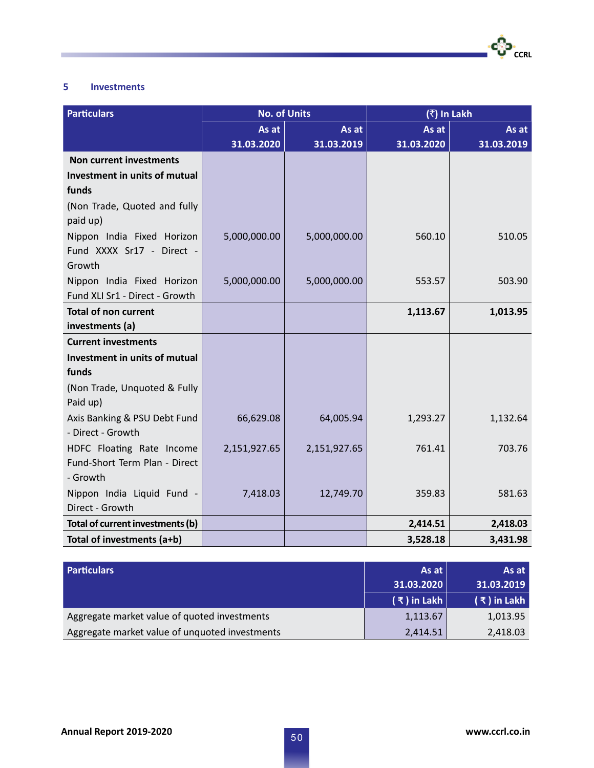## 5 Investments

| Particulars | No. of Units | | (₹) In Lakh | |
|---|---|---|---|---|
| | As at 31.03.2020 | As at 31.03.2019 | As at 31.03.2020 | As at 31.03.2019 |
| **Non current investments** | | | | |
| **Investment in units of mutual funds** | | | | |
| (Non Trade, Quoted and fully paid up) | | | | |
| Nippon India Fixed Horizon Fund XXXX Sr17 - Direct - Growth | 5,000,000.00 | 5,000,000.00 | 560.10 | 510.05 |
| Nippon India Fixed Horizon Fund XLI Sr1 - Direct - Growth | 5,000,000.00 | 5,000,000.00 | 553.57 | 503.90 |
| **Total of non current investments (a)** | | | **1,113.67** | **1,013.95** |
| **Current investments** | | | | |
| **Investment in units of mutual funds** | | | | |
| (Non Trade, Unquoted & Fully Paid up) | | | | |
| Axis Banking & PSU Debt Fund - Direct - Growth | 66,629.08 | 64,005.94 | 1,293.27 | 1,132.64 |
| HDFC Floating Rate Income Fund-Short Term Plan - Direct - Growth | 2,151,927.65 | 2,151,927.65 | 761.41 | 703.76 |
| Nippon India Liquid Fund - Direct - Growth | 7,418.03 | 12,749.70 | 359.83 | 581.63 |
| **Total of current investments (b)** | | | **2,414.51** | **2,418.03** |
| **Total of investments (a+b)** | | | **3,528.18** | **3,431.98** |

| Particulars | As at 31.03.2020 | As at 31.03.2019 |
|---|---|---|
| | ( ₹ ) in Lakh | ( ₹ ) in Lakh |
| Aggregate market value of quoted investments | 1,113.67 | 1,013.95 |
| Aggregate market value of unquoted investments | 2,414.51 | 2,418.03 |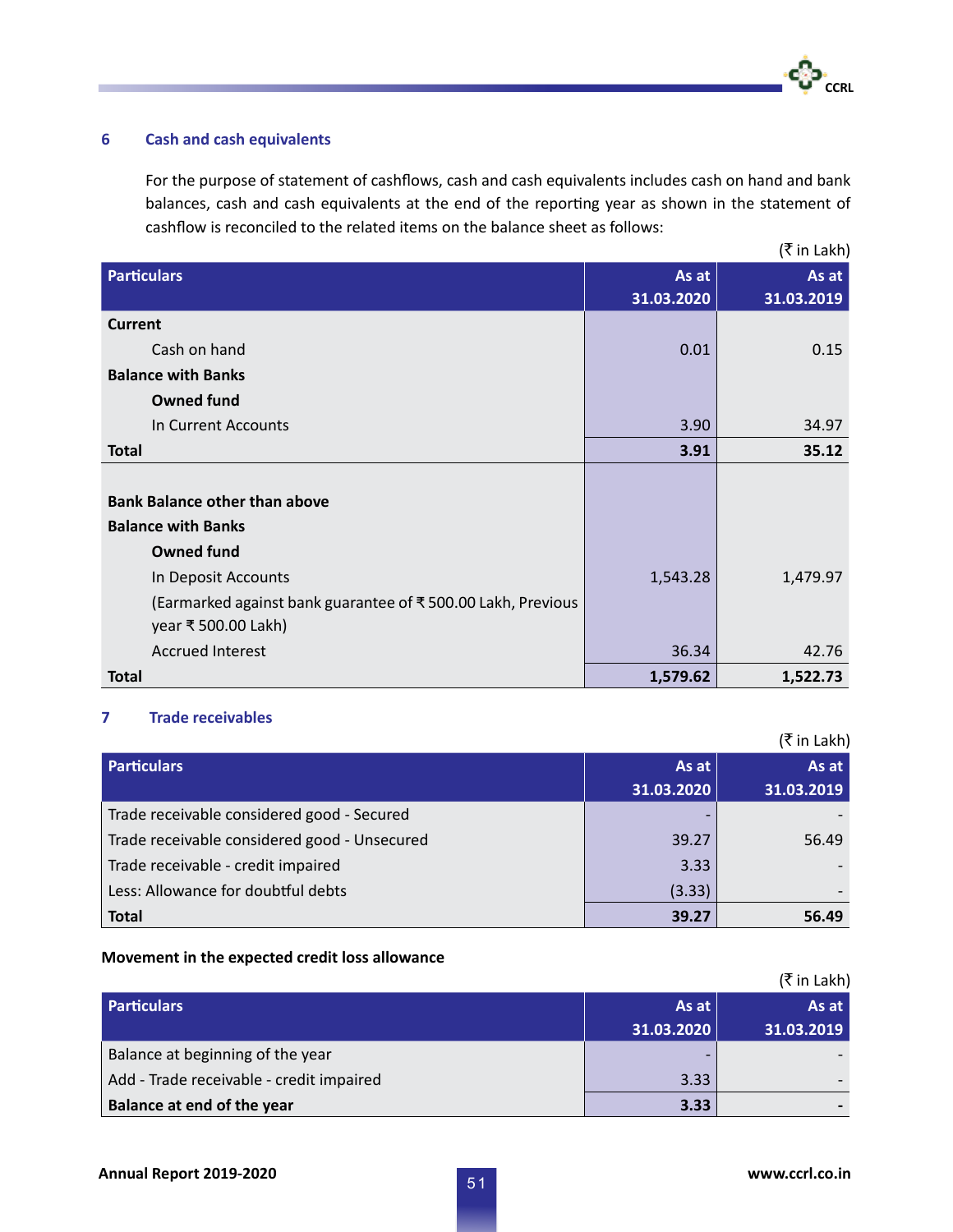## 6 Cash and cash equivalents

For the purpose of statement of cashflows, cash and cash equivalents includes cash on hand and bank balances, cash and cash equivalents at the end of the reporting year as shown in the statement of cashflow is reconciled to the related items on the balance sheet as follows:

(₹ in Lakh)

| Particulars | As at 31.03.2020 | As at 31.03.2019 |
|---|---:|---:|
| **Current** | | |
| Cash on hand | 0.01 | 0.15 |
| **Balance with Banks** | | |
| **Owned fund** | | |
| In Current Accounts | 3.90 | 34.97 |
| **Total** | **3.91** | **35.12** |
| | | |
| **Bank Balance other than above** | | |
| **Balance with Banks** | | |
| **Owned fund** | | |
| In Deposit Accounts | 1,543.28 | 1,479.97 |
| (Earmarked against bank guarantee of ₹ 500.00 Lakh, Previous year ₹ 500.00 Lakh) | | |
| Accrued Interest | 36.34 | 42.76 |
| **Total** | **1,579.62** | **1,522.73** |

## 7 Trade receivables

(₹ in Lakh)

| Particulars | As at 31.03.2020 | As at 31.03.2019 |
|---|---:|---:|
| Trade receivable considered good - Secured | - | - |
| Trade receivable considered good - Unsecured | 39.27 | 56.49 |
| Trade receivable - credit impaired | 3.33 | - |
| Less: Allowance for doubtful debts | (3.33) | - |
| **Total** | **39.27** | **56.49** |

**Movement in the expected credit loss allowance**

(₹ in Lakh)

| Particulars | As at 31.03.2020 | As at 31.03.2019 |
|---|---:|---:|
| Balance at beginning of the year | - | - |
| Add - Trade receivable - credit impaired | 3.33 | - |
| **Balance at end of the year** | **3.33** | **-** |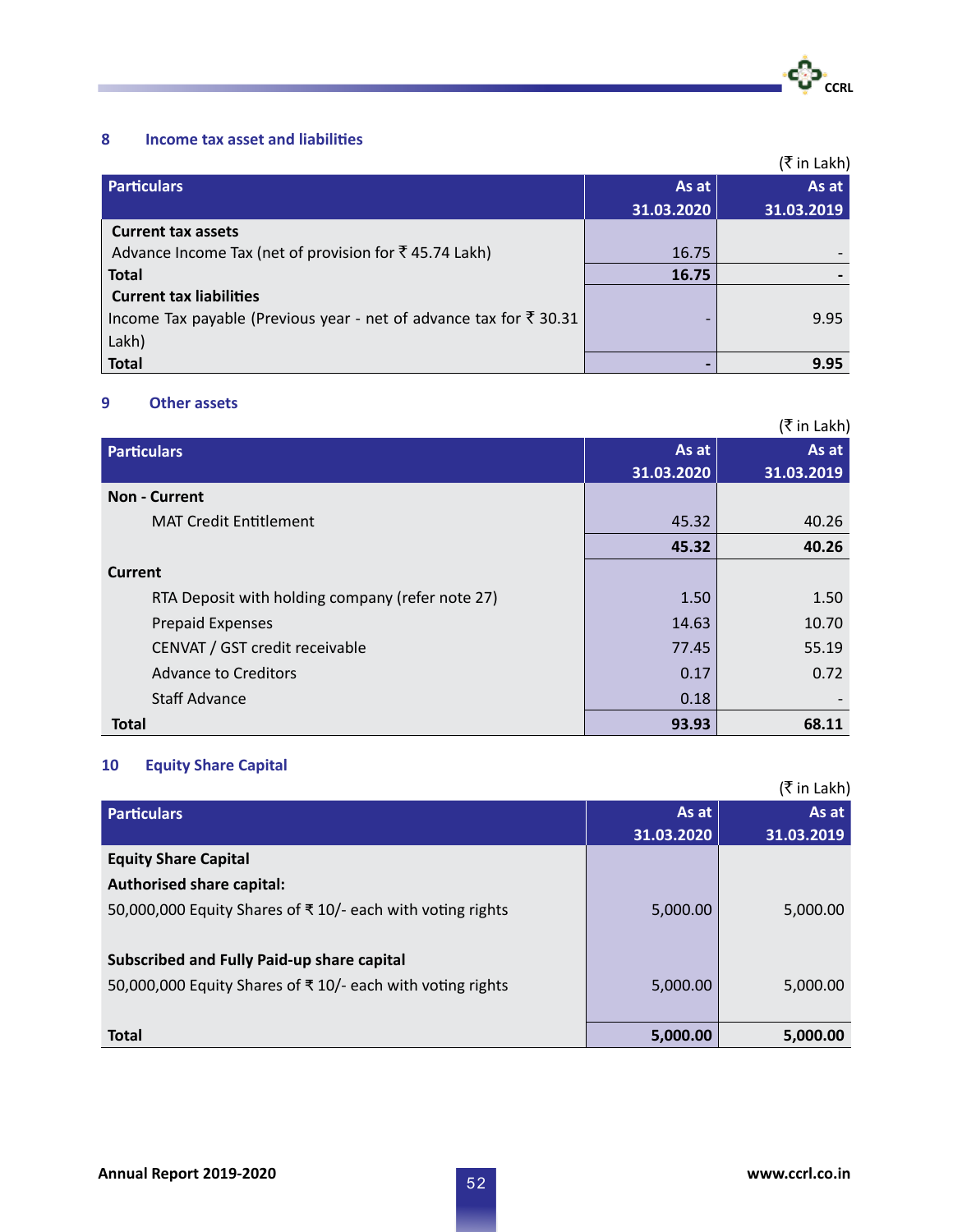## 8 Income tax asset and liabilities

(₹ in Lakh)

| Particulars | As at 31.03.2020 | As at 31.03.2019 |
|---|---|---|
| **Current tax assets** | | |
| Advance Income Tax (net of provision for ₹ 45.74 Lakh) | 16.75 | - |
| **Total** | **16.75** | **-** |
| **Current tax liabilities** | | |
| Income Tax payable (Previous year - net of advance tax for ₹ 30.31 Lakh) | - | 9.95 |
| **Total** | **-** | **9.95** |

## 9 Other assets

(₹ in Lakh)

| Particulars | As at 31.03.2020 | As at 31.03.2019 |
|---|---|---|
| **Non - Current** | | |
| MAT Credit Entitlement | 45.32 | 40.26 |
| | **45.32** | **40.26** |
| **Current** | | |
| RTA Deposit with holding company (refer note 27) | 1.50 | 1.50 |
| Prepaid Expenses | 14.63 | 10.70 |
| CENVAT / GST credit receivable | 77.45 | 55.19 |
| Advance to Creditors | 0.17 | 0.72 |
| Staff Advance | 0.18 | - |
| **Total** | **93.93** | **68.11** |

## 10 Equity Share Capital

(₹ in Lakh)

| Particulars | As at 31.03.2020 | As at 31.03.2019 |
|---|---|---|
| **Equity Share Capital** | | |
| **Authorised share capital:** | | |
| 50,000,000 Equity Shares of ₹ 10/- each with voting rights | 5,000.00 | 5,000.00 |
| **Subscribed and Fully Paid-up share capital** | | |
| 50,000,000 Equity Shares of ₹ 10/- each with voting rights | 5,000.00 | 5,000.00 |
| **Total** | **5,000.00** | **5,000.00** |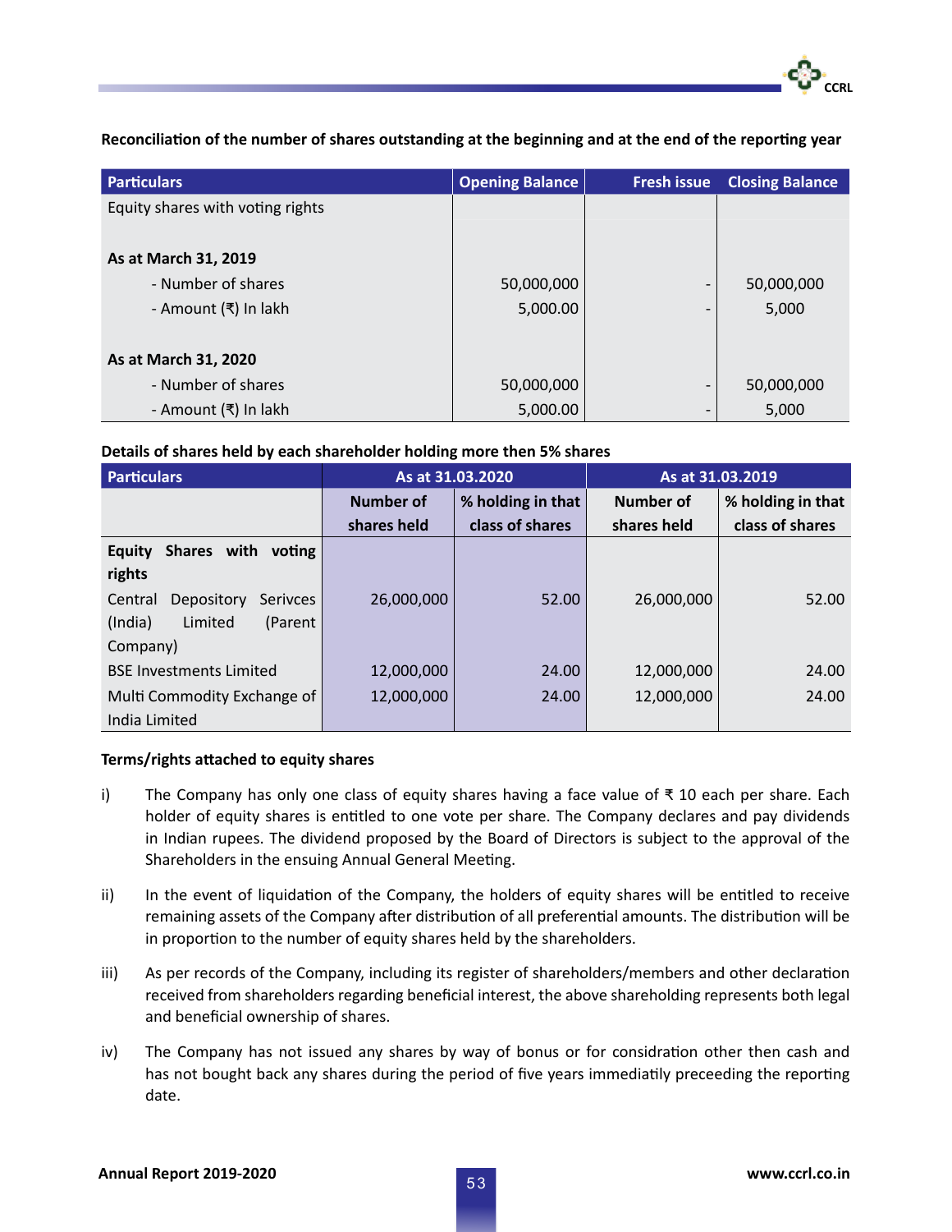**Reconciliation of the number of shares outstanding at the beginning and at the end of the reporting year**

| Particulars | Opening Balance | Fresh issue | Closing Balance |
|---|---|---|---|
| Equity shares with voting rights | | | |
| **As at March 31, 2019** | | | |
| - Number of shares | 50,000,000 | - | 50,000,000 |
| - Amount (₹) In lakh | 5,000.00 | - | 5,000 |
| **As at March 31, 2020** | | | |
| - Number of shares | 50,000,000 | - | 50,000,000 |
| - Amount (₹) In lakh | 5,000.00 | - | 5,000 |

**Details of shares held by each shareholder holding more then 5% shares**

| Particulars | As at 31.03.2020 | | As at 31.03.2019 | |
|---|---|---|---|---|
| | Number of shares held | % holding in that class of shares | Number of shares held | % holding in that class of shares |
| **Equity Shares with voting rights** | | | | |
| Central Depository Serivces (India) Limited (Parent Company) | 26,000,000 | 52.00 | 26,000,000 | 52.00 |
| BSE Investments Limited | 12,000,000 | 24.00 | 12,000,000 | 24.00 |
| Multi Commodity Exchange of India Limited | 12,000,000 | 24.00 | 12,000,000 | 24.00 |

**Terms/rights attached to equity shares**

i) The Company has only one class of equity shares having a face value of ₹ 10 each per share. Each holder of equity shares is entitled to one vote per share. The Company declares and pay dividends in Indian rupees. The dividend proposed by the Board of Directors is subject to the approval of the Shareholders in the ensuing Annual General Meeting.

ii) In the event of liquidation of the Company, the holders of equity shares will be entitled to receive remaining assets of the Company after distribution of all preferential amounts. The distribution will be in proportion to the number of equity shares held by the shareholders.

iii) As per records of the Company, including its register of shareholders/members and other declaration received from shareholders regarding beneficial interest, the above shareholding represents both legal and beneficial ownership of shares.

iv) The Company has not issued any shares by way of bonus or for considration other then cash and has not bought back any shares during the period of five years immediatily preceeding the reporting date.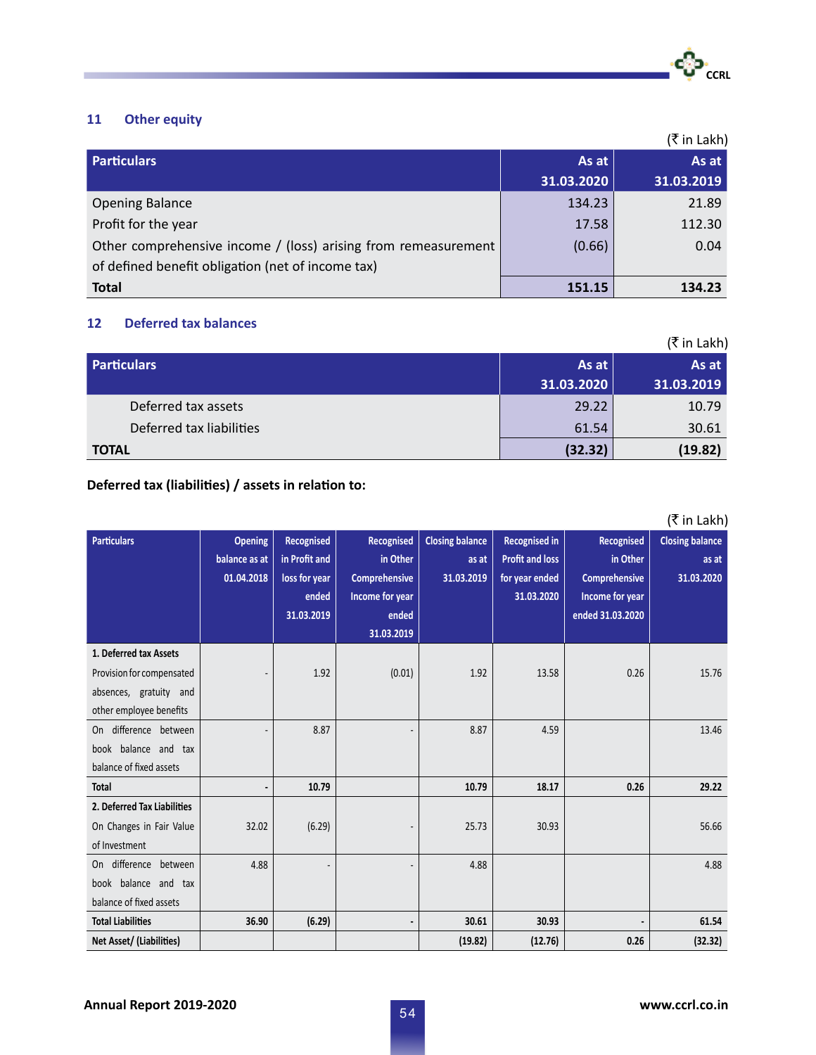## 11 Other equity

(₹ in Lakh)

| Particulars | As at 31.03.2020 | As at 31.03.2019 |
|---|---|---|
| Opening Balance | 134.23 | 21.89 |
| Profit for the year | 17.58 | 112.30 |
| Other comprehensive income / (loss) arising from remeasurement of defined benefit obligation (net of income tax) | (0.66) | 0.04 |
| **Total** | **151.15** | **134.23** |

## 12 Deferred tax balances

(₹ in Lakh)

| Particulars | As at 31.03.2020 | As at 31.03.2019 |
|---|---|---|
| Deferred tax assets | 29.22 | 10.79 |
| Deferred tax liabilities | 61.54 | 30.61 |
| **TOTAL** | **(32.32)** | **(19.82)** |

**Deferred tax (liabilities) / assets in relation to:**

(₹ in Lakh)

| Particulars | Opening balance as at 01.04.2018 | Recognised in Profit and loss for year ended 31.03.2019 | Recognised in Other Comprehensive Income for year ended 31.03.2019 | Closing balance as at 31.03.2019 | Recognised in Profit and loss for year ended 31.03.2020 | Recognised in Other Comprehensive Income for year ended 31.03.2020 | Closing balance as at 31.03.2020 |
|---|---|---|---|---|---|---|---|
| **1. Deferred tax Assets** | | | | | | | |
| Provision for compensated absences, gratuity and other employee benefits | - | 1.92 | (0.01) | 1.92 | 13.58 | 0.26 | 15.76 |
| On difference between book balance and tax balance of fixed assets | - | 8.87 | - | 8.87 | 4.59 | | 13.46 |
| **Total** | **-** | **10.79** | | **10.79** | **18.17** | **0.26** | **29.22** |
| **2. Deferred Tax Liabilities** | | | | | | | |
| On Changes in Fair Value of Investment | 32.02 | (6.29) | - | 25.73 | 30.93 | | 56.66 |
| On difference between book balance and tax balance of fixed assets | 4.88 | - | - | 4.88 | | | 4.88 |
| **Total Liabilities** | **36.90** | **(6.29)** | **-** | **30.61** | **30.93** | **-** | **61.54** |
| **Net Asset/ (Liabilities)** | | | | **(19.82)** | **(12.76)** | **0.26** | **(32.32)** |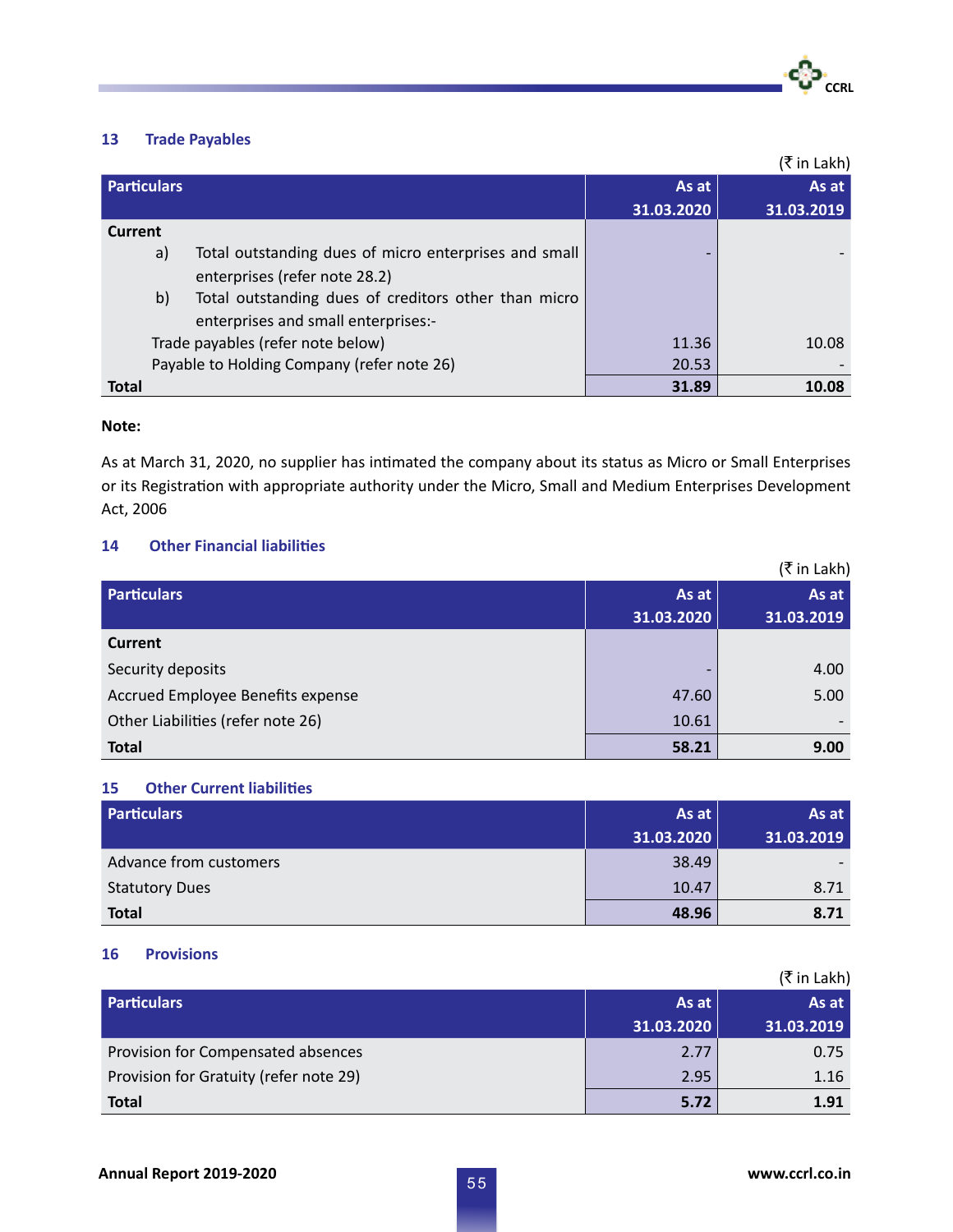## 13 Trade Payables

(₹ in Lakh)

| Particulars | As at 31.03.2020 | As at 31.03.2019 |
|---|---|---|
| **Current** | | |
| a) Total outstanding dues of micro enterprises and small enterprises (refer note 28.2) | - | - |
| b) Total outstanding dues of creditors other than micro enterprises and small enterprises:- | | |
| Trade payables (refer note below) | 11.36 | 10.08 |
| Payable to Holding Company (refer note 26) | 20.53 | - |
| **Total** | **31.89** | **10.08** |

**Note:**

As at March 31, 2020, no supplier has intimated the company about its status as Micro or Small Enterprises or its Registration with appropriate authority under the Micro, Small and Medium Enterprises Development Act, 2006

## 14 Other Financial liabilities

(₹ in Lakh)

| Particulars | As at 31.03.2020 | As at 31.03.2019 |
|---|---|---|
| **Current** | | |
| Security deposits | - | 4.00 |
| Accrued Employee Benefits expense | 47.60 | 5.00 |
| Other Liabilities (refer note 26) | 10.61 | - |
| **Total** | **58.21** | **9.00** |

## 15 Other Current liabilities

| Particulars | As at 31.03.2020 | As at 31.03.2019 |
|---|---|---|
| Advance from customers | 38.49 | - |
| Statutory Dues | 10.47 | 8.71 |
| **Total** | **48.96** | **8.71** |

## 16 Provisions

(₹ in Lakh)

| Particulars | As at 31.03.2020 | As at 31.03.2019 |
|---|---|---|
| Provision for Compensated absences | 2.77 | 0.75 |
| Provision for Gratuity (refer note 29) | 2.95 | 1.16 |
| **Total** | **5.72** | **1.91** |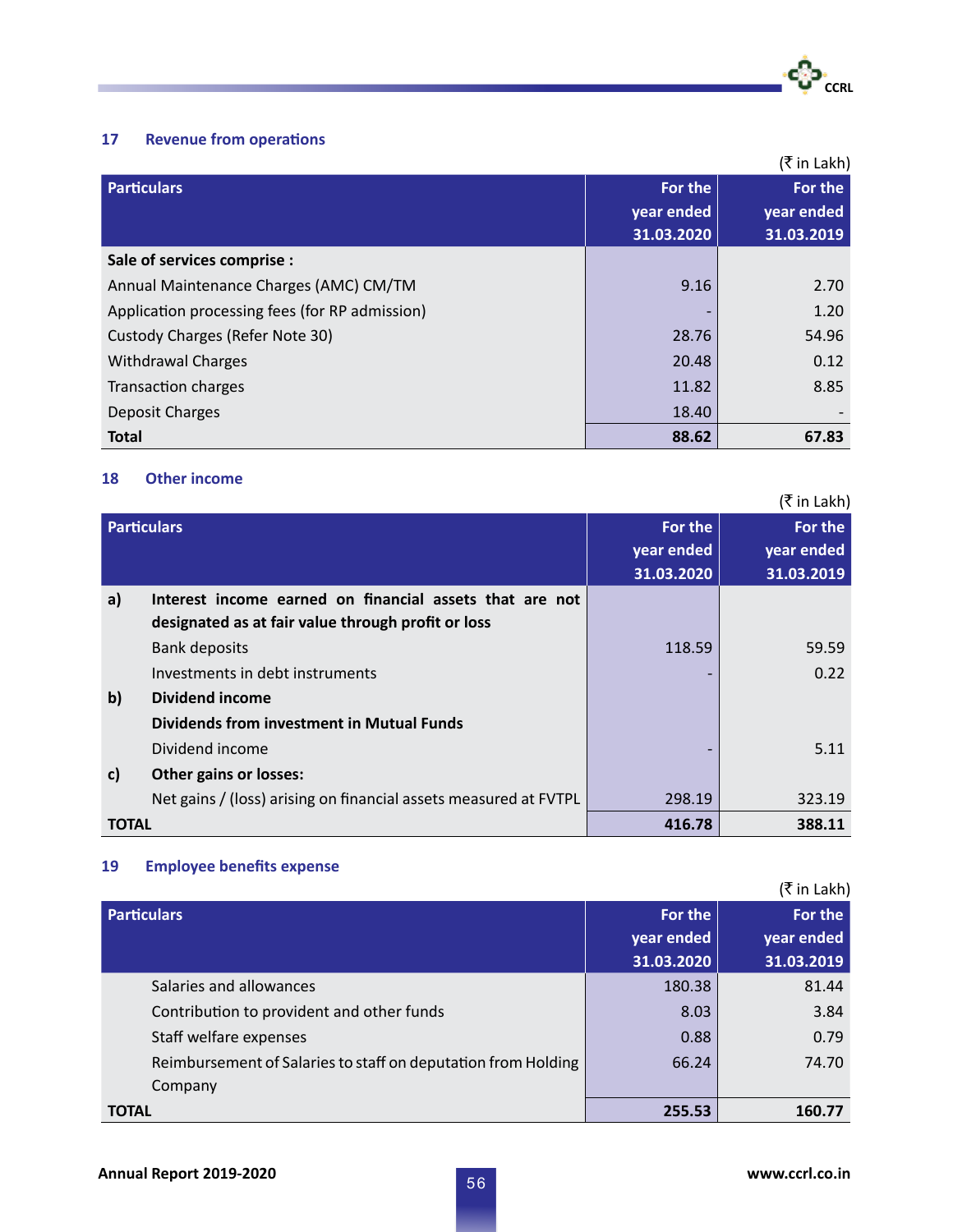## 17 Revenue from operations

(₹ in Lakh)

| Particulars | For the year ended 31.03.2020 | For the year ended 31.03.2019 |
|---|---|---|
| **Sale of services comprise :** | | |
| Annual Maintenance Charges (AMC) CM/TM | 9.16 | 2.70 |
| Application processing fees (for RP admission) | - | 1.20 |
| Custody Charges (Refer Note 30) | 28.76 | 54.96 |
| Withdrawal Charges | 20.48 | 0.12 |
| Transaction charges | 11.82 | 8.85 |
| Deposit Charges | 18.40 | - |
| **Total** | **88.62** | **67.83** |

## 18 Other income

(₹ in Lakh)

| Particulars | | For the year ended 31.03.2020 | For the year ended 31.03.2019 |
|---|---|---|---|
| **a)** | **Interest income earned on financial assets that are not designated as at fair value through profit or loss** | | |
| | Bank deposits | 118.59 | 59.59 |
| | Investments in debt instruments | - | 0.22 |
| **b)** | **Dividend income** | | |
| | **Dividends from investment in Mutual Funds** | | |
| | Dividend income | - | 5.11 |
| **c)** | **Other gains or losses:** | | |
| | Net gains / (loss) arising on financial assets measured at FVTPL | 298.19 | 323.19 |
| **TOTAL** | | **416.78** | **388.11** |

## 19 Employee benefits expense

(₹ in Lakh)

| Particulars | For the year ended 31.03.2020 | For the year ended 31.03.2019 |
|---|---|---|
| Salaries and allowances | 180.38 | 81.44 |
| Contribution to provident and other funds | 8.03 | 3.84 |
| Staff welfare expenses | 0.88 | 0.79 |
| Reimbursement of Salaries to staff on deputation from Holding Company | 66.24 | 74.70 |
| **TOTAL** | **255.53** | **160.77** |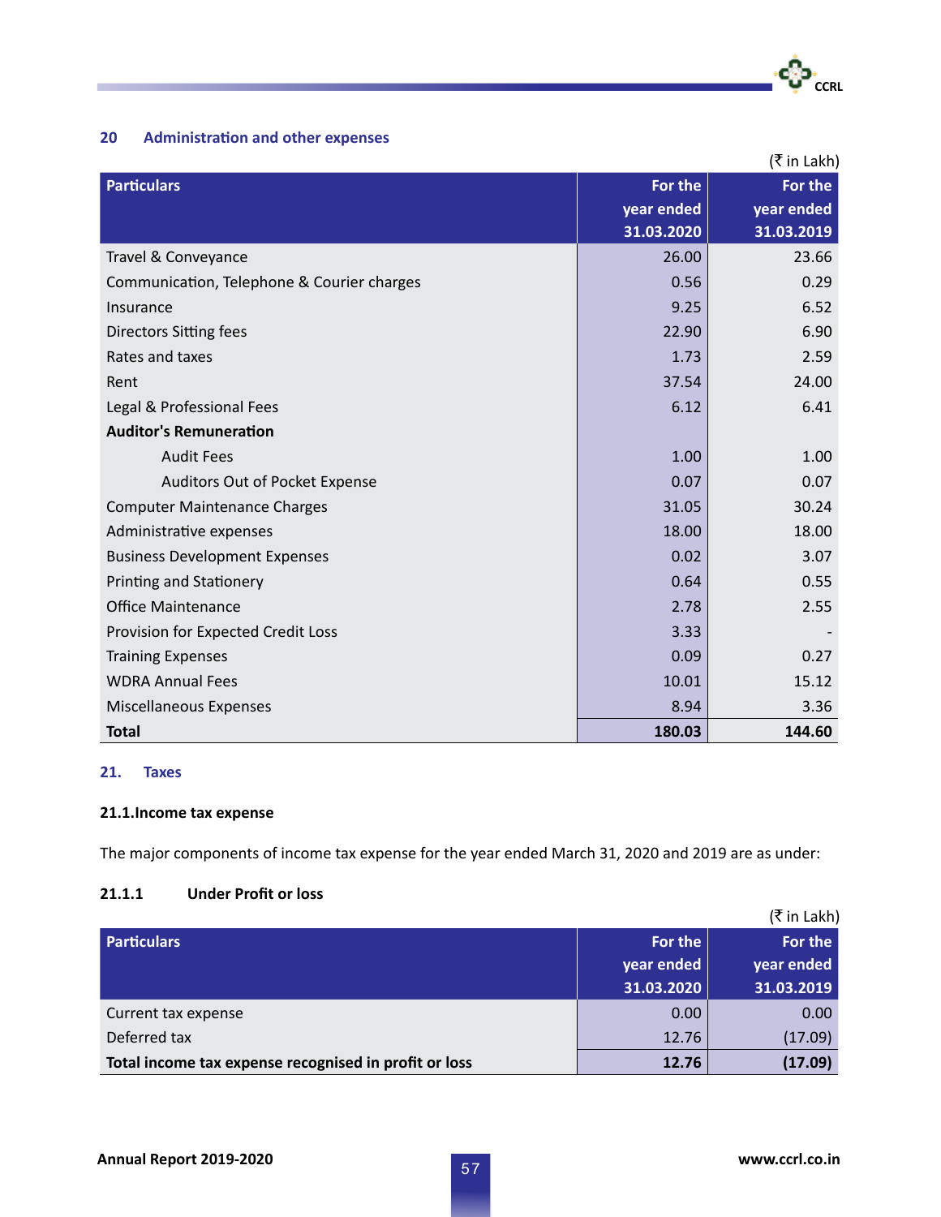## 20 Administration and other expenses

(₹ in Lakh)

| Particulars | For the year ended 31.03.2020 | For the year ended 31.03.2019 |
|---|---|---|
| Travel & Conveyance | 26.00 | 23.66 |
| Communication, Telephone & Courier charges | 0.56 | 0.29 |
| Insurance | 9.25 | 6.52 |
| Directors Sitting fees | 22.90 | 6.90 |
| Rates and taxes | 1.73 | 2.59 |
| Rent | 37.54 | 24.00 |
| Legal & Professional Fees | 6.12 | 6.41 |
| **Auditor's Remuneration** | | |
| Audit Fees | 1.00 | 1.00 |
| Auditors Out of Pocket Expense | 0.07 | 0.07 |
| Computer Maintenance Charges | 31.05 | 30.24 |
| Administrative expenses | 18.00 | 18.00 |
| Business Development Expenses | 0.02 | 3.07 |
| Printing and Stationery | 0.64 | 0.55 |
| Office Maintenance | 2.78 | 2.55 |
| Provision for Expected Credit Loss | 3.33 | - |
| Training Expenses | 0.09 | 0.27 |
| WDRA Annual Fees | 10.01 | 15.12 |
| Miscellaneous Expenses | 8.94 | 3.36 |
| **Total** | **180.03** | **144.60** |

## 21. Taxes

### 21.1.Income tax expense

The major components of income tax expense for the year ended March 31, 2020 and 2019 are as under:

#### 21.1.1 Under Profit or loss

(₹ in Lakh)

| Particulars | For the year ended 31.03.2020 | For the year ended 31.03.2019 |
|---|---|---|
| Current tax expense | 0.00 | 0.00 |
| Deferred tax | 12.76 | (17.09) |
| **Total income tax expense recognised in profit or loss** | **12.76** | **(17.09)** |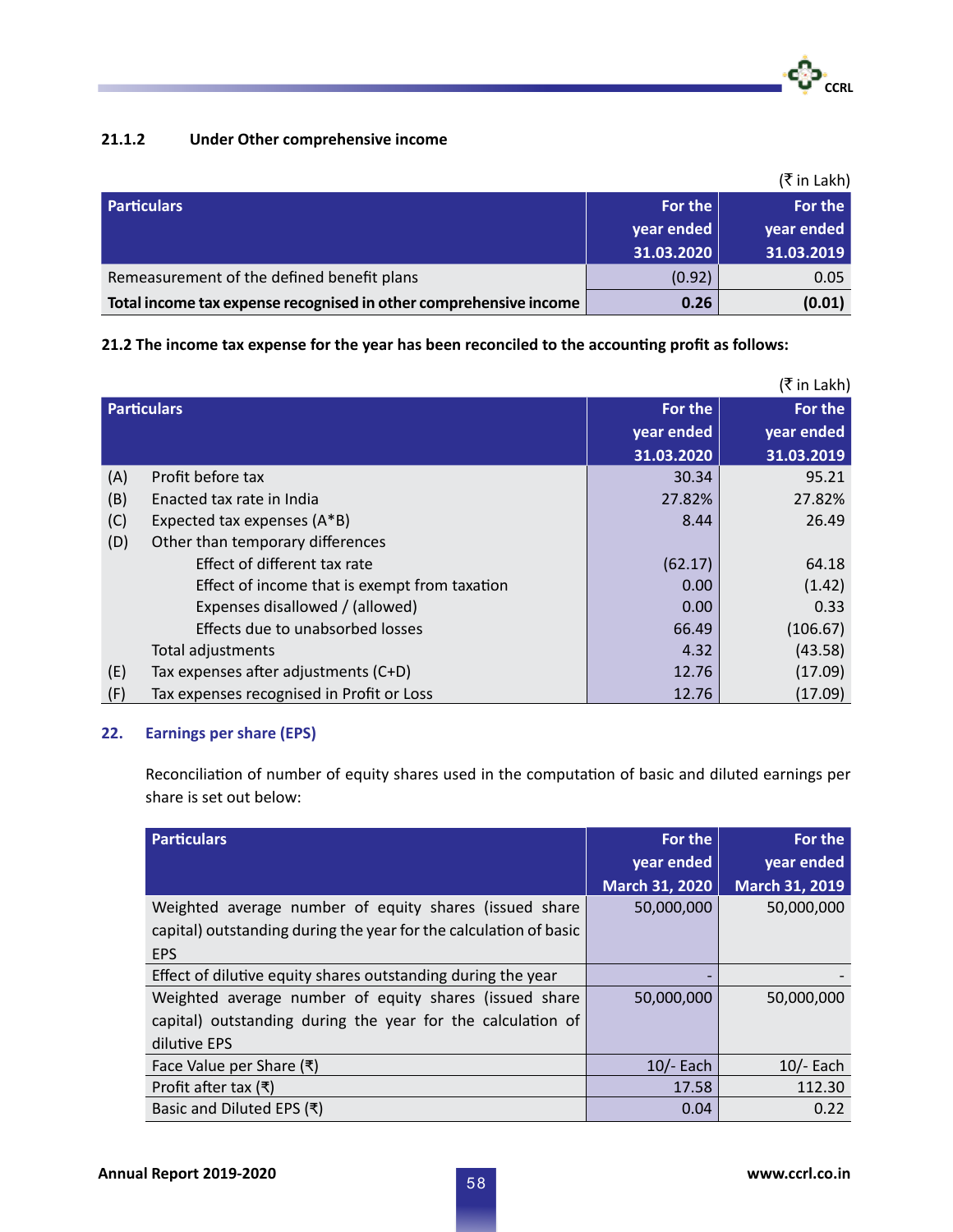#### 21.1.2 Under Other comprehensive income

(₹ in Lakh)

| Particulars | For the year ended 31.03.2020 | For the year ended 31.03.2019 |
|---|---|---|
| Remeasurement of the defined benefit plans | (0.92) | 0.05 |
| **Total income tax expense recognised in other comprehensive income** | **0.26** | **(0.01)** |

**21.2 The income tax expense for the year has been reconciled to the accounting profit as follows:**

(₹ in Lakh)

| | Particulars | For the year ended 31.03.2020 | For the year ended 31.03.2019 |
|---|---|---|---|
| (A) | Profit before tax | 30.34 | 95.21 |
| (B) | Enacted tax rate in India | 27.82% | 27.82% |
| (C) | Expected tax expenses (A*B) | 8.44 | 26.49 |
| (D) | Other than temporary differences | | |
| | Effect of different tax rate | (62.17) | 64.18 |
| | Effect of income that is exempt from taxation | 0.00 | (1.42) |
| | Expenses disallowed / (allowed) | 0.00 | 0.33 |
| | Effects due to unabsorbed losses | 66.49 | (106.67) |
| | Total adjustments | 4.32 | (43.58) |
| (E) | Tax expenses after adjustments (C+D) | 12.76 | (17.09) |
| (F) | Tax expenses recognised in Profit or Loss | 12.76 | (17.09) |

## 22. Earnings per share (EPS)

Reconciliation of number of equity shares used in the computation of basic and diluted earnings per share is set out below:

| Particulars | For the year ended March 31, 2020 | For the year ended March 31, 2019 |
|---|---|---|
| Weighted average number of equity shares (issued share capital) outstanding during the year for the calculation of basic EPS | 50,000,000 | 50,000,000 |
| Effect of dilutive equity shares outstanding during the year | - | - |
| Weighted average number of equity shares (issued share capital) outstanding during the year for the calculation of dilutive EPS | 50,000,000 | 50,000,000 |
| Face Value per Share (₹) | 10/- Each | 10/- Each |
| Profit after tax (₹) | 17.58 | 112.30 |
| Basic and Diluted EPS (₹) | 0.04 | 0.22 |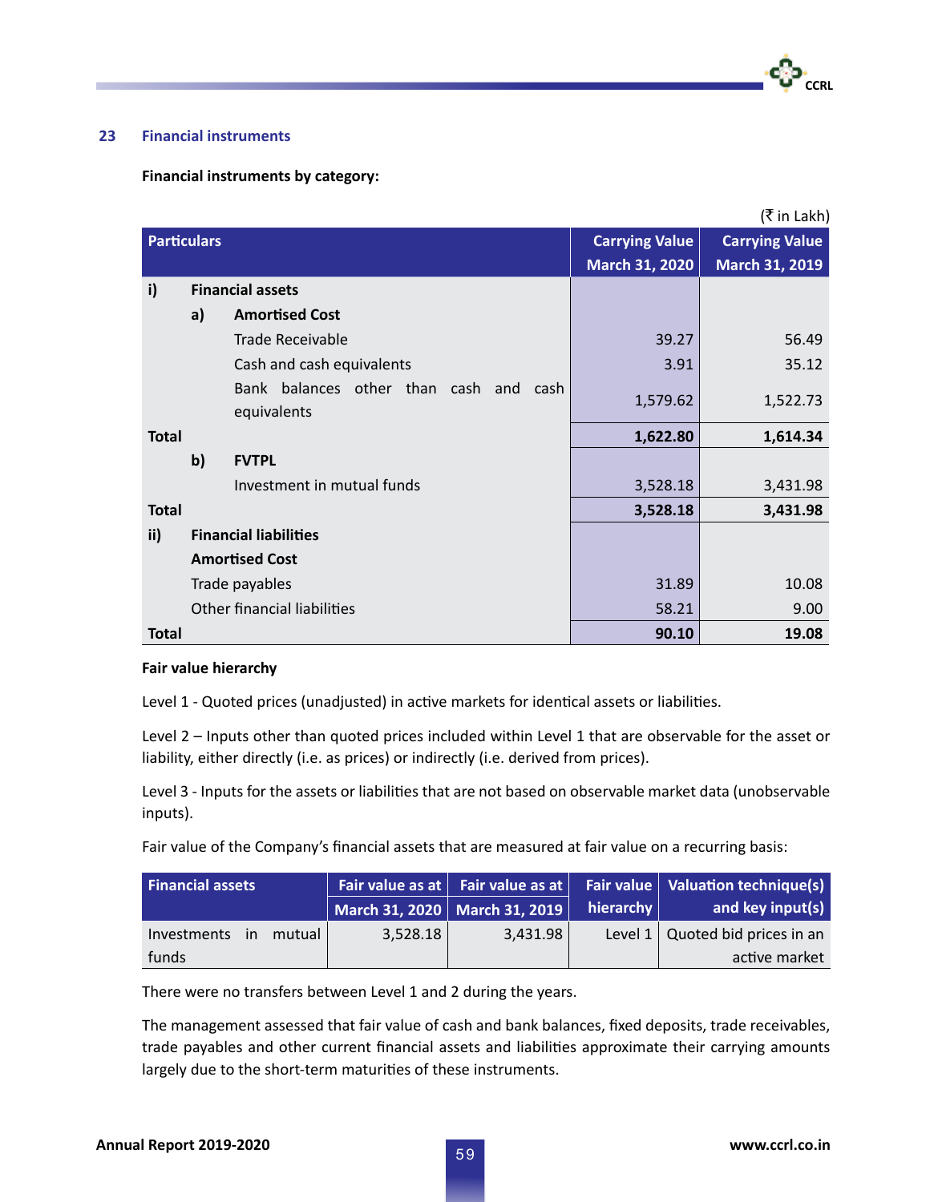## 23 Financial instruments

**Financial instruments by category:**

(₹ in Lakh)

| Particulars | Carrying Value March 31, 2020 | Carrying Value March 31, 2019 |
|---|---|---|
| **i) Financial assets** | | |
| **a) Amortised Cost** | | |
| Trade Receivable | 39.27 | 56.49 |
| Cash and cash equivalents | 3.91 | 35.12 |
| Bank balances other than cash and cash equivalents | 1,579.62 | 1,522.73 |
| **Total** | **1,622.80** | **1,614.34** |
| **b) FVTPL** | | |
| Investment in mutual funds | 3,528.18 | 3,431.98 |
| **Total** | **3,528.18** | **3,431.98** |
| **ii) Financial liabilities** | | |
| **Amortised Cost** | | |
| Trade payables | 31.89 | 10.08 |
| Other financial liabilities | 58.21 | 9.00 |
| **Total** | **90.10** | **19.08** |

**Fair value hierarchy**

Level 1 - Quoted prices (unadjusted) in active markets for identical assets or liabilities.

Level 2 – Inputs other than quoted prices included within Level 1 that are observable for the asset or liability, either directly (i.e. as prices) or indirectly (i.e. derived from prices).

Level 3 - Inputs for the assets or liabilities that are not based on observable market data (unobservable inputs).

Fair value of the Company's financial assets that are measured at fair value on a recurring basis:

| Financial assets | Fair value as at March 31, 2020 | Fair value as at March 31, 2019 | Fair value hierarchy | Valuation technique(s) and key input(s) |
|---|---|---|---|---|
| Investments in mutual funds | 3,528.18 | 3,431.98 | Level 1 | Quoted bid prices in an active market |

There were no transfers between Level 1 and 2 during the years.

The management assessed that fair value of cash and bank balances, fixed deposits, trade receivables, trade payables and other current financial assets and liabilities approximate their carrying amounts largely due to the short-term maturities of these instruments.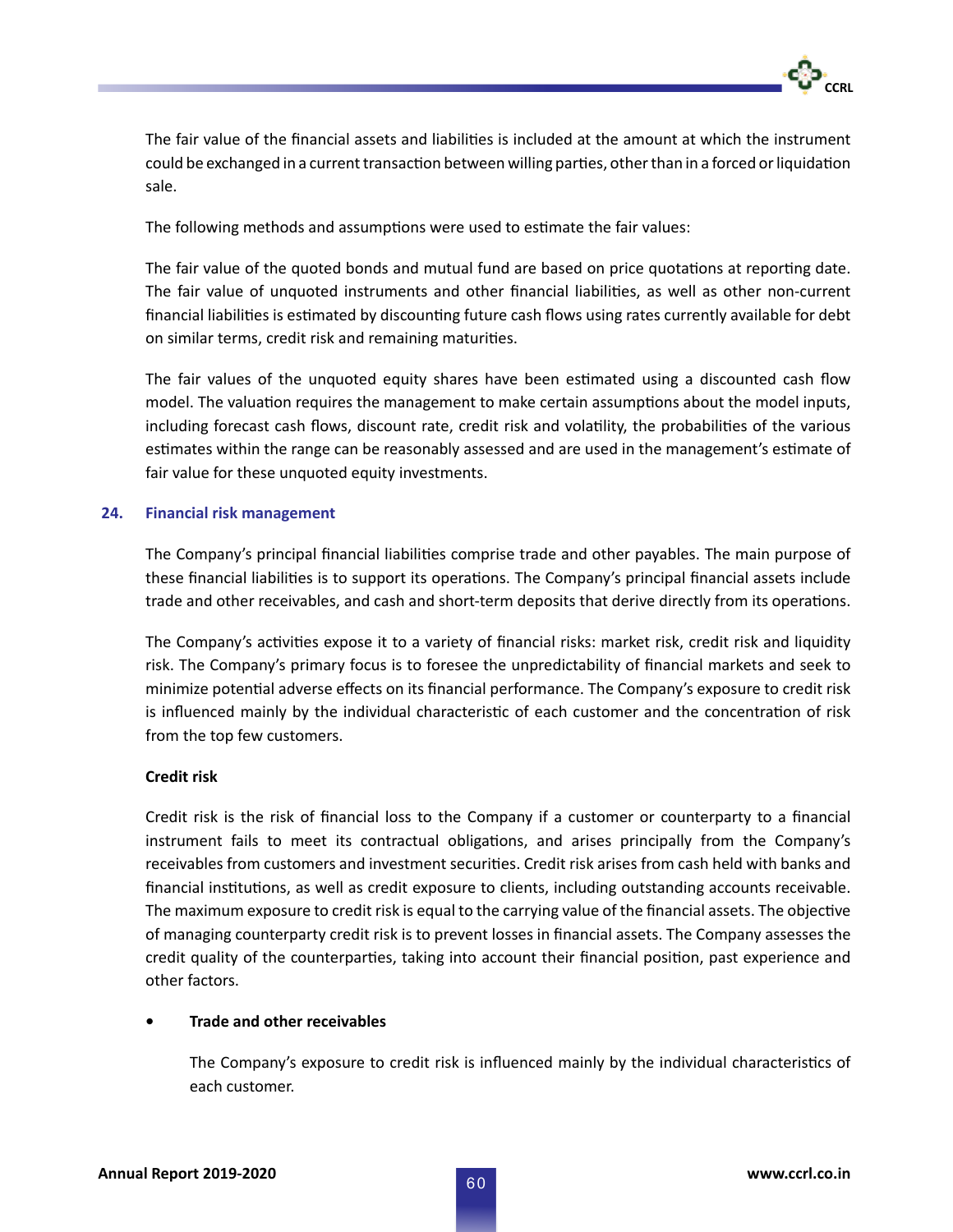The fair value of the financial assets and liabilities is included at the amount at which the instrument could be exchanged in a current transaction between willing parties, other than in a forced or liquidation sale.

The following methods and assumptions were used to estimate the fair values:

The fair value of the quoted bonds and mutual fund are based on price quotations at reporting date. The fair value of unquoted instruments and other financial liabilities, as well as other non-current financial liabilities is estimated by discounting future cash flows using rates currently available for debt on similar terms, credit risk and remaining maturities.

The fair values of the unquoted equity shares have been estimated using a discounted cash flow model. The valuation requires the management to make certain assumptions about the model inputs, including forecast cash flows, discount rate, credit risk and volatility, the probabilities of the various estimates within the range can be reasonably assessed and are used in the management's estimate of fair value for these unquoted equity investments.

## 24. Financial risk management

The Company's principal financial liabilities comprise trade and other payables. The main purpose of these financial liabilities is to support its operations. The Company's principal financial assets include trade and other receivables, and cash and short-term deposits that derive directly from its operations.

The Company's activities expose it to a variety of financial risks: market risk, credit risk and liquidity risk. The Company's primary focus is to foresee the unpredictability of financial markets and seek to minimize potential adverse effects on its financial performance. The Company's exposure to credit risk is influenced mainly by the individual characteristic of each customer and the concentration of risk from the top few customers.

**Credit risk**

Credit risk is the risk of financial loss to the Company if a customer or counterparty to a financial instrument fails to meet its contractual obligations, and arises principally from the Company's receivables from customers and investment securities. Credit risk arises from cash held with banks and financial institutions, as well as credit exposure to clients, including outstanding accounts receivable. The maximum exposure to credit risk is equal to the carrying value of the financial assets. The objective of managing counterparty credit risk is to prevent losses in financial assets. The Company assesses the credit quality of the counterparties, taking into account their financial position, past experience and other factors.

- **Trade and other receivables**

  The Company's exposure to credit risk is influenced mainly by the individual characteristics of each customer.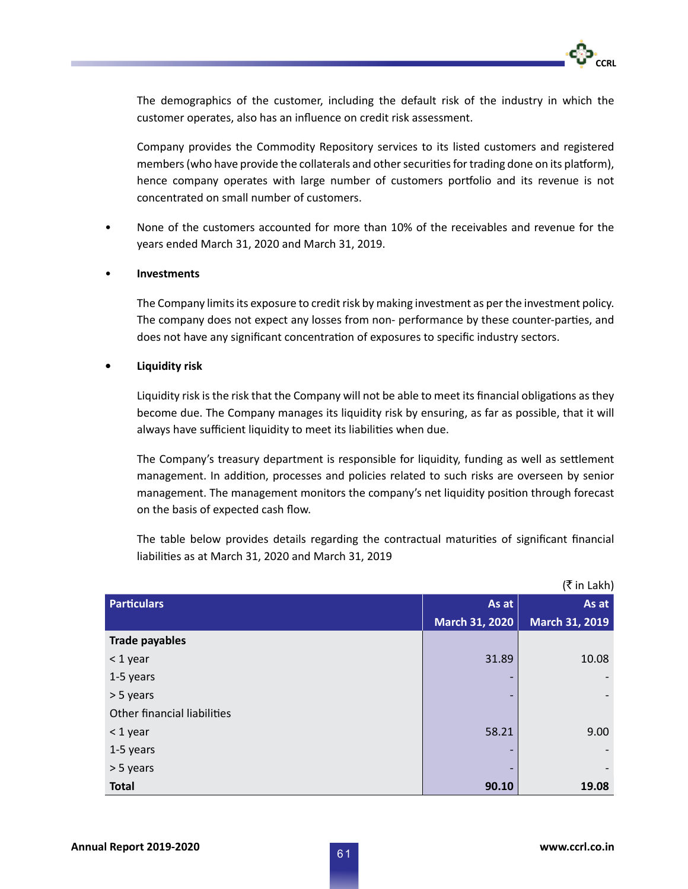The demographics of the customer, including the default risk of the industry in which the customer operates, also has an influence on credit risk assessment.

Company provides the Commodity Repository services to its listed customers and registered members (who have provide the collaterals and other securities for trading done on its platform), hence company operates with large number of customers portfolio and its revenue is not concentrated on small number of customers.

- None of the customers accounted for more than 10% of the receivables and revenue for the years ended March 31, 2020 and March 31, 2019.

- **Investments**

  The Company limits its exposure to credit risk by making investment as per the investment policy. The company does not expect any losses from non- performance by these counter-parties, and does not have any significant concentration of exposures to specific industry sectors.

- **Liquidity risk**

  Liquidity risk is the risk that the Company will not be able to meet its financial obligations as they become due. The Company manages its liquidity risk by ensuring, as far as possible, that it will always have sufficient liquidity to meet its liabilities when due.

  The Company's treasury department is responsible for liquidity, funding as well as settlement management. In addition, processes and policies related to such risks are overseen by senior management. The management monitors the company's net liquidity position through forecast on the basis of expected cash flow.

  The table below provides details regarding the contractual maturities of significant financial liabilities as at March 31, 2020 and March 31, 2019

(₹ in Lakh)

| Particulars | As at March 31, 2020 | As at March 31, 2019 |
|---|---:|---:|
| **Trade payables** | | |
| < 1 year | 31.89 | 10.08 |
| 1-5 years | - | - |
| > 5 years | - | - |
| Other financial liabilities | | |
| < 1 year | 58.21 | 9.00 |
| 1-5 years | - | - |
| > 5 years | - | - |
| **Total** | **90.10** | **19.08** |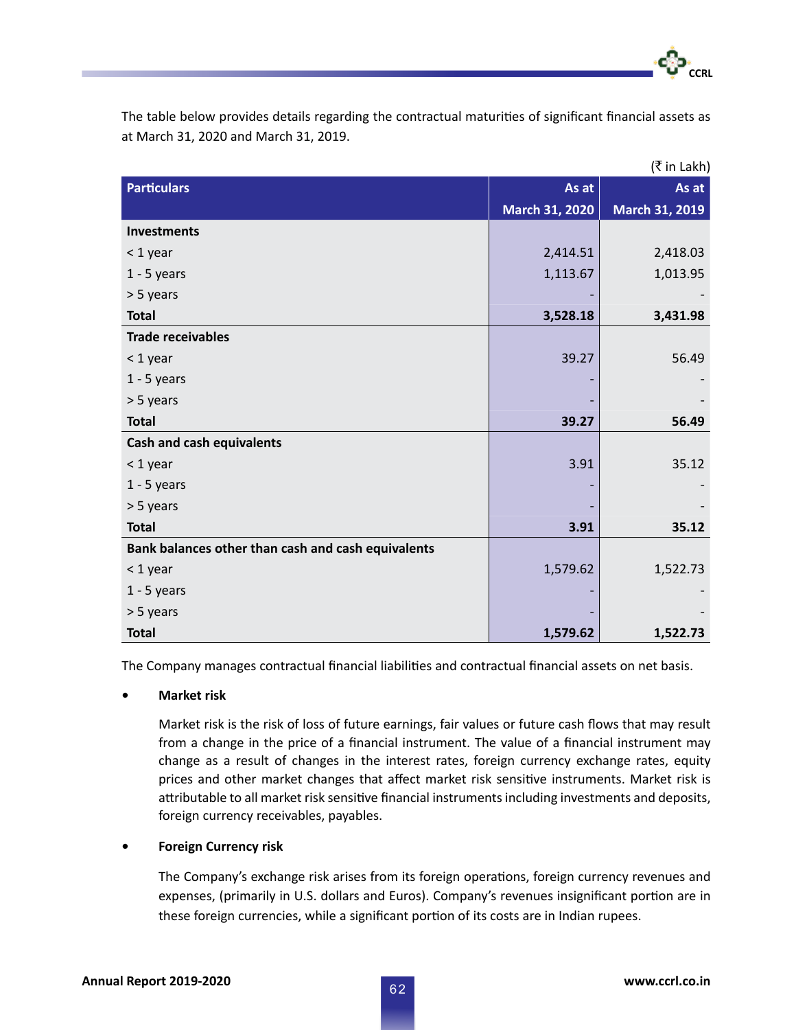The table below provides details regarding the contractual maturities of significant financial assets as at March 31, 2020 and March 31, 2019.

(₹ in Lakh)

| Particulars | As at March 31, 2020 | As at March 31, 2019 |
|---|---:|---:|
| **Investments** | | |
| < 1 year | 2,414.51 | 2,418.03 |
| 1 - 5 years | 1,113.67 | 1,013.95 |
| > 5 years | - | - |
| **Total** | **3,528.18** | **3,431.98** |
| **Trade receivables** | | |
| < 1 year | 39.27 | 56.49 |
| 1 - 5 years | - | - |
| > 5 years | - | - |
| **Total** | **39.27** | **56.49** |
| **Cash and cash equivalents** | | |
| < 1 year | 3.91 | 35.12 |
| 1 - 5 years | - | - |
| > 5 years | - | - |
| **Total** | **3.91** | **35.12** |
| **Bank balances other than cash and cash equivalents** | | |
| < 1 year | 1,579.62 | 1,522.73 |
| 1 - 5 years | - | - |
| > 5 years | - | - |
| **Total** | **1,579.62** | **1,522.73** |

The Company manages contractual financial liabilities and contractual financial assets on net basis.

- **Market risk**

  Market risk is the risk of loss of future earnings, fair values or future cash flows that may result from a change in the price of a financial instrument. The value of a financial instrument may change as a result of changes in the interest rates, foreign currency exchange rates, equity prices and other market changes that affect market risk sensitive instruments. Market risk is attributable to all market risk sensitive financial instruments including investments and deposits, foreign currency receivables, payables.

- **Foreign Currency risk**

  The Company's exchange risk arises from its foreign operations, foreign currency revenues and expenses, (primarily in U.S. dollars and Euros). Company's revenues insignificant portion are in these foreign currencies, while a significant portion of its costs are in Indian rupees.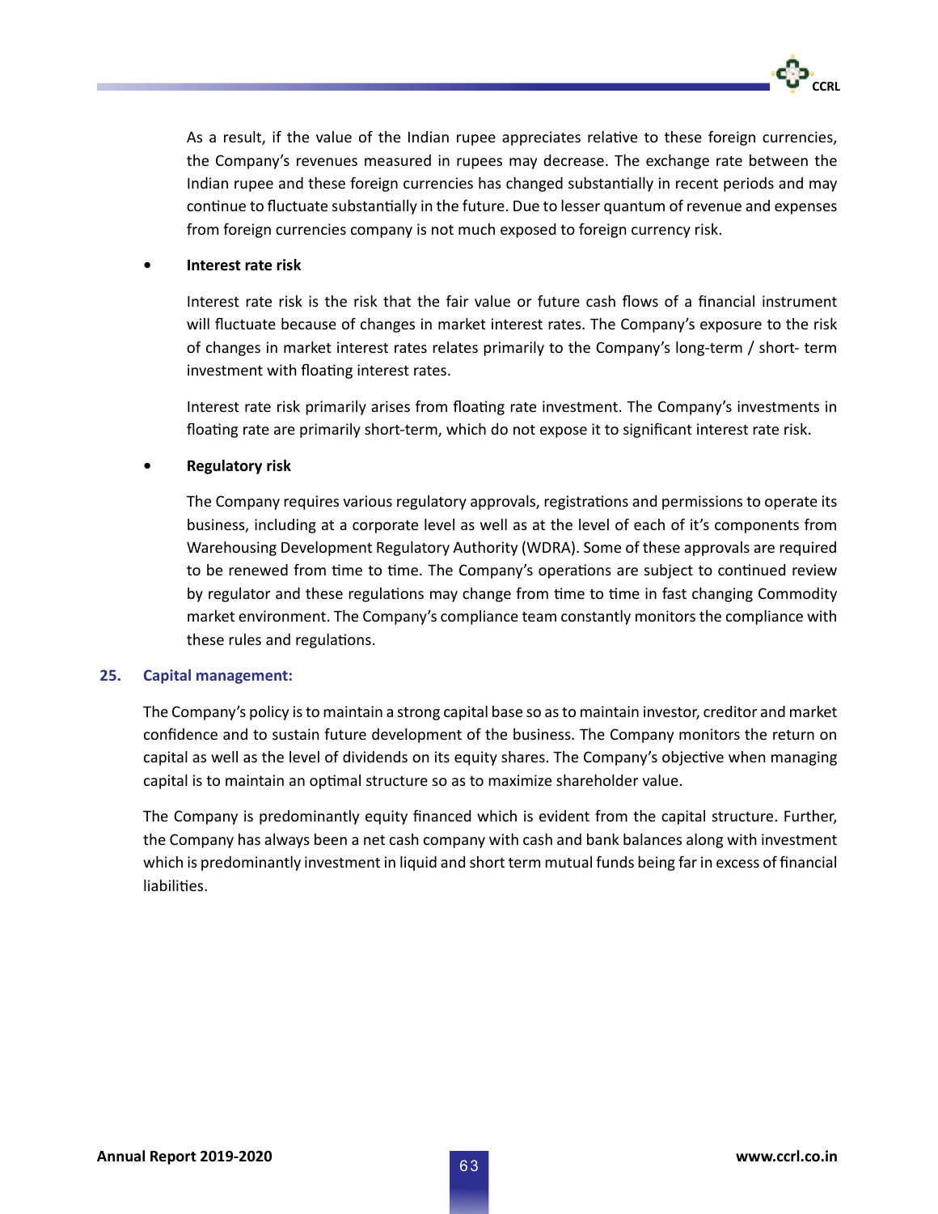As a result, if the value of the Indian rupee appreciates relative to these foreign currencies, the Company's revenues measured in rupees may decrease. The exchange rate between the Indian rupee and these foreign currencies has changed substantially in recent periods and may continue to fluctuate substantially in the future. Due to lesser quantum of revenue and expenses from foreign currencies company is not much exposed to foreign currency risk.

- **Interest rate risk**

  Interest rate risk is the risk that the fair value or future cash flows of a financial instrument will fluctuate because of changes in market interest rates. The Company's exposure to the risk of changes in market interest rates relates primarily to the Company's long-term / short- term investment with floating interest rates.

  Interest rate risk primarily arises from floating rate investment. The Company's investments in floating rate are primarily short-term, which do not expose it to significant interest rate risk.

- **Regulatory risk**

  The Company requires various regulatory approvals, registrations and permissions to operate its business, including at a corporate level as well as at the level of each of it's components from Warehousing Development Regulatory Authority (WDRA). Some of these approvals are required to be renewed from time to time. The Company's operations are subject to continued review by regulator and these regulations may change from time to time in fast changing Commodity market environment. The Company's compliance team constantly monitors the compliance with these rules and regulations.

## 25. Capital management:

The Company's policy is to maintain a strong capital base so as to maintain investor, creditor and market confidence and to sustain future development of the business. The Company monitors the return on capital as well as the level of dividends on its equity shares. The Company's objective when managing capital is to maintain an optimal structure so as to maximize shareholder value.

The Company is predominantly equity financed which is evident from the capital structure. Further, the Company has always been a net cash company with cash and bank balances along with investment which is predominantly investment in liquid and short term mutual funds being far in excess of financial liabilities.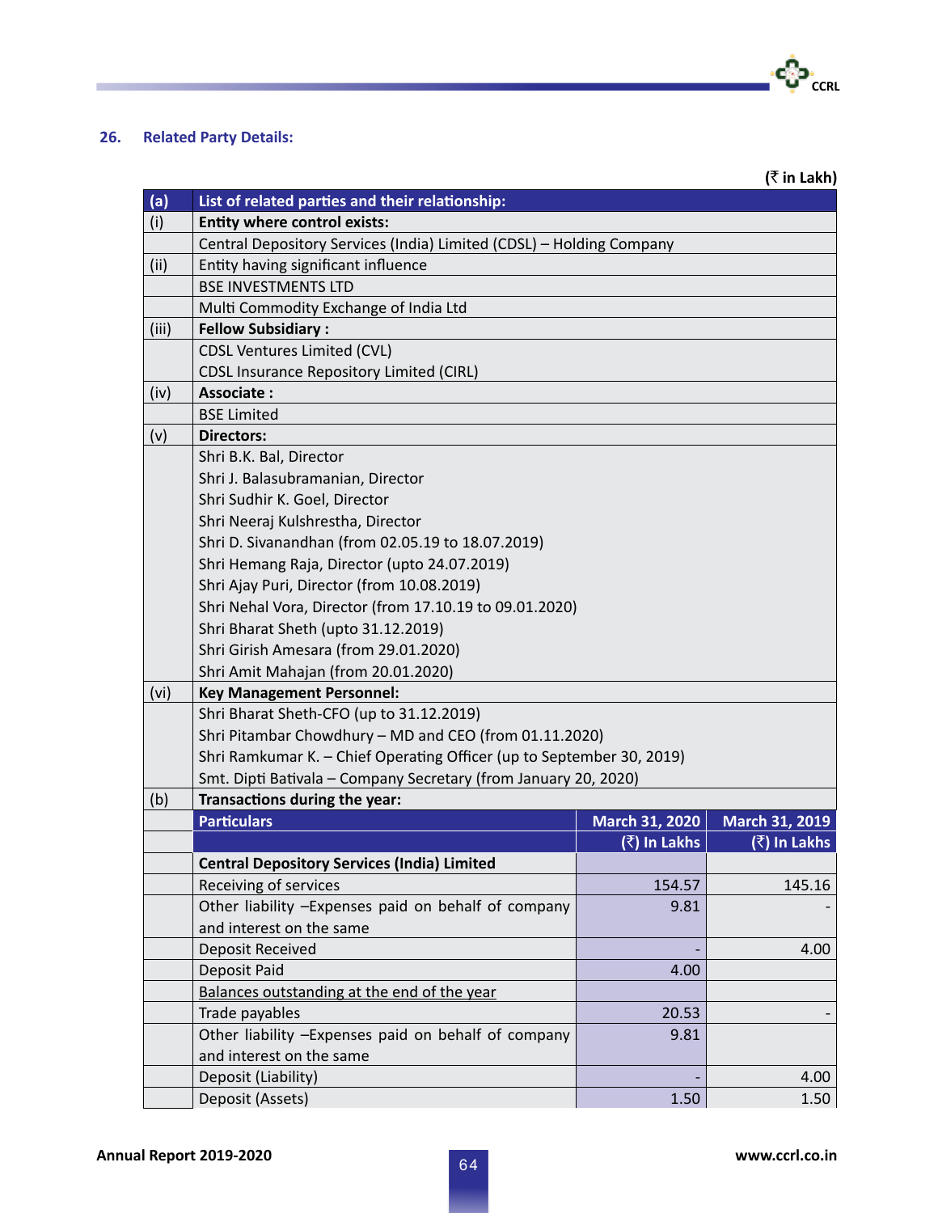## 26. Related Party Details:

(₹ in Lakh)

| (a) | List of related parties and their relationship: | | |
|---|---|---|---|
| (i) | **Entity where control exists:** | | |
| | Central Depository Services (India) Limited (CDSL) – Holding Company | | |
| (ii) | Entity having significant influence | | |
| | BSE INVESTMENTS LTD | | |
| | Multi Commodity Exchange of India Ltd | | |
| (iii) | **Fellow Subsidiary :** | | |
| | CDSL Ventures Limited (CVL)<br>CDSL Insurance Repository Limited (CIRL) | | |
| (iv) | **Associate :** | | |
| | BSE Limited | | |
| (v) | **Directors:** | | |
| | Shri B.K. Bal, Director<br>Shri J. Balasubramanian, Director<br>Shri Sudhir K. Goel, Director<br>Shri Neeraj Kulshrestha, Director<br>Shri D. Sivanandhan (from 02.05.19 to 18.07.2019)<br>Shri Hemang Raja, Director (upto 24.07.2019)<br>Shri Ajay Puri, Director (from 10.08.2019)<br>Shri Nehal Vora, Director (from 17.10.19 to 09.01.2020)<br>Shri Bharat Sheth (upto 31.12.2019)<br>Shri Girish Amesara (from 29.01.2020)<br>Shri Amit Mahajan (from 20.01.2020) | | |
| (vi) | **Key Management Personnel:** | | |
| | Shri Bharat Sheth-CFO (up to 31.12.2019)<br>Shri Pitambar Chowdhury – MD and CEO (from 01.11.2020)<br>Shri Ramkumar K. – Chief Operating Officer (up to September 30, 2019)<br>Smt. Dipti Bativala – Company Secretary (from January 20, 2020) | | |
| (b) | **Transactions during the year:** | | |
| | **Particulars** | **March 31, 2020** | **March 31, 2019** |
| | | **(₹) In Lakhs** | **(₹) In Lakhs** |
| | **Central Depository Services (India) Limited** | | |
| | Receiving of services | 154.57 | 145.16 |
| | Other liability –Expenses paid on behalf of company and interest on the same | 9.81 | - |
| | Deposit Received | - | 4.00 |
| | Deposit Paid | 4.00 | |
| | Balances outstanding at the end of the year | | |
| | Trade payables | 20.53 | - |
| | Other liability –Expenses paid on behalf of company and interest on the same | 9.81 | |
| | Deposit (Liability) | - | 4.00 |
| | Deposit (Assets) | 1.50 | 1.50 |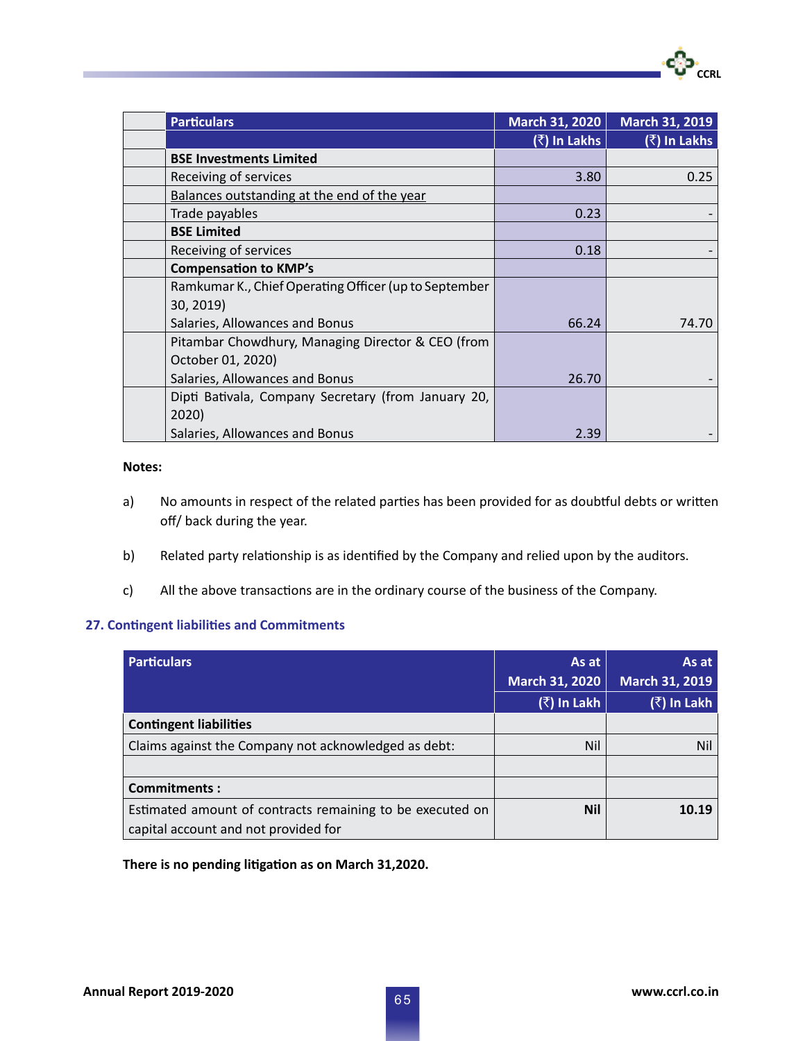| | Particulars | March 31, 2020 | March 31, 2019 |
|---|---|---|---|
| | | (₹) In Lakhs | (₹) In Lakhs |
| | **BSE Investments Limited** | | |
| | Receiving of services | 3.80 | 0.25 |
| | Balances outstanding at the end of the year | | |
| | Trade payables | 0.23 | - |
| | **BSE Limited** | | |
| | Receiving of services | 0.18 | - |
| | **Compensation to KMP's** | | |
| | Ramkumar K., Chief Operating Officer (up to September 30, 2019)<br>Salaries, Allowances and Bonus | 66.24 | 74.70 |
| | Pitambar Chowdhury, Managing Director & CEO (from October 01, 2020)<br>Salaries, Allowances and Bonus | 26.70 | - |
| | Dipti Bativala, Company Secretary (from January 20, 2020)<br>Salaries, Allowances and Bonus | 2.39 | - |

**Notes:**

a) No amounts in respect of the related parties has been provided for as doubtful debts or written off/ back during the year.

b) Related party relationship is as identified by the Company and relied upon by the auditors.

c) All the above transactions are in the ordinary course of the business of the Company.

## 27. Contingent liabilities and Commitments

| Particulars | As at March 31, 2020 (₹) In Lakh | As at March 31, 2019 (₹) In Lakh |
|---|---|---|
| **Contingent liabilities** | | |
| Claims against the Company not acknowledged as debt: | Nil | Nil |
| | | |
| **Commitments :** | | |
| Estimated amount of contracts remaining to be executed on capital account and not provided for | **Nil** | **10.19** |

**There is no pending litigation as on March 31,2020.**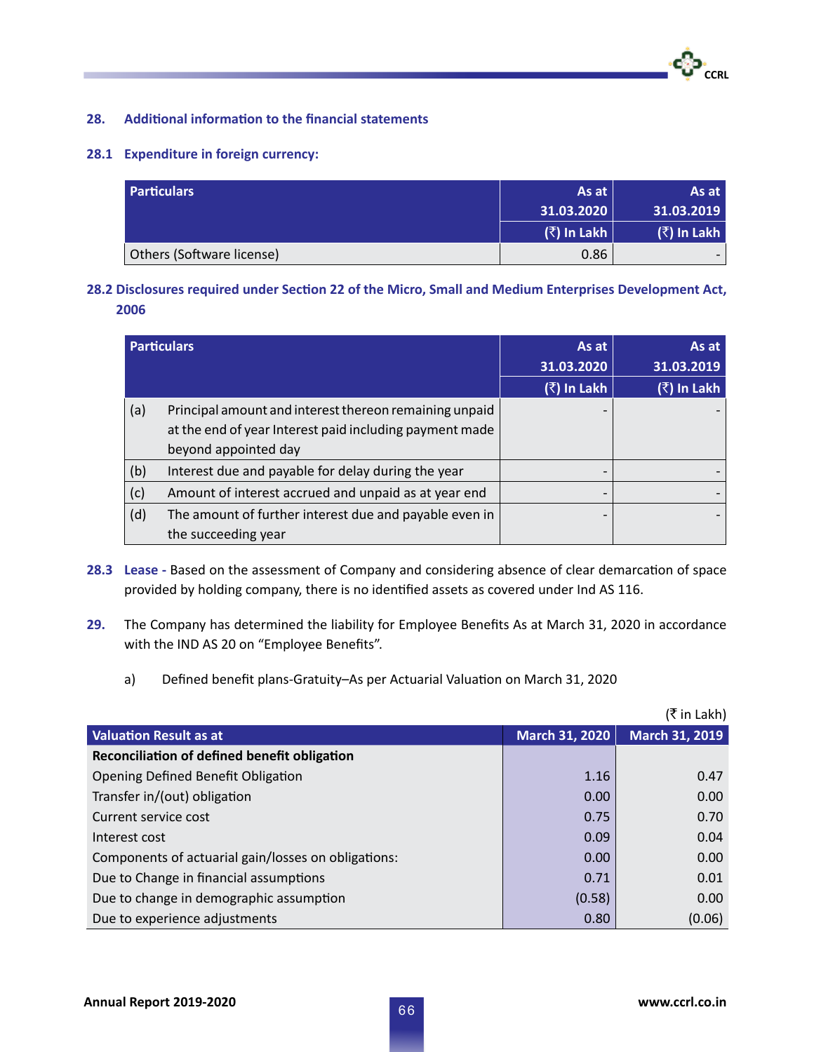## 28. Additional information to the financial statements

### 28.1 Expenditure in foreign currency:

| Particulars | As at 31.03.2020 (₹) In Lakh | As at 31.03.2019 (₹) In Lakh |
|---|---|---|
| Others (Software license) | 0.86 | - |

### 28.2 Disclosures required under Section 22 of the Micro, Small and Medium Enterprises Development Act, 2006

| | Particulars | As at 31.03.2020 (₹) In Lakh | As at 31.03.2019 (₹) In Lakh |
|---|---|---|---|
| (a) | Principal amount and interest thereon remaining unpaid at the end of year Interest paid including payment made beyond appointed day | - | - |
| (b) | Interest due and payable for delay during the year | - | - |
| (c) | Amount of interest accrued and unpaid as at year end | - | - |
| (d) | The amount of further interest due and payable even in the succeeding year | - | - |

**28.3 Lease -** Based on the assessment of Company and considering absence of clear demarcation of space provided by holding company, there is no identified assets as covered under Ind AS 116.

**29.** The Company has determined the liability for Employee Benefits As at March 31, 2020 in accordance with the IND AS 20 on "Employee Benefits".

a) Defined benefit plans-Gratuity–As per Actuarial Valuation on March 31, 2020

(₹ in Lakh)

| Valuation Result as at | March 31, 2020 | March 31, 2019 |
|---|---|---|
| **Reconciliation of defined benefit obligation** | | |
| Opening Defined Benefit Obligation | 1.16 | 0.47 |
| Transfer in/(out) obligation | 0.00 | 0.00 |
| Current service cost | 0.75 | 0.70 |
| Interest cost | 0.09 | 0.04 |
| Components of actuarial gain/losses on obligations: | 0.00 | 0.00 |
| Due to Change in financial assumptions | 0.71 | 0.01 |
| Due to change in demographic assumption | (0.58) | 0.00 |
| Due to experience adjustments | 0.80 | (0.06) |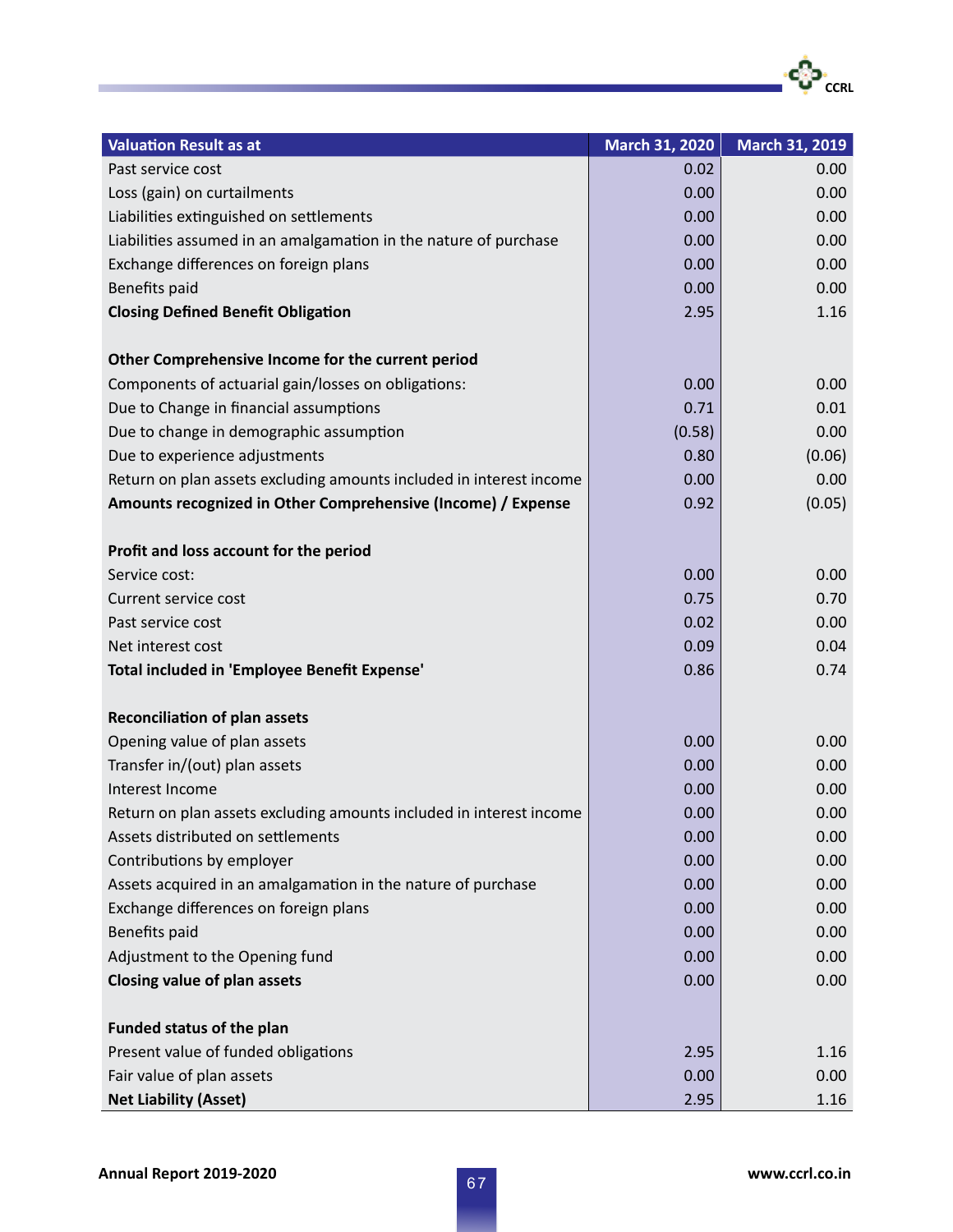| Valuation Result as at | March 31, 2020 | March 31, 2019 |
|---|---|---|
| Past service cost | 0.02 | 0.00 |
| Loss (gain) on curtailments | 0.00 | 0.00 |
| Liabilities extinguished on settlements | 0.00 | 0.00 |
| Liabilities assumed in an amalgamation in the nature of purchase | 0.00 | 0.00 |
| Exchange differences on foreign plans | 0.00 | 0.00 |
| Benefits paid | 0.00 | 0.00 |
| **Closing Defined Benefit Obligation** | 2.95 | 1.16 |
| | | |
| **Other Comprehensive Income for the current period** | | |
| Components of actuarial gain/losses on obligations: | 0.00 | 0.00 |
| Due to Change in financial assumptions | 0.71 | 0.01 |
| Due to change in demographic assumption | (0.58) | 0.00 |
| Due to experience adjustments | 0.80 | (0.06) |
| Return on plan assets excluding amounts included in interest income | 0.00 | 0.00 |
| **Amounts recognized in Other Comprehensive (Income) / Expense** | 0.92 | (0.05) |
| | | |
| **Profit and loss account for the period** | | |
| Service cost: | 0.00 | 0.00 |
| Current service cost | 0.75 | 0.70 |
| Past service cost | 0.02 | 0.00 |
| Net interest cost | 0.09 | 0.04 |
| **Total included in 'Employee Benefit Expense'** | 0.86 | 0.74 |
| | | |
| **Reconciliation of plan assets** | | |
| Opening value of plan assets | 0.00 | 0.00 |
| Transfer in/(out) plan assets | 0.00 | 0.00 |
| Interest Income | 0.00 | 0.00 |
| Return on plan assets excluding amounts included in interest income | 0.00 | 0.00 |
| Assets distributed on settlements | 0.00 | 0.00 |
| Contributions by employer | 0.00 | 0.00 |
| Assets acquired in an amalgamation in the nature of purchase | 0.00 | 0.00 |
| Exchange differences on foreign plans | 0.00 | 0.00 |
| Benefits paid | 0.00 | 0.00 |
| Adjustment to the Opening fund | 0.00 | 0.00 |
| **Closing value of plan assets** | 0.00 | 0.00 |
| | | |
| **Funded status of the plan** | | |
| Present value of funded obligations | 2.95 | 1.16 |
| Fair value of plan assets | 0.00 | 0.00 |
| **Net Liability (Asset)** | 2.95 | 1.16 |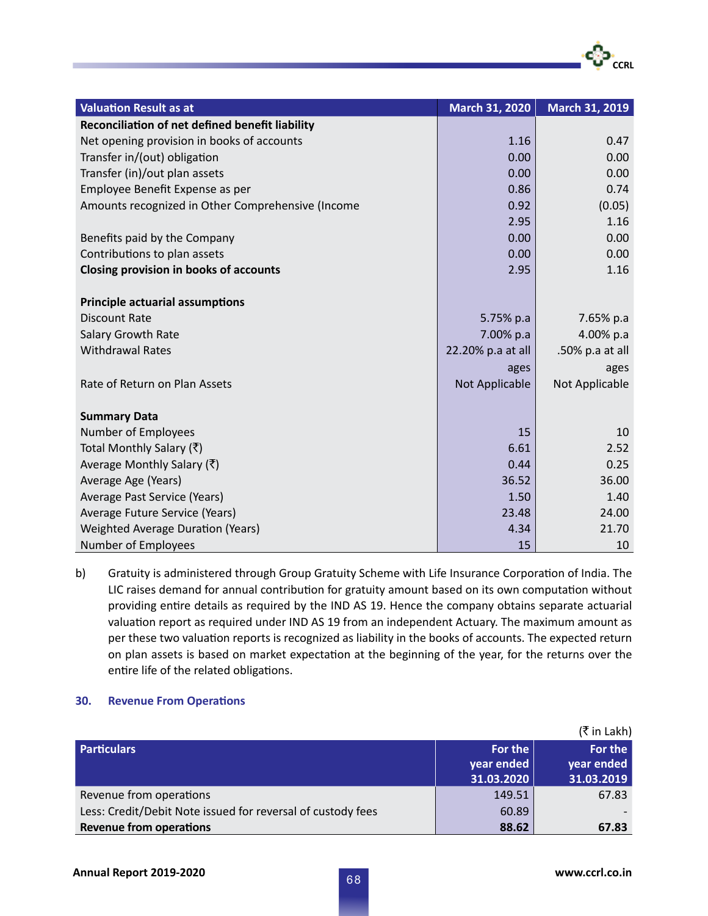| Valuation Result as at | March 31, 2020 | March 31, 2019 |
|---|---|---|
| **Reconciliation of net defined benefit liability** | | |
| Net opening provision in books of accounts | 1.16 | 0.47 |
| Transfer in/(out) obligation | 0.00 | 0.00 |
| Transfer (in)/out plan assets | 0.00 | 0.00 |
| Employee Benefit Expense as per | 0.86 | 0.74 |
| Amounts recognized in Other Comprehensive (Income | 0.92 | (0.05) |
| | 2.95 | 1.16 |
| Benefits paid by the Company | 0.00 | 0.00 |
| Contributions to plan assets | 0.00 | 0.00 |
| **Closing provision in books of accounts** | 2.95 | 1.16 |
| | | |
| **Principle actuarial assumptions** | | |
| Discount Rate | 5.75% p.a | 7.65% p.a |
| Salary Growth Rate | 7.00% p.a | 4.00% p.a |
| Withdrawal Rates | 22.20% p.a at all ages | .50% p.a at all ages |
| Rate of Return on Plan Assets | Not Applicable | Not Applicable |
| | | |
| **Summary Data** | | |
| Number of Employees | 15 | 10 |
| Total Monthly Salary (₹) | 6.61 | 2.52 |
| Average Monthly Salary (₹) | 0.44 | 0.25 |
| Average Age (Years) | 36.52 | 36.00 |
| Average Past Service (Years) | 1.50 | 1.40 |
| Average Future Service (Years) | 23.48 | 24.00 |
| Weighted Average Duration (Years) | 4.34 | 21.70 |
| Number of Employees | 15 | 10 |

b) Gratuity is administered through Group Gratuity Scheme with Life Insurance Corporation of India. The LIC raises demand for annual contribution for gratuity amount based on its own computation without providing entire details as required by the IND AS 19. Hence the company obtains separate actuarial valuation report as required under IND AS 19 from an independent Actuary. The maximum amount as per these two valuation reports is recognized as liability in the books of accounts. The expected return on plan assets is based on market expectation at the beginning of the year, for the returns over the entire life of the related obligations.

## 30. Revenue From Operations

(₹ in Lakh)

| Particulars | For the year ended 31.03.2020 | For the year ended 31.03.2019 |
|---|---|---|
| Revenue from operations | 149.51 | 67.83 |
| Less: Credit/Debit Note issued for reversal of custody fees | 60.89 | - |
| **Revenue from operations** | **88.62** | **67.83** |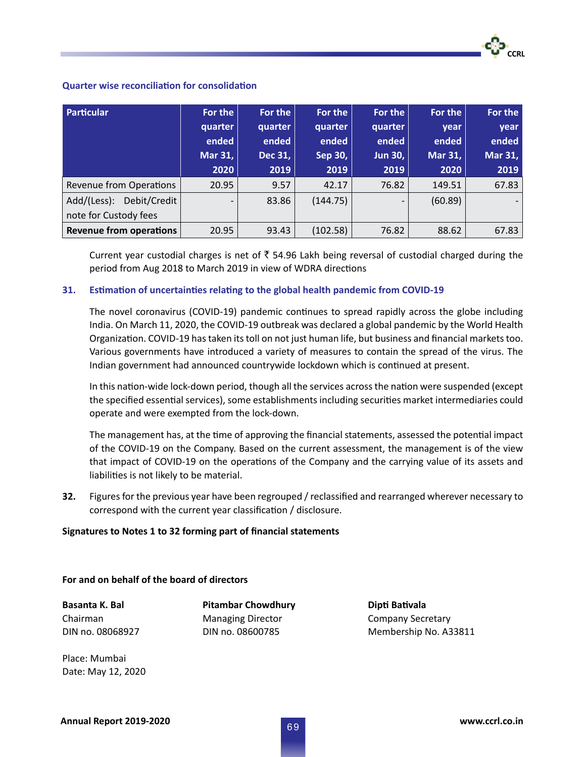**Quarter wise reconciliation for consolidation**

| Particular | For the quarter ended Mar 31, 2020 | For the quarter ended Dec 31, 2019 | For the quarter ended Sep 30, 2019 | For the quarter ended Jun 30, 2019 | For the year ended Mar 31, 2020 | For the year ended Mar 31, 2019 |
|---|---|---|---|---|---|---|
| Revenue from Operations | 20.95 | 9.57 | 42.17 | 76.82 | 149.51 | 67.83 |
| Add/(Less): Debit/Credit note for Custody fees | - | 83.86 | (144.75) | - | (60.89) | - |
| **Revenue from operations** | 20.95 | 93.43 | (102.58) | 76.82 | 88.62 | 67.83 |

Current year custodial charges is net of ₹ 54.96 Lakh being reversal of custodial charged during the period from Aug 2018 to March 2019 in view of WDRA directions

**31. Estimation of uncertainties relating to the global health pandemic from COVID-19**

The novel coronavirus (COVID-19) pandemic continues to spread rapidly across the globe including India. On March 11, 2020, the COVID-19 outbreak was declared a global pandemic by the World Health Organization. COVID-19 has taken its toll on not just human life, but business and financial markets too. Various governments have introduced a variety of measures to contain the spread of the virus. The Indian government had announced countrywide lockdown which is continued at present.

In this nation-wide lock-down period, though all the services across the nation were suspended (except the specified essential services), some establishments including securities market intermediaries could operate and were exempted from the lock-down.

The management has, at the time of approving the financial statements, assessed the potential impact of the COVID-19 on the Company. Based on the current assessment, the management is of the view that impact of COVID-19 on the operations of the Company and the carrying value of its assets and liabilities is not likely to be material.

**32.** Figures for the previous year have been regrouped / reclassified and rearranged wherever necessary to correspond with the current year classification / disclosure.

**Signatures to Notes 1 to 32 forming part of financial statements**

**For and on behalf of the board of directors**

**Basanta K. Bal**
Chairman
DIN no. 08068927

**Pitambar Chowdhury**
Managing Director
DIN no. 08600785

**Dipti Bativala**
Company Secretary
Membership No. A33811

Place: Mumbai
Date: May 12, 2020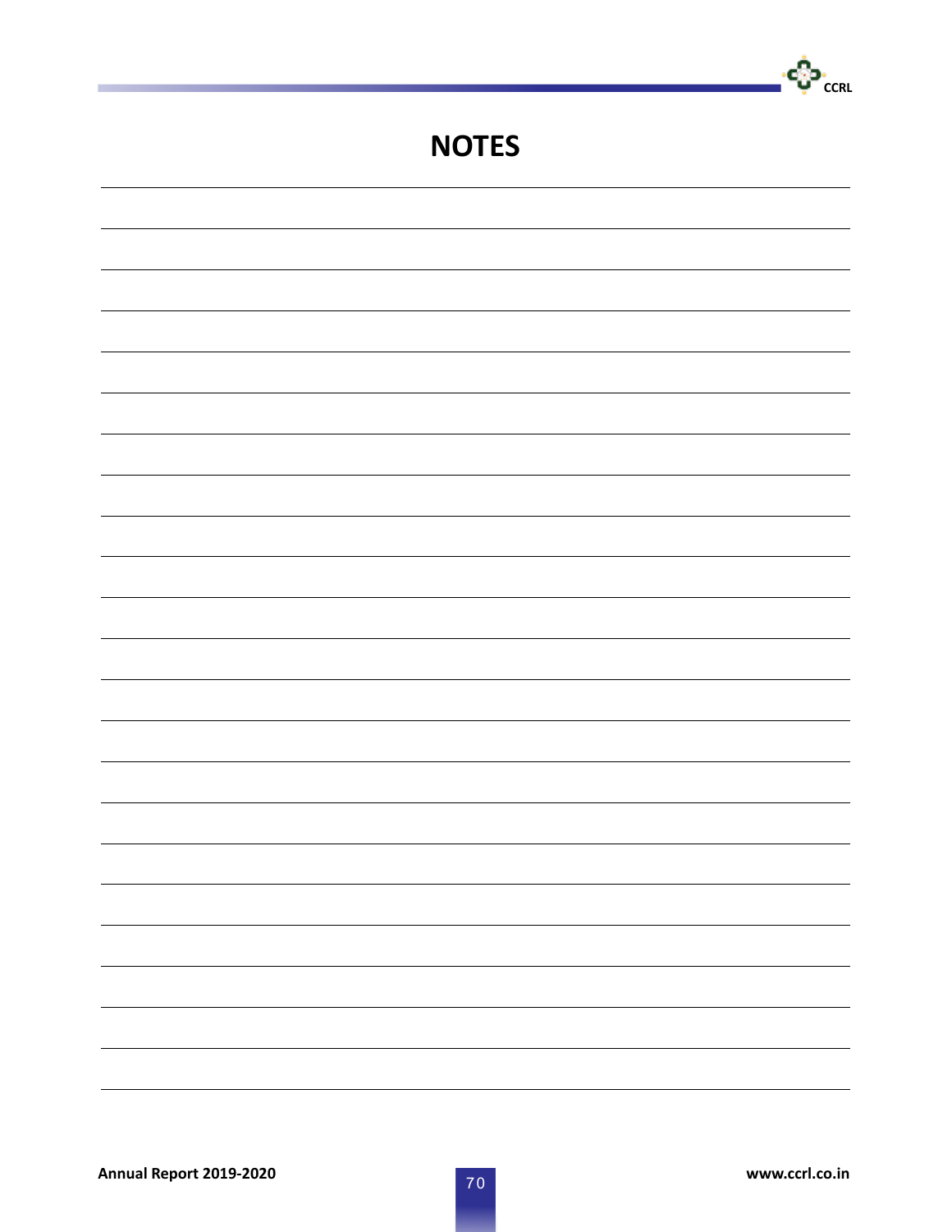# NOTES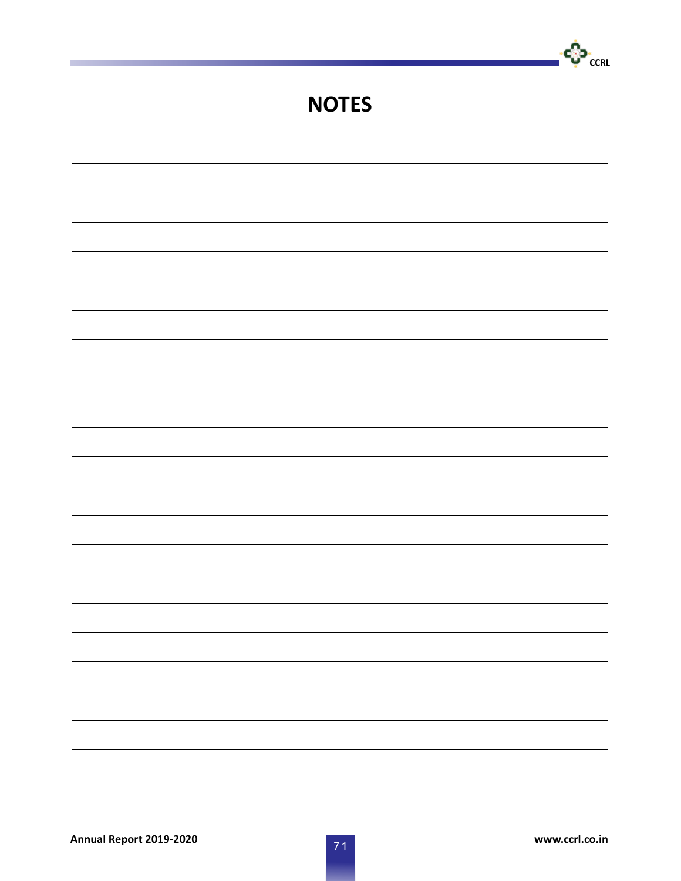# NOTES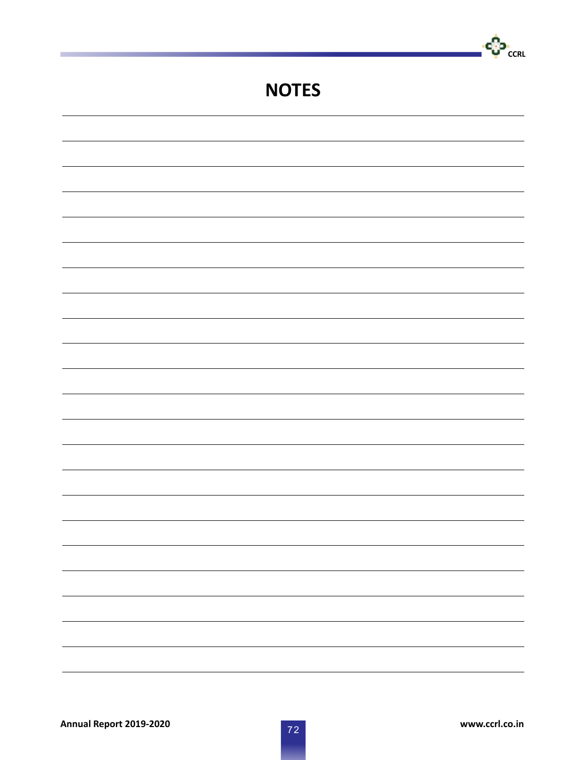# NOTES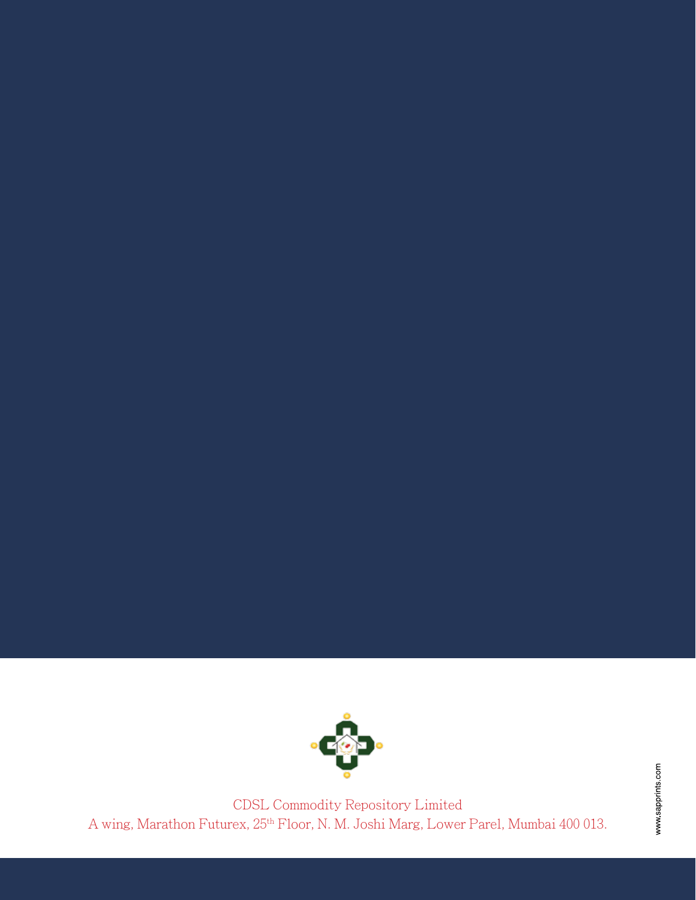CDSL Commodity Repository Limited

A wing, Marathon Futurex, 25th Floor, N. M. Joshi Marg, Lower Parel, Mumbai 400 013.

www.sapprints.com